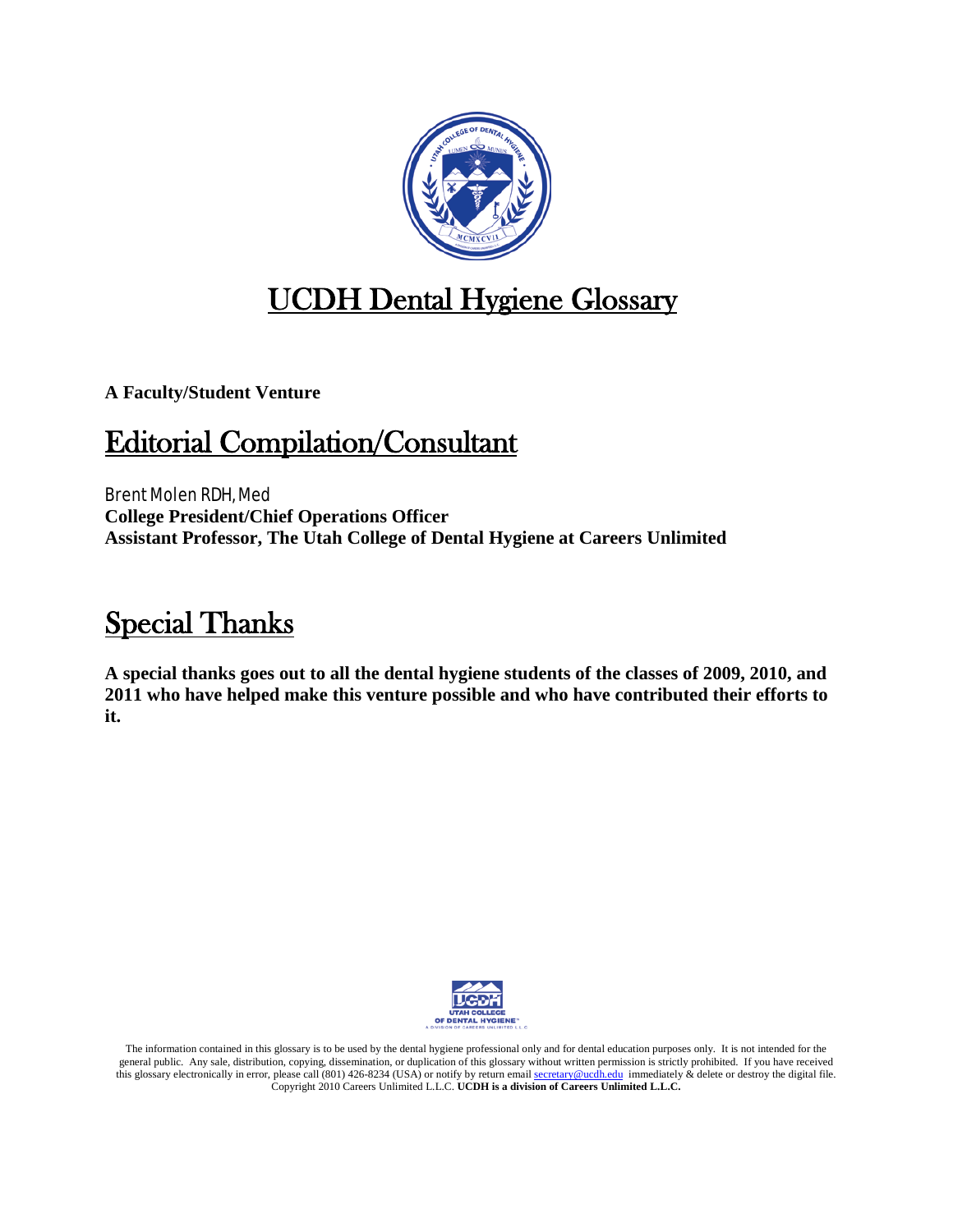# UCDH Dental Hygiene Glossary

**A Faculty/Student Venture**

## Editorial Compilation/Consultant

Brent Molen RDH, Med
**College President/Chief Operations Officer**
**Assistant Professor, The Utah College of Dental Hygiene at Careers Unlimited**

## Special Thanks

**A special thanks goes out to all the dental hygiene students of the classes of 2009, 2010, and 2011 who have helped make this venture possible and who have contributed their efforts to it.**

The information contained in this glossary is to be used by the dental hygiene professional only and for dental education purposes only. It is not intended for the general public. Any sale, distribution, copying, dissemination, or duplication of this glossary without written permission is strictly prohibited. If you have received this glossary electronically in error, please call (801) 426-8234 (USA) or notify by return email secretary@ucdh.edu immediately & delete or destroy the digital file. Copyright 2010 Careers Unlimited L.L.C. **UCDH is a division of Careers Unlimited L.L.C.**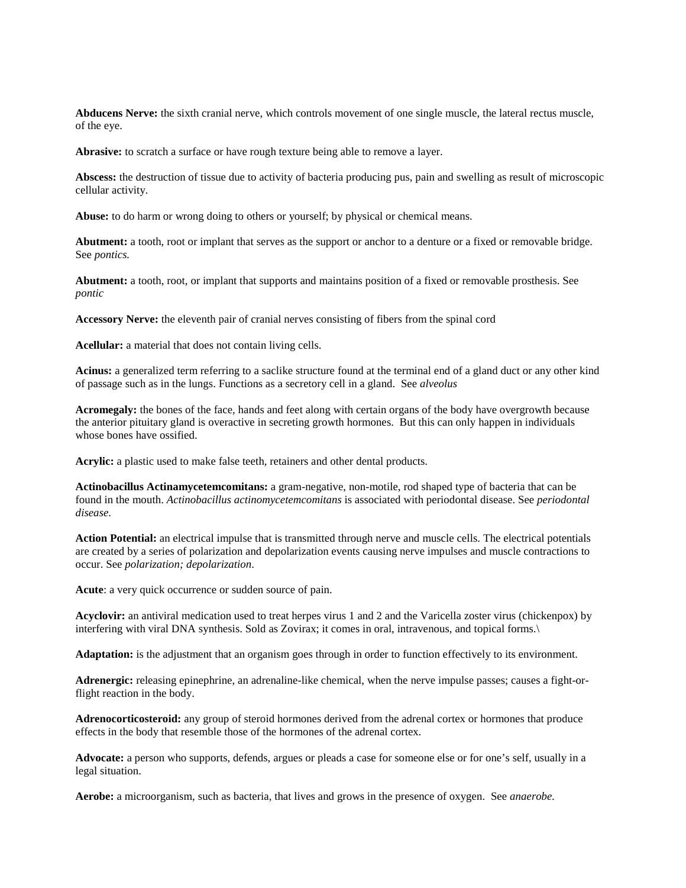**Abducens Nerve:** the sixth cranial nerve, which controls movement of one single muscle, the lateral rectus muscle, of the eye.

**Abrasive:** to scratch a surface or have rough texture being able to remove a layer.

**Abscess:** the destruction of tissue due to activity of bacteria producing pus, pain and swelling as result of microscopic cellular activity.

**Abuse:** to do harm or wrong doing to others or yourself; by physical or chemical means.

**Abutment:** a tooth, root or implant that serves as the support or anchor to a denture or a fixed or removable bridge. See *pontics.*

**Abutment:** a tooth, root, or implant that supports and maintains position of a fixed or removable prosthesis. See *pontic*

**Accessory Nerve:** the eleventh pair of cranial nerves consisting of fibers from the spinal cord

**Acellular:** a material that does not contain living cells.

**Acinus:** a generalized term referring to a saclike structure found at the terminal end of a gland duct or any other kind of passage such as in the lungs. Functions as a secretory cell in a gland. See *alveolus*

**Acromegaly:** the bones of the face, hands and feet along with certain organs of the body have overgrowth because the anterior pituitary gland is overactive in secreting growth hormones. But this can only happen in individuals whose bones have ossified.

**Acrylic:** a plastic used to make false teeth, retainers and other dental products.

**Actinobacillus Actinamycetemcomitans:** a gram-negative, non-motile, rod shaped type of bacteria that can be found in the mouth. *Actinobacillus actinomycetemcomitans* is associated with periodontal disease. See *periodontal disease*.

**Action Potential:** an electrical impulse that is transmitted through nerve and muscle cells. The electrical potentials are created by a series of polarization and depolarization events causing nerve impulses and muscle contractions to occur. See *polarization; depolarization*.

**Acute**: a very quick occurrence or sudden source of pain.

**Acyclovir:** an antiviral medication used to treat herpes virus 1 and 2 and the Varicella zoster virus (chickenpox) by interfering with viral DNA synthesis. Sold as Zovirax; it comes in oral, intravenous, and topical forms.\

**Adaptation:** is the adjustment that an organism goes through in order to function effectively to its environment.

**Adrenergic:** releasing epinephrine, an adrenaline-like chemical, when the nerve impulse passes; causes a fight-or-flight reaction in the body.

**Adrenocorticosteroid:** any group of steroid hormones derived from the adrenal cortex or hormones that produce effects in the body that resemble those of the hormones of the adrenal cortex.

**Advocate:** a person who supports, defends, argues or pleads a case for someone else or for one's self, usually in a legal situation.

**Aerobe:** a microorganism, such as bacteria, that lives and grows in the presence of oxygen. See *anaerobe.*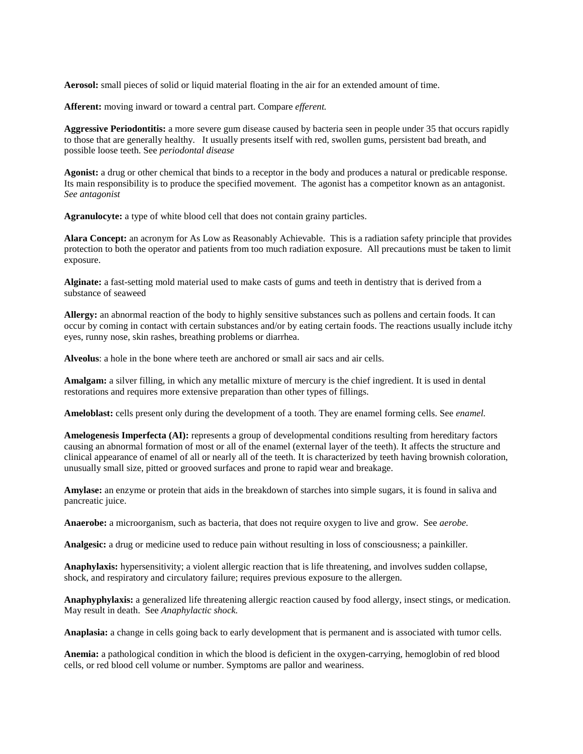**Aerosol:** small pieces of solid or liquid material floating in the air for an extended amount of time.

**Afferent:** moving inward or toward a central part. Compare *efferent.*

**Aggressive Periodontitis:** a more severe gum disease caused by bacteria seen in people under 35 that occurs rapidly to those that are generally healthy. It usually presents itself with red, swollen gums, persistent bad breath, and possible loose teeth. See *periodontal disease*

**Agonist:** a drug or other chemical that binds to a receptor in the body and produces a natural or predicable response. Its main responsibility is to produce the specified movement. The agonist has a competitor known as an antagonist. *See antagonist*

**Agranulocyte:** a type of white blood cell that does not contain grainy particles.

**Alara Concept:** an acronym for As Low as Reasonably Achievable. This is a radiation safety principle that provides protection to both the operator and patients from too much radiation exposure. All precautions must be taken to limit exposure.

**Alginate:** a fast-setting mold material used to make casts of gums and teeth in dentistry that is derived from a substance of seaweed

**Allergy:** an abnormal reaction of the body to highly sensitive substances such as pollens and certain foods. It can occur by coming in contact with certain substances and/or by eating certain foods. The reactions usually include itchy eyes, runny nose, skin rashes, breathing problems or diarrhea.

**Alveolus**: a hole in the bone where teeth are anchored or small air sacs and air cells.

**Amalgam:** a silver filling, in which any metallic mixture of mercury is the chief ingredient. It is used in dental restorations and requires more extensive preparation than other types of fillings.

**Ameloblast:** cells present only during the development of a tooth. They are enamel forming cells. See *enamel.*

**Amelogenesis Imperfecta (AI):** represents a group of developmental conditions resulting from hereditary factors causing an abnormal formation of most or all of the enamel (external layer of the teeth). It affects the structure and clinical appearance of enamel of all or nearly all of the teeth. It is characterized by teeth having brownish coloration, unusually small size, pitted or grooved surfaces and prone to rapid wear and breakage.

**Amylase:** an enzyme or protein that aids in the breakdown of starches into simple sugars, it is found in saliva and pancreatic juice.

**Anaerobe:** a microorganism, such as bacteria, that does not require oxygen to live and grow. See *aerobe.*

**Analgesic:** a drug or medicine used to reduce pain without resulting in loss of consciousness; a painkiller.

**Anaphylaxis:** hypersensitivity; a violent allergic reaction that is life threatening, and involves sudden collapse, shock, and respiratory and circulatory failure; requires previous exposure to the allergen.

**Anaphyphylaxis:** a generalized life threatening allergic reaction caused by food allergy, insect stings, or medication. May result in death. See *Anaphylactic shock.*

**Anaplasia:** a change in cells going back to early development that is permanent and is associated with tumor cells.

**Anemia:** a pathological condition in which the blood is deficient in the oxygen-carrying, hemoglobin of red blood cells, or red blood cell volume or number. Symptoms are pallor and weariness.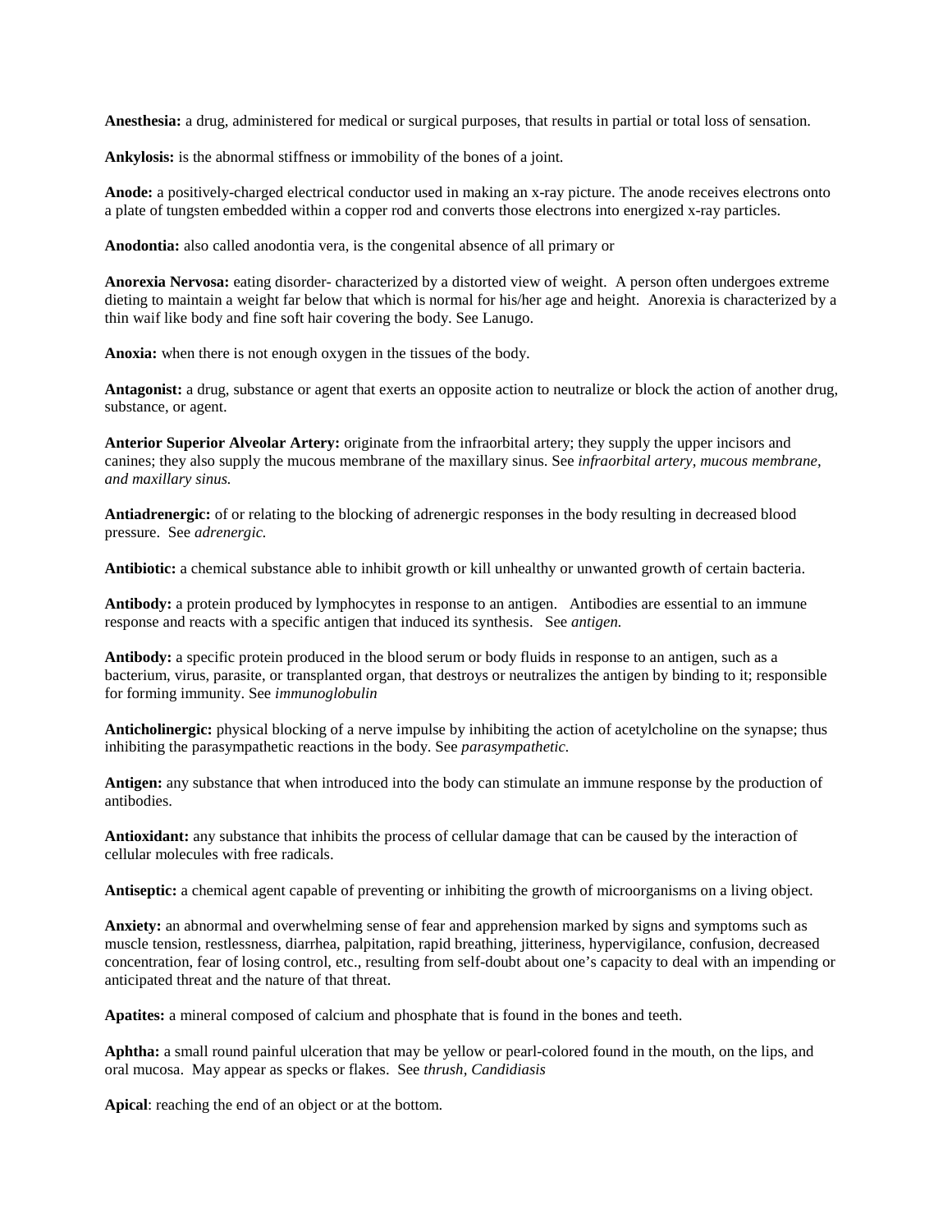**Anesthesia:** a drug, administered for medical or surgical purposes, that results in partial or total loss of sensation.

**Ankylosis:** is the abnormal stiffness or immobility of the bones of a joint.

**Anode:** a positively-charged electrical conductor used in making an x-ray picture. The anode receives electrons onto a plate of tungsten embedded within a copper rod and converts those electrons into energized x-ray particles.

**Anodontia:** also called anodontia vera, is the congenital absence of all primary or

**Anorexia Nervosa:** eating disorder- characterized by a distorted view of weight. A person often undergoes extreme dieting to maintain a weight far below that which is normal for his/her age and height. Anorexia is characterized by a thin waif like body and fine soft hair covering the body. See Lanugo.

**Anoxia:** when there is not enough oxygen in the tissues of the body.

**Antagonist:** a drug, substance or agent that exerts an opposite action to neutralize or block the action of another drug, substance, or agent.

**Anterior Superior Alveolar Artery:** originate from the infraorbital artery; they supply the upper incisors and canines; they also supply the mucous membrane of the maxillary sinus. See *infraorbital artery, mucous membrane, and maxillary sinus.*

**Antiadrenergic:** of or relating to the blocking of adrenergic responses in the body resulting in decreased blood pressure. See *adrenergic.*

**Antibiotic:** a chemical substance able to inhibit growth or kill unhealthy or unwanted growth of certain bacteria.

**Antibody:** a protein produced by lymphocytes in response to an antigen. Antibodies are essential to an immune response and reacts with a specific antigen that induced its synthesis. See *antigen.*

**Antibody:** a specific protein produced in the blood serum or body fluids in response to an antigen, such as a bacterium, virus, parasite, or transplanted organ, that destroys or neutralizes the antigen by binding to it; responsible for forming immunity. See *immunoglobulin*

**Anticholinergic:** physical blocking of a nerve impulse by inhibiting the action of acetylcholine on the synapse; thus inhibiting the parasympathetic reactions in the body. See *parasympathetic.*

**Antigen:** any substance that when introduced into the body can stimulate an immune response by the production of antibodies.

**Antioxidant:** any substance that inhibits the process of cellular damage that can be caused by the interaction of cellular molecules with free radicals.

**Antiseptic:** a chemical agent capable of preventing or inhibiting the growth of microorganisms on a living object.

**Anxiety:** an abnormal and overwhelming sense of fear and apprehension marked by signs and symptoms such as muscle tension, restlessness, diarrhea, palpitation, rapid breathing, jitteriness, hypervigilance, confusion, decreased concentration, fear of losing control, etc., resulting from self-doubt about one's capacity to deal with an impending or anticipated threat and the nature of that threat.

**Apatites:** a mineral composed of calcium and phosphate that is found in the bones and teeth.

**Aphtha:** a small round painful ulceration that may be yellow or pearl-colored found in the mouth, on the lips, and oral mucosa. May appear as specks or flakes. See *thrush, Candidiasis*

**Apical**: reaching the end of an object or at the bottom.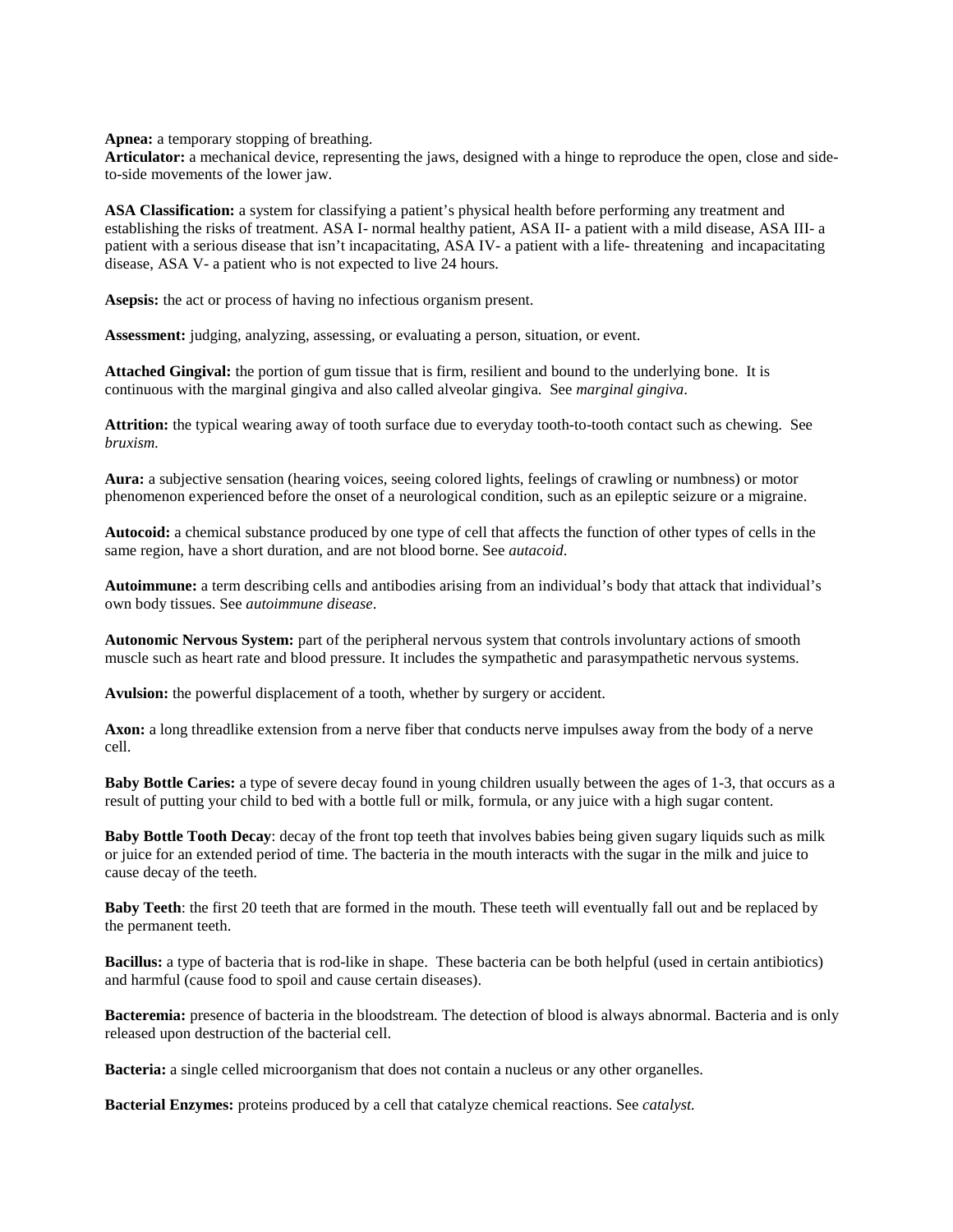**Apnea:** a temporary stopping of breathing.
**Articulator:** a mechanical device, representing the jaws, designed with a hinge to reproduce the open, close and side-to-side movements of the lower jaw.

**ASA Classification:** a system for classifying a patient's physical health before performing any treatment and establishing the risks of treatment. ASA I- normal healthy patient, ASA II- a patient with a mild disease, ASA III- a patient with a serious disease that isn't incapacitating, ASA IV- a patient with a life- threatening and incapacitating disease, ASA V- a patient who is not expected to live 24 hours.

**Asepsis:** the act or process of having no infectious organism present.

**Assessment:** judging, analyzing, assessing, or evaluating a person, situation, or event.

**Attached Gingival:** the portion of gum tissue that is firm, resilient and bound to the underlying bone. It is continuous with the marginal gingiva and also called alveolar gingiva. See *marginal gingiva*.

**Attrition:** the typical wearing away of tooth surface due to everyday tooth-to-tooth contact such as chewing. See *bruxism*.

**Aura:** a subjective sensation (hearing voices, seeing colored lights, feelings of crawling or numbness) or motor phenomenon experienced before the onset of a neurological condition, such as an epileptic seizure or a migraine.

**Autocoid:** a chemical substance produced by one type of cell that affects the function of other types of cells in the same region, have a short duration, and are not blood borne. See *autacoid*.

**Autoimmune:** a term describing cells and antibodies arising from an individual's body that attack that individual's own body tissues. See *autoimmune disease*.

**Autonomic Nervous System:** part of the peripheral nervous system that controls involuntary actions of smooth muscle such as heart rate and blood pressure. It includes the sympathetic and parasympathetic nervous systems.

**Avulsion:** the powerful displacement of a tooth, whether by surgery or accident.

**Axon:** a long threadlike extension from a nerve fiber that conducts nerve impulses away from the body of a nerve cell.

**Baby Bottle Caries:** a type of severe decay found in young children usually between the ages of 1-3, that occurs as a result of putting your child to bed with a bottle full or milk, formula, or any juice with a high sugar content.

**Baby Bottle Tooth Decay**: decay of the front top teeth that involves babies being given sugary liquids such as milk or juice for an extended period of time. The bacteria in the mouth interacts with the sugar in the milk and juice to cause decay of the teeth.

**Baby Teeth**: the first 20 teeth that are formed in the mouth. These teeth will eventually fall out and be replaced by the permanent teeth.

**Bacillus:** a type of bacteria that is rod-like in shape. These bacteria can be both helpful (used in certain antibiotics) and harmful (cause food to spoil and cause certain diseases).

**Bacteremia:** presence of bacteria in the bloodstream. The detection of blood is always abnormal. Bacteria and is only released upon destruction of the bacterial cell.

**Bacteria:** a single celled microorganism that does not contain a nucleus or any other organelles.

**Bacterial Enzymes:** proteins produced by a cell that catalyze chemical reactions. See *catalyst.*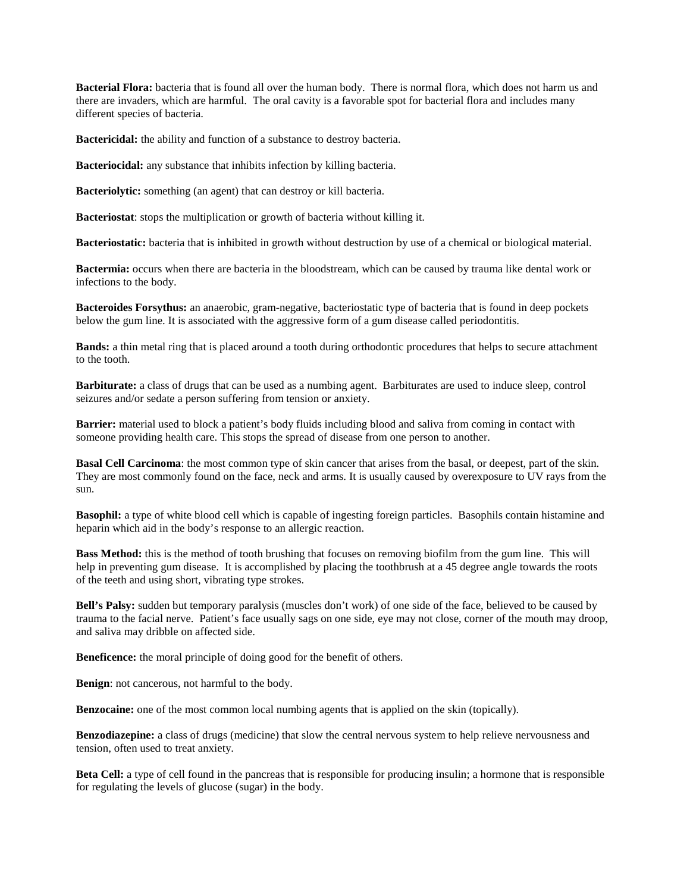**Bacterial Flora:** bacteria that is found all over the human body. There is normal flora, which does not harm us and there are invaders, which are harmful. The oral cavity is a favorable spot for bacterial flora and includes many different species of bacteria.

**Bactericidal:** the ability and function of a substance to destroy bacteria.

**Bacteriocidal:** any substance that inhibits infection by killing bacteria.

**Bacteriolytic:** something (an agent) that can destroy or kill bacteria.

**Bacteriostat**: stops the multiplication or growth of bacteria without killing it.

**Bacteriostatic:** bacteria that is inhibited in growth without destruction by use of a chemical or biological material.

**Bactermia:** occurs when there are bacteria in the bloodstream, which can be caused by trauma like dental work or infections to the body.

**Bacteroides Forsythus:** an anaerobic, gram-negative, bacteriostatic type of bacteria that is found in deep pockets below the gum line. It is associated with the aggressive form of a gum disease called periodontitis.

**Bands:** a thin metal ring that is placed around a tooth during orthodontic procedures that helps to secure attachment to the tooth.

**Barbiturate:** a class of drugs that can be used as a numbing agent. Barbiturates are used to induce sleep, control seizures and/or sedate a person suffering from tension or anxiety.

**Barrier:** material used to block a patient's body fluids including blood and saliva from coming in contact with someone providing health care. This stops the spread of disease from one person to another.

**Basal Cell Carcinoma**: the most common type of skin cancer that arises from the basal, or deepest, part of the skin. They are most commonly found on the face, neck and arms. It is usually caused by overexposure to UV rays from the sun.

**Basophil:** a type of white blood cell which is capable of ingesting foreign particles. Basophils contain histamine and heparin which aid in the body's response to an allergic reaction.

**Bass Method:** this is the method of tooth brushing that focuses on removing biofilm from the gum line. This will help in preventing gum disease. It is accomplished by placing the toothbrush at a 45 degree angle towards the roots of the teeth and using short, vibrating type strokes.

**Bell's Palsy:** sudden but temporary paralysis (muscles don't work) of one side of the face, believed to be caused by trauma to the facial nerve. Patient's face usually sags on one side, eye may not close, corner of the mouth may droop, and saliva may dribble on affected side.

**Beneficence:** the moral principle of doing good for the benefit of others.

**Benign**: not cancerous, not harmful to the body.

**Benzocaine:** one of the most common local numbing agents that is applied on the skin (topically).

**Benzodiazepine:** a class of drugs (medicine) that slow the central nervous system to help relieve nervousness and tension, often used to treat anxiety.

**Beta Cell:** a type of cell found in the pancreas that is responsible for producing insulin; a hormone that is responsible for regulating the levels of glucose (sugar) in the body.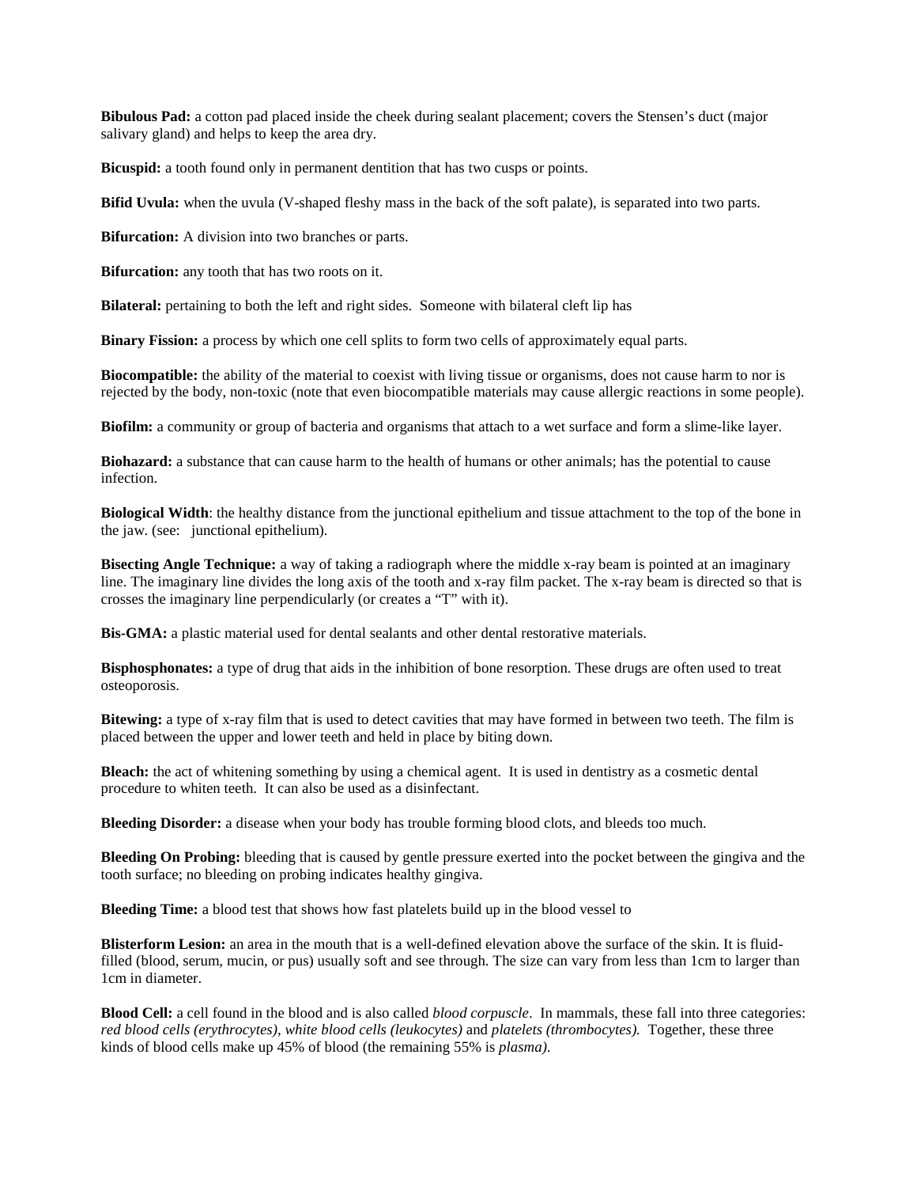**Bibulous Pad:** a cotton pad placed inside the cheek during sealant placement; covers the Stensen's duct (major salivary gland) and helps to keep the area dry.

**Bicuspid:** a tooth found only in permanent dentition that has two cusps or points.

**Bifid Uvula:** when the uvula (V-shaped fleshy mass in the back of the soft palate), is separated into two parts.

**Bifurcation:** A division into two branches or parts.

**Bifurcation:** any tooth that has two roots on it.

**Bilateral:** pertaining to both the left and right sides. Someone with bilateral cleft lip has

**Binary Fission:** a process by which one cell splits to form two cells of approximately equal parts.

**Biocompatible:** the ability of the material to coexist with living tissue or organisms, does not cause harm to nor is rejected by the body, non-toxic (note that even biocompatible materials may cause allergic reactions in some people).

**Biofilm:** a community or group of bacteria and organisms that attach to a wet surface and form a slime-like layer.

**Biohazard:** a substance that can cause harm to the health of humans or other animals; has the potential to cause infection.

**Biological Width**: the healthy distance from the junctional epithelium and tissue attachment to the top of the bone in the jaw. (see: junctional epithelium).

**Bisecting Angle Technique:** a way of taking a radiograph where the middle x-ray beam is pointed at an imaginary line. The imaginary line divides the long axis of the tooth and x-ray film packet. The x-ray beam is directed so that is crosses the imaginary line perpendicularly (or creates a "T" with it).

**Bis-GMA:** a plastic material used for dental sealants and other dental restorative materials.

**Bisphosphonates:** a type of drug that aids in the inhibition of bone resorption. These drugs are often used to treat osteoporosis.

**Bitewing:** a type of x-ray film that is used to detect cavities that may have formed in between two teeth. The film is placed between the upper and lower teeth and held in place by biting down.

**Bleach:** the act of whitening something by using a chemical agent. It is used in dentistry as a cosmetic dental procedure to whiten teeth. It can also be used as a disinfectant.

**Bleeding Disorder:** a disease when your body has trouble forming blood clots, and bleeds too much.

**Bleeding On Probing:** bleeding that is caused by gentle pressure exerted into the pocket between the gingiva and the tooth surface; no bleeding on probing indicates healthy gingiva.

**Bleeding Time:** a blood test that shows how fast platelets build up in the blood vessel to

**Blisterform Lesion:** an area in the mouth that is a well-defined elevation above the surface of the skin. It is fluid-filled (blood, serum, mucin, or pus) usually soft and see through. The size can vary from less than 1cm to larger than 1cm in diameter.

**Blood Cell:** a cell found in the blood and is also called *blood corpuscle*. In mammals, these fall into three categories: *red blood cells (erythrocytes), white blood cells (leukocytes)* and *platelets (thrombocytes).* Together, these three kinds of blood cells make up 45% of blood (the remaining 55% is *plasma).*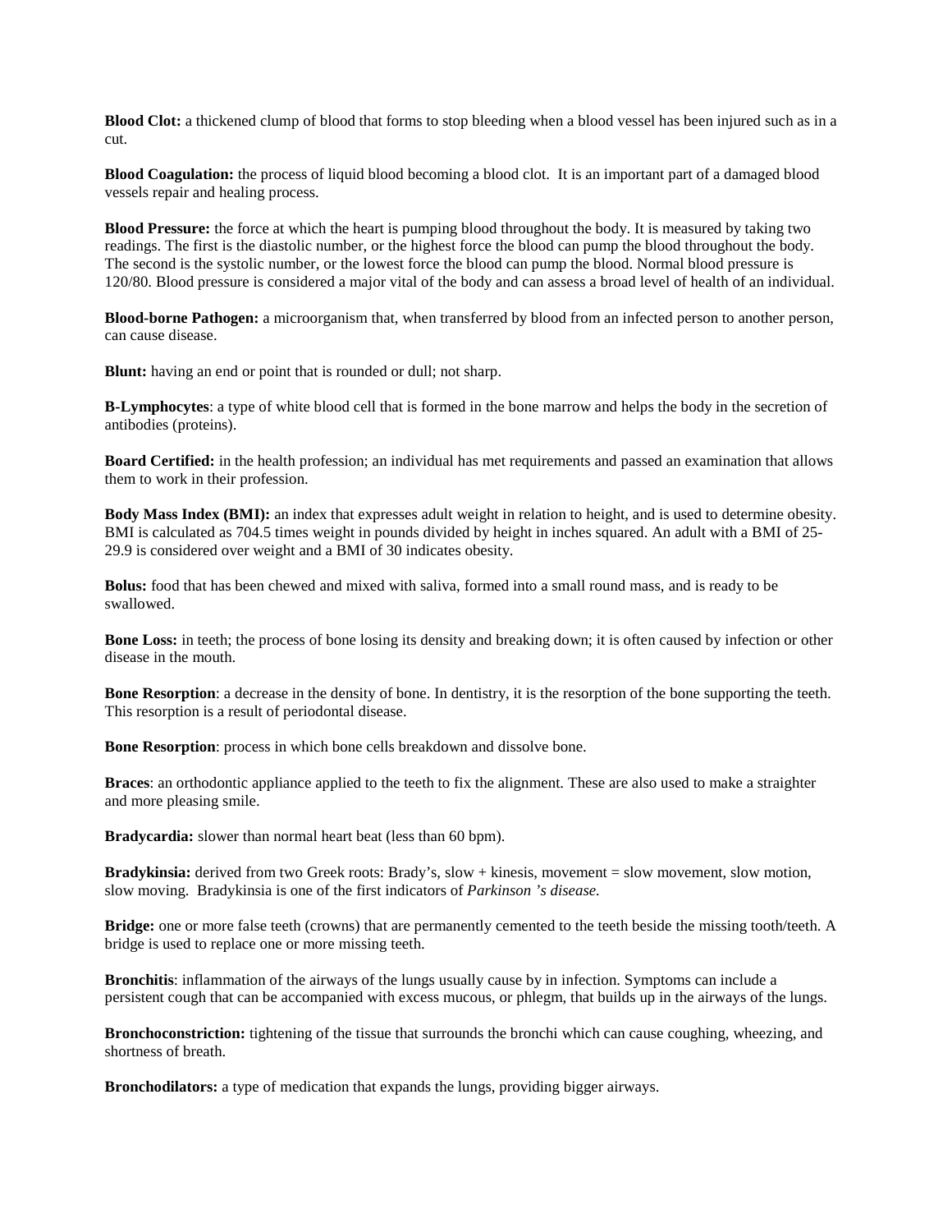**Blood Clot:** a thickened clump of blood that forms to stop bleeding when a blood vessel has been injured such as in a cut.

**Blood Coagulation:** the process of liquid blood becoming a blood clot. It is an important part of a damaged blood vessels repair and healing process.

**Blood Pressure:** the force at which the heart is pumping blood throughout the body. It is measured by taking two readings. The first is the diastolic number, or the highest force the blood can pump the blood throughout the body. The second is the systolic number, or the lowest force the blood can pump the blood. Normal blood pressure is 120/80. Blood pressure is considered a major vital of the body and can assess a broad level of health of an individual.

**Blood-borne Pathogen:** a microorganism that, when transferred by blood from an infected person to another person, can cause disease.

**Blunt:** having an end or point that is rounded or dull; not sharp.

**B-Lymphocytes**: a type of white blood cell that is formed in the bone marrow and helps the body in the secretion of antibodies (proteins).

**Board Certified:** in the health profession; an individual has met requirements and passed an examination that allows them to work in their profession.

**Body Mass Index (BMI):** an index that expresses adult weight in relation to height, and is used to determine obesity. BMI is calculated as 704.5 times weight in pounds divided by height in inches squared. An adult with a BMI of 25-29.9 is considered over weight and a BMI of 30 indicates obesity.

**Bolus:** food that has been chewed and mixed with saliva, formed into a small round mass, and is ready to be swallowed.

**Bone Loss:** in teeth; the process of bone losing its density and breaking down; it is often caused by infection or other disease in the mouth.

**Bone Resorption**: a decrease in the density of bone. In dentistry, it is the resorption of the bone supporting the teeth. This resorption is a result of periodontal disease.

**Bone Resorption**: process in which bone cells breakdown and dissolve bone.

**Braces**: an orthodontic appliance applied to the teeth to fix the alignment. These are also used to make a straighter and more pleasing smile.

**Bradycardia:** slower than normal heart beat (less than 60 bpm).

**Bradykinsia:** derived from two Greek roots: Brady's, slow + kinesis, movement = slow movement, slow motion, slow moving. Bradykinsia is one of the first indicators of *Parkinson 's disease.*

**Bridge:** one or more false teeth (crowns) that are permanently cemented to the teeth beside the missing tooth/teeth. A bridge is used to replace one or more missing teeth.

**Bronchitis**: inflammation of the airways of the lungs usually cause by in infection. Symptoms can include a persistent cough that can be accompanied with excess mucous, or phlegm, that builds up in the airways of the lungs.

**Bronchoconstriction:** tightening of the tissue that surrounds the bronchi which can cause coughing, wheezing, and shortness of breath.

**Bronchodilators:** a type of medication that expands the lungs, providing bigger airways.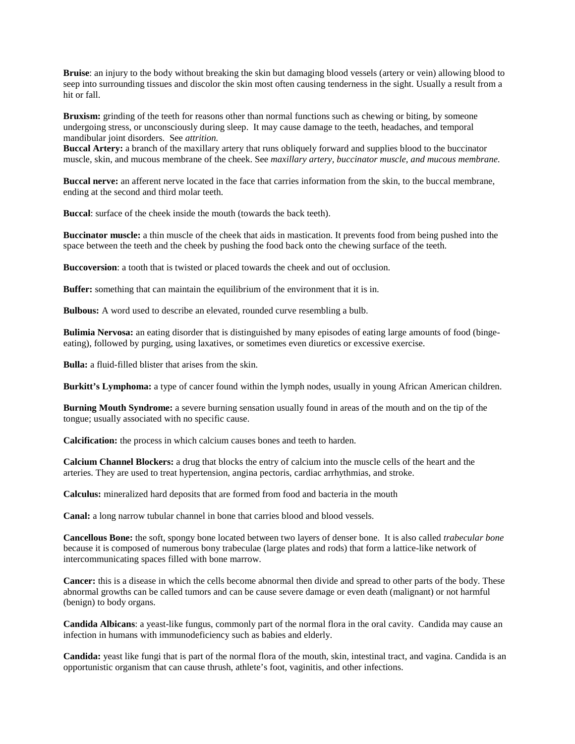**Bruise**: an injury to the body without breaking the skin but damaging blood vessels (artery or vein) allowing blood to seep into surrounding tissues and discolor the skin most often causing tenderness in the sight. Usually a result from a hit or fall.

**Bruxism:** grinding of the teeth for reasons other than normal functions such as chewing or biting, by someone undergoing stress, or unconsciously during sleep. It may cause damage to the teeth, headaches, and temporal mandibular joint disorders. See *attrition.*

**Buccal Artery:** a branch of the maxillary artery that runs obliquely forward and supplies blood to the buccinator muscle, skin, and mucous membrane of the cheek. See *maxillary artery, buccinator muscle, and mucous membrane.*

**Buccal nerve:** an afferent nerve located in the face that carries information from the skin, to the buccal membrane, ending at the second and third molar teeth.

**Buccal**: surface of the cheek inside the mouth (towards the back teeth).

**Buccinator muscle:** a thin muscle of the cheek that aids in mastication. It prevents food from being pushed into the space between the teeth and the cheek by pushing the food back onto the chewing surface of the teeth.

**Buccoversion**: a tooth that is twisted or placed towards the cheek and out of occlusion.

**Buffer:** something that can maintain the equilibrium of the environment that it is in.

**Bulbous:** A word used to describe an elevated, rounded curve resembling a bulb.

**Bulimia Nervosa:** an eating disorder that is distinguished by many episodes of eating large amounts of food (binge-eating), followed by purging, using laxatives, or sometimes even diuretics or excessive exercise.

**Bulla:** a fluid-filled blister that arises from the skin.

**Burkitt's Lymphoma:** a type of cancer found within the lymph nodes, usually in young African American children.

**Burning Mouth Syndrome:** a severe burning sensation usually found in areas of the mouth and on the tip of the tongue; usually associated with no specific cause.

**Calcification:** the process in which calcium causes bones and teeth to harden.

**Calcium Channel Blockers:** a drug that blocks the entry of calcium into the muscle cells of the heart and the arteries. They are used to treat hypertension, angina pectoris, cardiac arrhythmias, and stroke.

**Calculus:** mineralized hard deposits that are formed from food and bacteria in the mouth

**Canal:** a long narrow tubular channel in bone that carries blood and blood vessels.

**Cancellous Bone:** the soft, spongy bone located between two layers of denser bone. It is also called *trabecular bone* because it is composed of numerous bony trabeculae (large plates and rods) that form a lattice-like network of intercommunicating spaces filled with bone marrow.

**Cancer:** this is a disease in which the cells become abnormal then divide and spread to other parts of the body. These abnormal growths can be called tumors and can be cause severe damage or even death (malignant) or not harmful (benign) to body organs.

**Candida Albicans**: a yeast-like fungus, commonly part of the normal flora in the oral cavity. Candida may cause an infection in humans with immunodeficiency such as babies and elderly.

**Candida:** yeast like fungi that is part of the normal flora of the mouth, skin, intestinal tract, and vagina. Candida is an opportunistic organism that can cause thrush, athlete's foot, vaginitis, and other infections.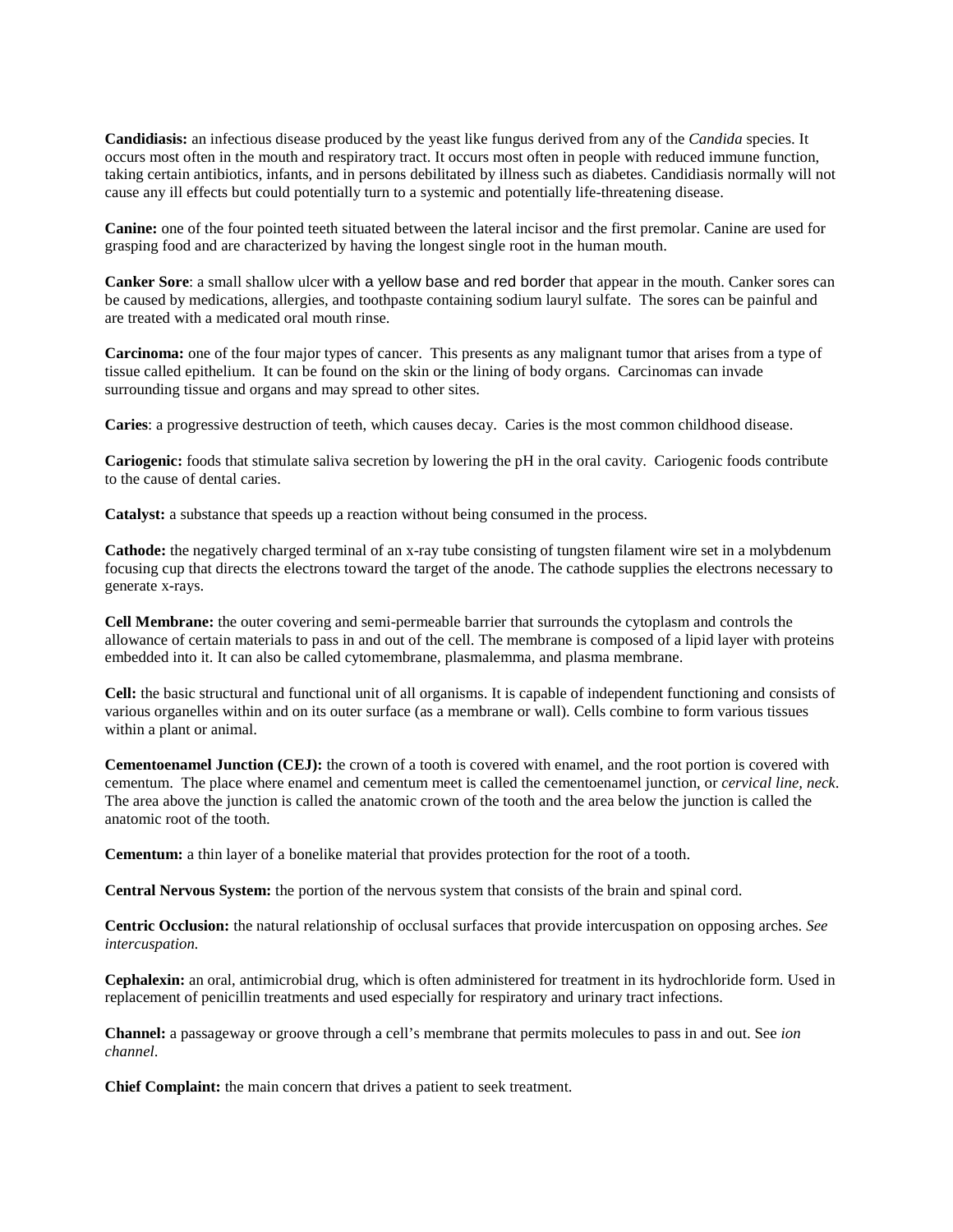**Candidiasis:** an infectious disease produced by the yeast like fungus derived from any of the *Candida* species. It occurs most often in the mouth and respiratory tract. It occurs most often in people with reduced immune function, taking certain antibiotics, infants, and in persons debilitated by illness such as diabetes. Candidiasis normally will not cause any ill effects but could potentially turn to a systemic and potentially life-threatening disease.

**Canine:** one of the four pointed teeth situated between the lateral incisor and the first premolar. Canine are used for grasping food and are characterized by having the longest single root in the human mouth.

**Canker Sore**: a small shallow ulcer with a yellow base and red border that appear in the mouth. Canker sores can be caused by medications, allergies, and toothpaste containing sodium lauryl sulfate. The sores can be painful and are treated with a medicated oral mouth rinse.

**Carcinoma:** one of the four major types of cancer. This presents as any malignant tumor that arises from a type of tissue called epithelium. It can be found on the skin or the lining of body organs. Carcinomas can invade surrounding tissue and organs and may spread to other sites.

**Caries**: a progressive destruction of teeth, which causes decay. Caries is the most common childhood disease.

**Cariogenic:** foods that stimulate saliva secretion by lowering the pH in the oral cavity. Cariogenic foods contribute to the cause of dental caries.

**Catalyst:** a substance that speeds up a reaction without being consumed in the process.

**Cathode:** the negatively charged terminal of an x-ray tube consisting of tungsten filament wire set in a molybdenum focusing cup that directs the electrons toward the target of the anode. The cathode supplies the electrons necessary to generate x-rays.

**Cell Membrane:** the outer covering and semi-permeable barrier that surrounds the cytoplasm and controls the allowance of certain materials to pass in and out of the cell. The membrane is composed of a lipid layer with proteins embedded into it. It can also be called cytomembrane, plasmalemma, and plasma membrane.

**Cell:** the basic structural and functional unit of all organisms. It is capable of independent functioning and consists of various organelles within and on its outer surface (as a membrane or wall). Cells combine to form various tissues within a plant or animal.

**Cementoenamel Junction (CEJ):** the crown of a tooth is covered with enamel, and the root portion is covered with cementum. The place where enamel and cementum meet is called the cementoenamel junction, or *cervical line, neck*. The area above the junction is called the anatomic crown of the tooth and the area below the junction is called the anatomic root of the tooth.

**Cementum:** a thin layer of a bonelike material that provides protection for the root of a tooth.

**Central Nervous System:** the portion of the nervous system that consists of the brain and spinal cord.

**Centric Occlusion:** the natural relationship of occlusal surfaces that provide intercuspation on opposing arches. *See intercuspation.*

**Cephalexin:** an oral, antimicrobial drug, which is often administered for treatment in its hydrochloride form. Used in replacement of penicillin treatments and used especially for respiratory and urinary tract infections.

**Channel:** a passageway or groove through a cell's membrane that permits molecules to pass in and out. See *ion channel*.

**Chief Complaint:** the main concern that drives a patient to seek treatment.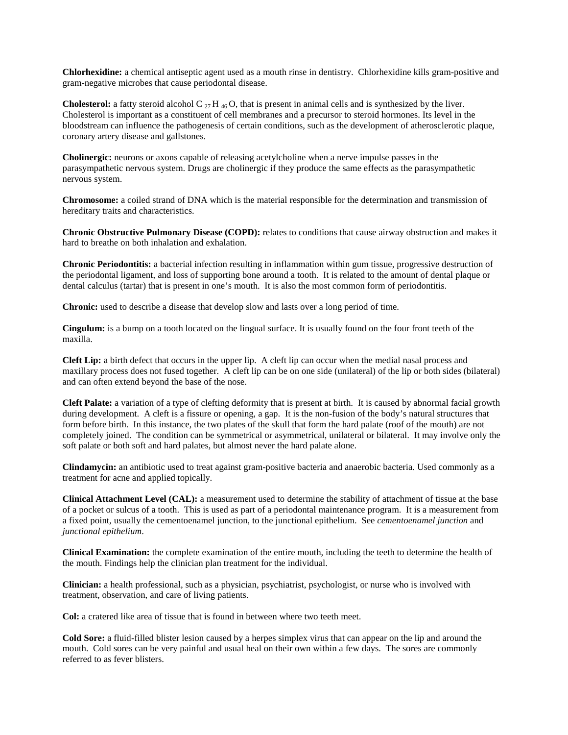**Chlorhexidine:** a chemical antiseptic agent used as a mouth rinse in dentistry. Chlorhexidine kills gram-positive and gram-negative microbes that cause periodontal disease.

**Cholesterol:** a fatty steroid alcohol $C_{27}H_{46}O$, that is present in animal cells and is synthesized by the liver. Cholesterol is important as a constituent of cell membranes and a precursor to steroid hormones. Its level in the bloodstream can influence the pathogenesis of certain conditions, such as the development of atherosclerotic plaque, coronary artery disease and gallstones.

**Cholinergic:** neurons or axons capable of releasing acetylcholine when a nerve impulse passes in the parasympathetic nervous system. Drugs are cholinergic if they produce the same effects as the parasympathetic nervous system.

**Chromosome:** a coiled strand of DNA which is the material responsible for the determination and transmission of hereditary traits and characteristics.

**Chronic Obstructive Pulmonary Disease (COPD):** relates to conditions that cause airway obstruction and makes it hard to breathe on both inhalation and exhalation.

**Chronic Periodontitis:** a bacterial infection resulting in inflammation within gum tissue, progressive destruction of the periodontal ligament, and loss of supporting bone around a tooth. It is related to the amount of dental plaque or dental calculus (tartar) that is present in one's mouth. It is also the most common form of periodontitis.

**Chronic:** used to describe a disease that develop slow and lasts over a long period of time.

**Cingulum:** is a bump on a tooth located on the lingual surface. It is usually found on the four front teeth of the maxilla.

**Cleft Lip:** a birth defect that occurs in the upper lip. A cleft lip can occur when the medial nasal process and maxillary process does not fused together. A cleft lip can be on one side (unilateral) of the lip or both sides (bilateral) and can often extend beyond the base of the nose.

**Cleft Palate:** a variation of a type of clefting deformity that is present at birth. It is caused by abnormal facial growth during development. A cleft is a fissure or opening, a gap. It is the non-fusion of the body's natural structures that form before birth. In this instance, the two plates of the skull that form the hard palate (roof of the mouth) are not completely joined. The condition can be symmetrical or asymmetrical, unilateral or bilateral. It may involve only the soft palate or both soft and hard palates, but almost never the hard palate alone.

**Clindamycin:** an antibiotic used to treat against gram-positive bacteria and anaerobic bacteria. Used commonly as a treatment for acne and applied topically.

**Clinical Attachment Level (CAL):** a measurement used to determine the stability of attachment of tissue at the base of a pocket or sulcus of a tooth. This is used as part of a periodontal maintenance program. It is a measurement from a fixed point, usually the cementoenamel junction, to the junctional epithelium. See *cementoenamel junction* and *junctional epithelium*.

**Clinical Examination:** the complete examination of the entire mouth, including the teeth to determine the health of the mouth. Findings help the clinician plan treatment for the individual.

**Clinician:** a health professional, such as a physician, psychiatrist, psychologist, or nurse who is involved with treatment, observation, and care of living patients.

**Col:** a cratered like area of tissue that is found in between where two teeth meet.

**Cold Sore:** a fluid-filled blister lesion caused by a herpes simplex virus that can appear on the lip and around the mouth. Cold sores can be very painful and usual heal on their own within a few days. The sores are commonly referred to as fever blisters.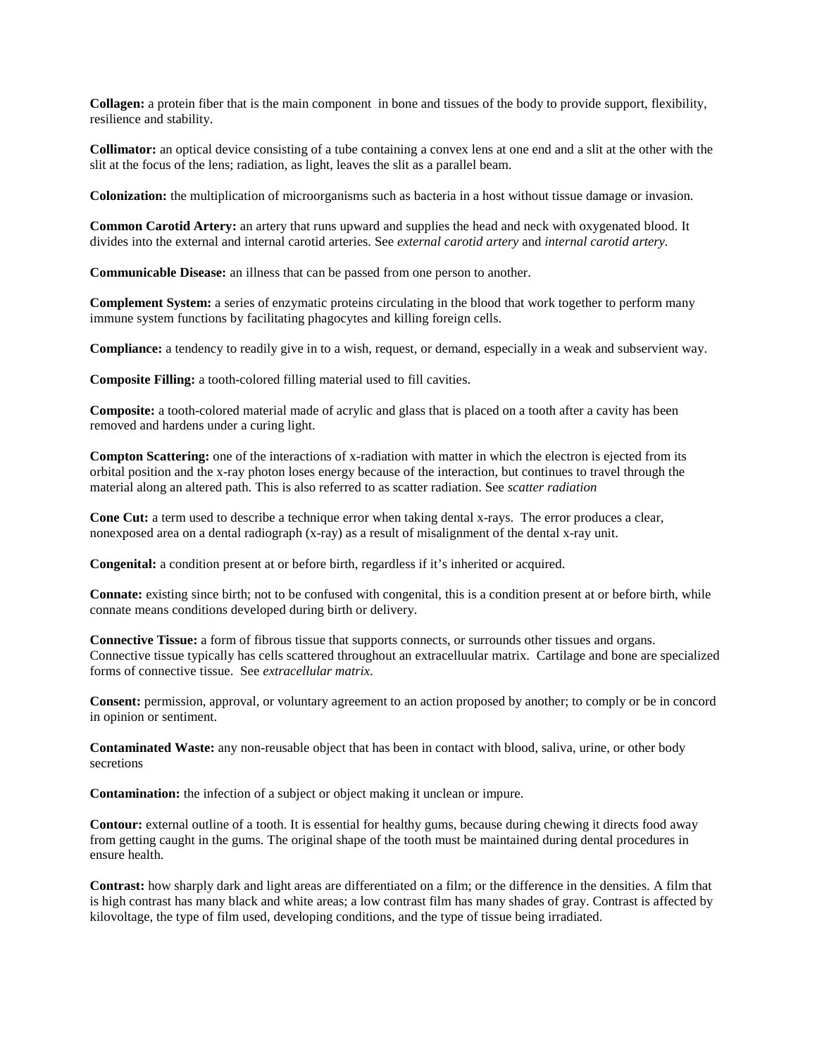**Collagen:** a protein fiber that is the main component  in bone and tissues of the body to provide support, flexibility, resilience and stability.

**Collimator:** an optical device consisting of a tube containing a convex lens at one end and a slit at the other with the slit at the focus of the lens; radiation, as light, leaves the slit as a parallel beam.

**Colonization:** the multiplication of microorganisms such as bacteria in a host without tissue damage or invasion.

**Common Carotid Artery:** an artery that runs upward and supplies the head and neck with oxygenated blood. It divides into the external and internal carotid arteries. See *external carotid artery* and *internal carotid artery.*

**Communicable Disease:** an illness that can be passed from one person to another.

**Complement System:** a series of enzymatic proteins circulating in the blood that work together to perform many immune system functions by facilitating phagocytes and killing foreign cells.

**Compliance:** a tendency to readily give in to a wish, request, or demand, especially in a weak and subservient way.

**Composite Filling:** a tooth-colored filling material used to fill cavities.

**Composite:** a tooth-colored material made of acrylic and glass that is placed on a tooth after a cavity has been removed and hardens under a curing light.

**Compton Scattering:** one of the interactions of x-radiation with matter in which the electron is ejected from its orbital position and the x-ray photon loses energy because of the interaction, but continues to travel through the material along an altered path. This is also referred to as scatter radiation. See *scatter radiation*

**Cone Cut:** a term used to describe a technique error when taking dental x-rays.  The error produces a clear, nonexposed area on a dental radiograph (x-ray) as a result of misalignment of the dental x-ray unit.

**Congenital:** a condition present at or before birth, regardless if it's inherited or acquired.

**Connate:** existing since birth; not to be confused with congenital, this is a condition present at or before birth, while connate means conditions developed during birth or delivery.

**Connective Tissue:** a form of fibrous tissue that supports connects, or surrounds other tissues and organs. Connective tissue typically has cells scattered throughout an extracelluular matrix.  Cartilage and bone are specialized forms of connective tissue.  See *extracellular matrix.*

**Consent:** permission, approval, or voluntary agreement to an action proposed by another; to comply or be in concord in opinion or sentiment.

**Contaminated Waste:** any non-reusable object that has been in contact with blood, saliva, urine, or other body secretions

**Contamination:** the infection of a subject or object making it unclean or impure.

**Contour:** external outline of a tooth. It is essential for healthy gums, because during chewing it directs food away from getting caught in the gums. The original shape of the tooth must be maintained during dental procedures in ensure health.

**Contrast:** how sharply dark and light areas are differentiated on a film; or the difference in the densities. A film that is high contrast has many black and white areas; a low contrast film has many shades of gray. Contrast is affected by kilovoltage, the type of film used, developing conditions, and the type of tissue being irradiated.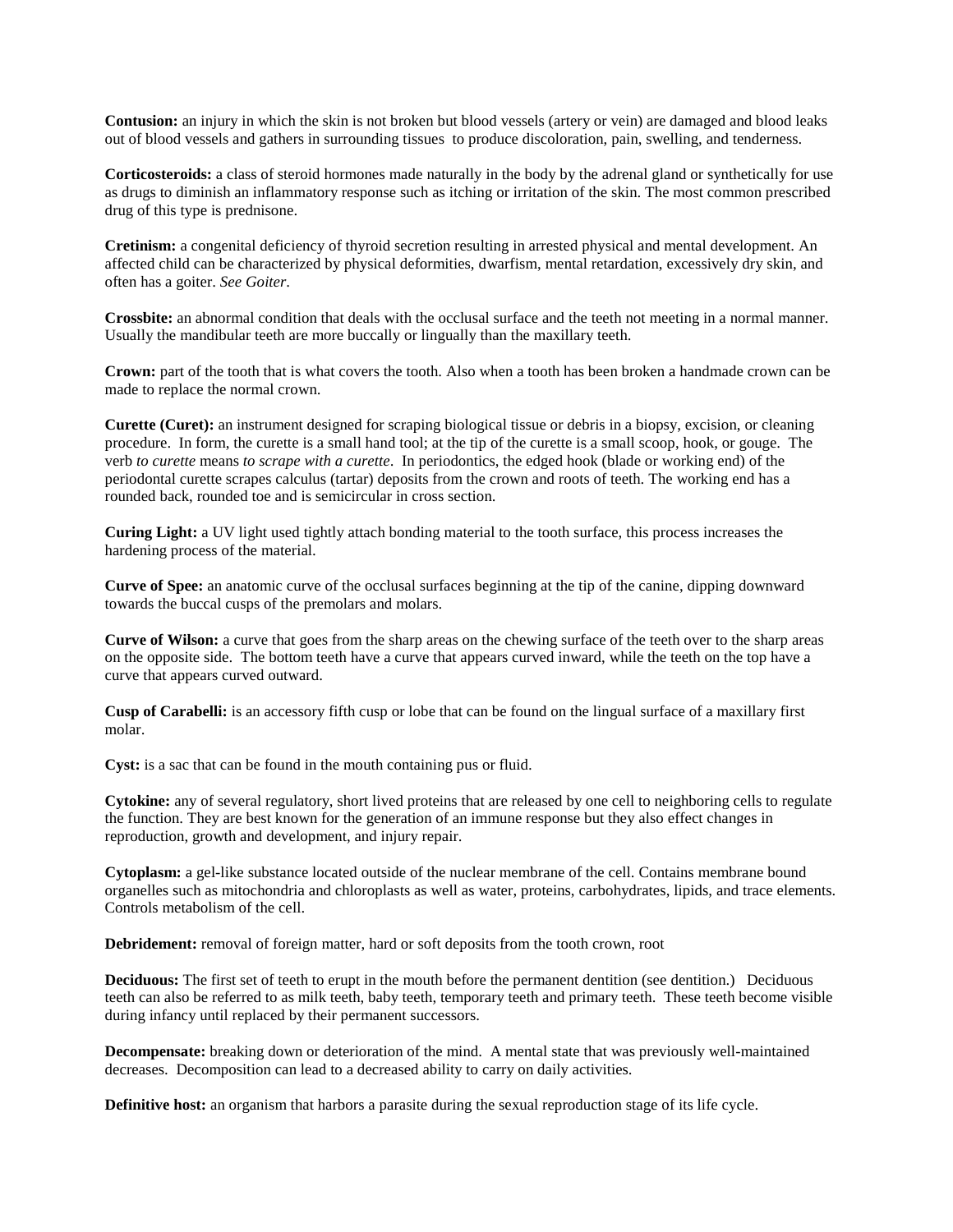**Contusion:** an injury in which the skin is not broken but blood vessels (artery or vein) are damaged and blood leaks out of blood vessels and gathers in surrounding tissues to produce discoloration, pain, swelling, and tenderness.

**Corticosteroids:** a class of steroid hormones made naturally in the body by the adrenal gland or synthetically for use as drugs to diminish an inflammatory response such as itching or irritation of the skin. The most common prescribed drug of this type is prednisone.

**Cretinism:** a congenital deficiency of thyroid secretion resulting in arrested physical and mental development. An affected child can be characterized by physical deformities, dwarfism, mental retardation, excessively dry skin, and often has a goiter. *See Goiter*.

**Crossbite:** an abnormal condition that deals with the occlusal surface and the teeth not meeting in a normal manner. Usually the mandibular teeth are more buccally or lingually than the maxillary teeth.

**Crown:** part of the tooth that is what covers the tooth. Also when a tooth has been broken a handmade crown can be made to replace the normal crown.

**Curette (Curet):** an instrument designed for scraping biological tissue or debris in a biopsy, excision, or cleaning procedure. In form, the curette is a small hand tool; at the tip of the curette is a small scoop, hook, or gouge. The verb *to curette* means *to scrape with a curette*. In periodontics, the edged hook (blade or working end) of the periodontal curette scrapes calculus (tartar) deposits from the crown and roots of teeth. The working end has a rounded back, rounded toe and is semicircular in cross section.

**Curing Light:** a UV light used tightly attach bonding material to the tooth surface, this process increases the hardening process of the material.

**Curve of Spee:** an anatomic curve of the occlusal surfaces beginning at the tip of the canine, dipping downward towards the buccal cusps of the premolars and molars.

**Curve of Wilson:** a curve that goes from the sharp areas on the chewing surface of the teeth over to the sharp areas on the opposite side. The bottom teeth have a curve that appears curved inward, while the teeth on the top have a curve that appears curved outward.

**Cusp of Carabelli:** is an accessory fifth cusp or lobe that can be found on the lingual surface of a maxillary first molar.

**Cyst:** is a sac that can be found in the mouth containing pus or fluid.

**Cytokine:** any of several regulatory, short lived proteins that are released by one cell to neighboring cells to regulate the function. They are best known for the generation of an immune response but they also effect changes in reproduction, growth and development, and injury repair.

**Cytoplasm:** a gel-like substance located outside of the nuclear membrane of the cell. Contains membrane bound organelles such as mitochondria and chloroplasts as well as water, proteins, carbohydrates, lipids, and trace elements. Controls metabolism of the cell.

**Debridement:** removal of foreign matter, hard or soft deposits from the tooth crown, root

**Deciduous:** The first set of teeth to erupt in the mouth before the permanent dentition (see dentition.) Deciduous teeth can also be referred to as milk teeth, baby teeth, temporary teeth and primary teeth. These teeth become visible during infancy until replaced by their permanent successors.

**Decompensate:** breaking down or deterioration of the mind. A mental state that was previously well-maintained decreases. Decomposition can lead to a decreased ability to carry on daily activities.

**Definitive host:** an organism that harbors a parasite during the sexual reproduction stage of its life cycle.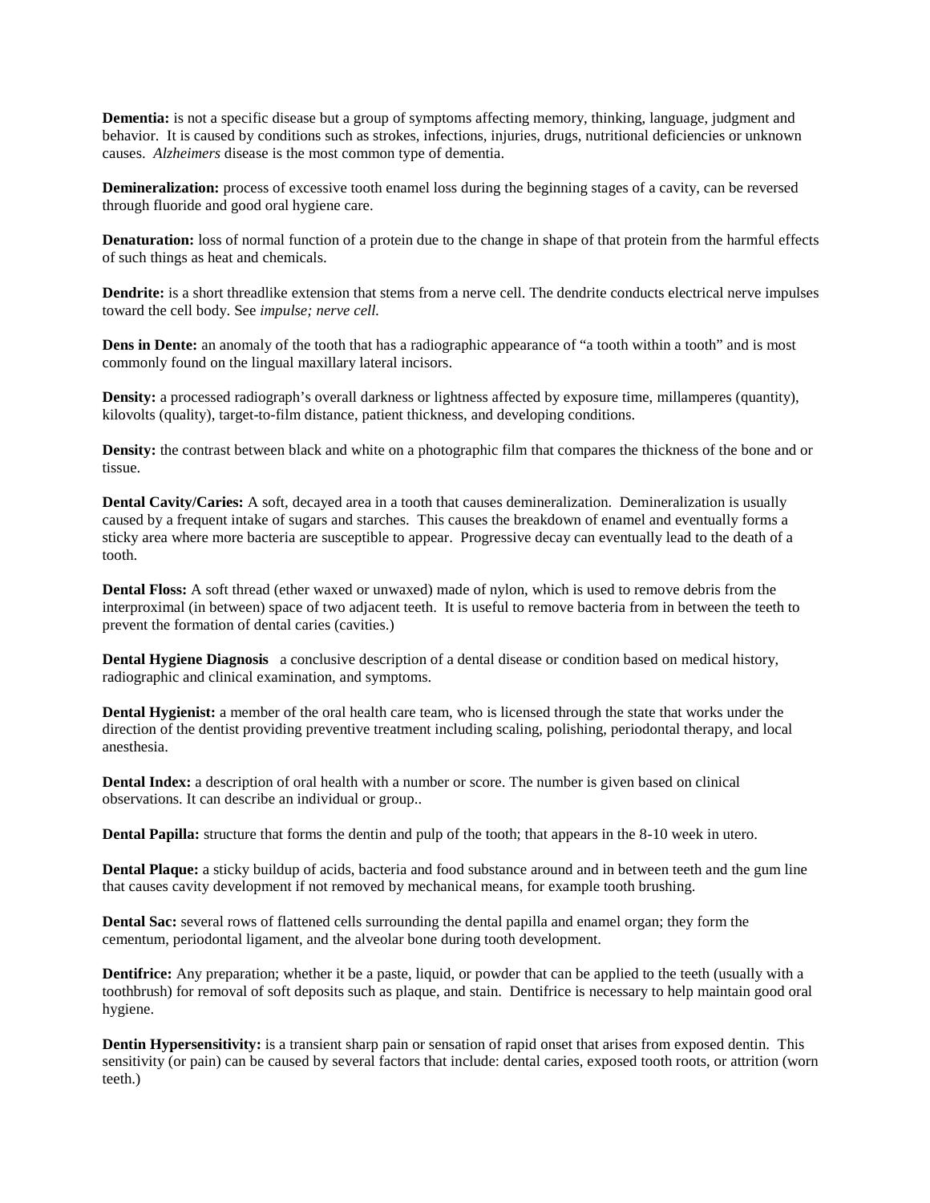**Dementia:** is not a specific disease but a group of symptoms affecting memory, thinking, language, judgment and behavior. It is caused by conditions such as strokes, infections, injuries, drugs, nutritional deficiencies or unknown causes. *Alzheimers* disease is the most common type of dementia.

**Demineralization:** process of excessive tooth enamel loss during the beginning stages of a cavity, can be reversed through fluoride and good oral hygiene care.

**Denaturation:** loss of normal function of a protein due to the change in shape of that protein from the harmful effects of such things as heat and chemicals.

**Dendrite:** is a short threadlike extension that stems from a nerve cell. The dendrite conducts electrical nerve impulses toward the cell body. See *impulse; nerve cell.*

**Dens in Dente:** an anomaly of the tooth that has a radiographic appearance of "a tooth within a tooth" and is most commonly found on the lingual maxillary lateral incisors.

**Density:** a processed radiograph's overall darkness or lightness affected by exposure time, millamperes (quantity), kilovolts (quality), target-to-film distance, patient thickness, and developing conditions.

**Density:** the contrast between black and white on a photographic film that compares the thickness of the bone and or tissue.

**Dental Cavity/Caries:** A soft, decayed area in a tooth that causes demineralization. Demineralization is usually caused by a frequent intake of sugars and starches. This causes the breakdown of enamel and eventually forms a sticky area where more bacteria are susceptible to appear. Progressive decay can eventually lead to the death of a tooth.

**Dental Floss:** A soft thread (ether waxed or unwaxed) made of nylon, which is used to remove debris from the interproximal (in between) space of two adjacent teeth. It is useful to remove bacteria from in between the teeth to prevent the formation of dental caries (cavities.)

**Dental Hygiene Diagnosis** a conclusive description of a dental disease or condition based on medical history, radiographic and clinical examination, and symptoms.

**Dental Hygienist:** a member of the oral health care team, who is licensed through the state that works under the direction of the dentist providing preventive treatment including scaling, polishing, periodontal therapy, and local anesthesia.

**Dental Index:** a description of oral health with a number or score. The number is given based on clinical observations. It can describe an individual or group..

**Dental Papilla:** structure that forms the dentin and pulp of the tooth; that appears in the 8-10 week in utero.

**Dental Plaque:** a sticky buildup of acids, bacteria and food substance around and in between teeth and the gum line that causes cavity development if not removed by mechanical means, for example tooth brushing.

**Dental Sac:** several rows of flattened cells surrounding the dental papilla and enamel organ; they form the cementum, periodontal ligament, and the alveolar bone during tooth development.

**Dentifrice:** Any preparation; whether it be a paste, liquid, or powder that can be applied to the teeth (usually with a toothbrush) for removal of soft deposits such as plaque, and stain. Dentifrice is necessary to help maintain good oral hygiene.

**Dentin Hypersensitivity:** is a transient sharp pain or sensation of rapid onset that arises from exposed dentin. This sensitivity (or pain) can be caused by several factors that include: dental caries, exposed tooth roots, or attrition (worn teeth.)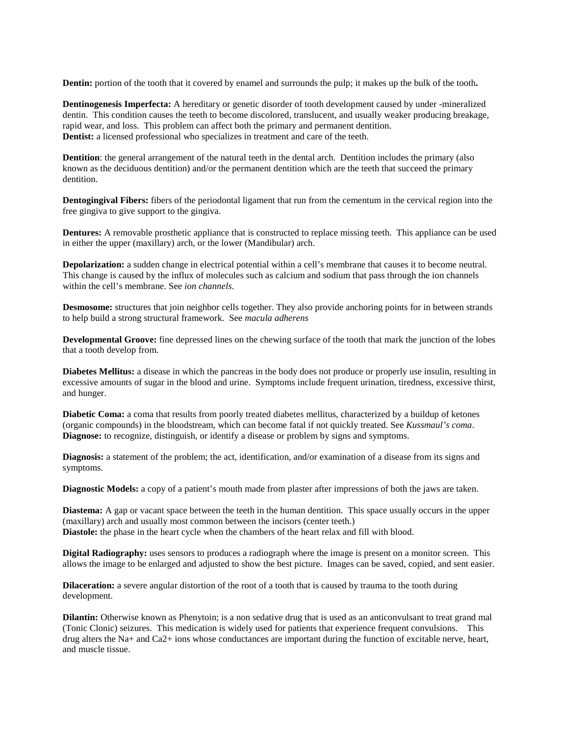**Dentin:** portion of the tooth that it covered by enamel and surrounds the pulp; it makes up the bulk of the tooth**.**

**Dentinogenesis Imperfecta:** A hereditary or genetic disorder of tooth development caused by under -mineralized dentin. This condition causes the teeth to become discolored, translucent, and usually weaker producing breakage, rapid wear, and loss. This problem can affect both the primary and permanent dentition.
**Dentist:** a licensed professional who specializes in treatment and care of the teeth.

**Dentition**: the general arrangement of the natural teeth in the dental arch. Dentition includes the primary (also known as the deciduous dentition) and/or the permanent dentition which are the teeth that succeed the primary dentition.

**Dentogingival Fibers:** fibers of the periodontal ligament that run from the cementum in the cervical region into the free gingiva to give support to the gingiva.

**Dentures:** A removable prosthetic appliance that is constructed to replace missing teeth. This appliance can be used in either the upper (maxillary) arch, or the lower (Mandibular) arch.

**Depolarization:** a sudden change in electrical potential within a cell's membrane that causes it to become neutral. This change is caused by the influx of molecules such as calcium and sodium that pass through the ion channels within the cell's membrane. See *ion channels*.

**Desmosome:** structures that join neighbor cells together. They also provide anchoring points for in between strands to help build a strong structural framework. See *macula adherens*

**Developmental Groove:** fine depressed lines on the chewing surface of the tooth that mark the junction of the lobes that a tooth develop from.

**Diabetes Mellitus:** a disease in which the pancreas in the body does not produce or properly use insulin, resulting in excessive amounts of sugar in the blood and urine. Symptoms include frequent urination, tiredness, excessive thirst, and hunger.

**Diabetic Coma:** a coma that results from poorly treated diabetes mellitus, characterized by a buildup of ketones (organic compounds) in the bloodstream, which can become fatal if not quickly treated. See *Kussmaul's coma*.
**Diagnose:** to recognize, distinguish, or identify a disease or problem by signs and symptoms.

**Diagnosis:** a statement of the problem; the act, identification, and/or examination of a disease from its signs and symptoms.

**Diagnostic Models:** a copy of a patient's mouth made from plaster after impressions of both the jaws are taken.

**Diastema:** A gap or vacant space between the teeth in the human dentition. This space usually occurs in the upper (maxillary) arch and usually most common between the incisors (center teeth.)
**Diastole:** the phase in the heart cycle when the chambers of the heart relax and fill with blood.

**Digital Radiography:** uses sensors to produces a radiograph where the image is present on a monitor screen. This allows the image to be enlarged and adjusted to show the best picture. Images can be saved, copied, and sent easier.

**Dilaceration:** a severe angular distortion of the root of a tooth that is caused by trauma to the tooth during development.

**Dilantin:** Otherwise known as Phenytoin; is a non sedative drug that is used as an anticonvulsant to treat grand mal (Tonic Clonic) seizures. This medication is widely used for patients that experience frequent convulsions. This drug alters the $Na^{+}$ and $Ca^{2+}$ ions whose conductances are important during the function of excitable nerve, heart, and muscle tissue.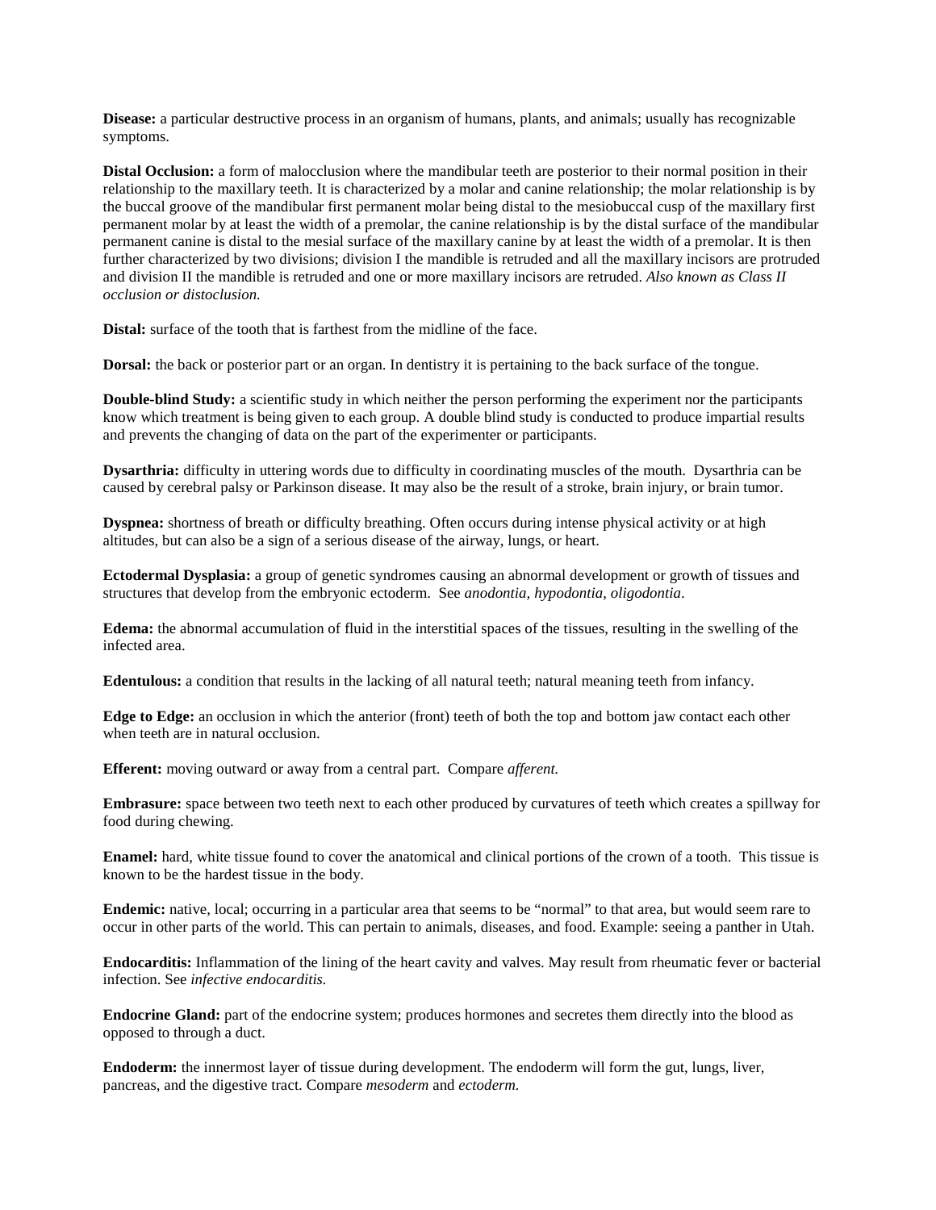**Disease:** a particular destructive process in an organism of humans, plants, and animals; usually has recognizable symptoms.

**Distal Occlusion:** a form of malocclusion where the mandibular teeth are posterior to their normal position in their relationship to the maxillary teeth. It is characterized by a molar and canine relationship; the molar relationship is by the buccal groove of the mandibular first permanent molar being distal to the mesiobuccal cusp of the maxillary first permanent molar by at least the width of a premolar, the canine relationship is by the distal surface of the mandibular permanent canine is distal to the mesial surface of the maxillary canine by at least the width of a premolar. It is then further characterized by two divisions; division I the mandible is retruded and all the maxillary incisors are protruded and division II the mandible is retruded and one or more maxillary incisors are retruded. *Also known as Class II occlusion or distoclusion.*

**Distal:** surface of the tooth that is farthest from the midline of the face.

**Dorsal:** the back or posterior part or an organ. In dentistry it is pertaining to the back surface of the tongue.

**Double-blind Study:** a scientific study in which neither the person performing the experiment nor the participants know which treatment is being given to each group. A double blind study is conducted to produce impartial results and prevents the changing of data on the part of the experimenter or participants.

**Dysarthria:** difficulty in uttering words due to difficulty in coordinating muscles of the mouth. Dysarthria can be caused by cerebral palsy or Parkinson disease. It may also be the result of a stroke, brain injury, or brain tumor.

**Dyspnea:** shortness of breath or difficulty breathing. Often occurs during intense physical activity or at high altitudes, but can also be a sign of a serious disease of the airway, lungs, or heart.

**Ectodermal Dysplasia:** a group of genetic syndromes causing an abnormal development or growth of tissues and structures that develop from the embryonic ectoderm. See *anodontia, hypodontia, oligodontia*.

**Edema:** the abnormal accumulation of fluid in the interstitial spaces of the tissues, resulting in the swelling of the infected area.

**Edentulous:** a condition that results in the lacking of all natural teeth; natural meaning teeth from infancy.

**Edge to Edge:** an occlusion in which the anterior (front) teeth of both the top and bottom jaw contact each other when teeth are in natural occlusion.

**Efferent:** moving outward or away from a central part. Compare *afferent.*

**Embrasure:** space between two teeth next to each other produced by curvatures of teeth which creates a spillway for food during chewing.

**Enamel:** hard, white tissue found to cover the anatomical and clinical portions of the crown of a tooth. This tissue is known to be the hardest tissue in the body.

**Endemic:** native, local; occurring in a particular area that seems to be "normal" to that area, but would seem rare to occur in other parts of the world. This can pertain to animals, diseases, and food. Example: seeing a panther in Utah.

**Endocarditis:** Inflammation of the lining of the heart cavity and valves. May result from rheumatic fever or bacterial infection. See *infective endocarditis.*

**Endocrine Gland:** part of the endocrine system; produces hormones and secretes them directly into the blood as opposed to through a duct.

**Endoderm:** the innermost layer of tissue during development. The endoderm will form the gut, lungs, liver, pancreas, and the digestive tract. Compare *mesoderm* and *ectoderm.*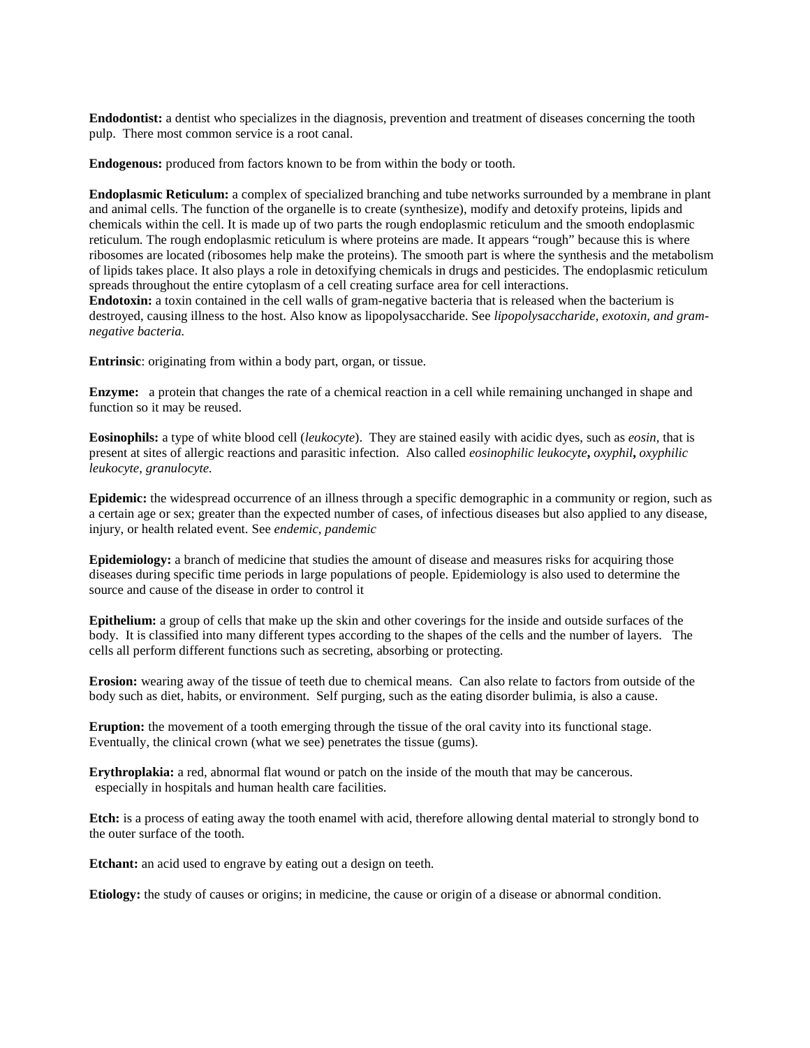**Endodontist:** a dentist who specializes in the diagnosis, prevention and treatment of diseases concerning the tooth pulp. There most common service is a root canal.

**Endogenous:** produced from factors known to be from within the body or tooth.

**Endoplasmic Reticulum:** a complex of specialized branching and tube networks surrounded by a membrane in plant and animal cells. The function of the organelle is to create (synthesize), modify and detoxify proteins, lipids and chemicals within the cell. It is made up of two parts the rough endoplasmic reticulum and the smooth endoplasmic reticulum. The rough endoplasmic reticulum is where proteins are made. It appears "rough" because this is where ribosomes are located (ribosomes help make the proteins). The smooth part is where the synthesis and the metabolism of lipids takes place. It also plays a role in detoxifying chemicals in drugs and pesticides. The endoplasmic reticulum spreads throughout the entire cytoplasm of a cell creating surface area for cell interactions.

**Endotoxin:** a toxin contained in the cell walls of gram-negative bacteria that is released when the bacterium is destroyed, causing illness to the host. Also know as lipopolysaccharide. See *lipopolysaccharide, exotoxin, and gram-negative bacteria.*

**Entrinsic**: originating from within a body part, organ, or tissue.

**Enzyme:** a protein that changes the rate of a chemical reaction in a cell while remaining unchanged in shape and function so it may be reused.

**Eosinophils:** a type of white blood cell (*leukocyte*). They are stained easily with acidic dyes, such as *eosin,* that is present at sites of allergic reactions and parasitic infection. Also called *eosinophilic leukocyte***,** *oxyphil***,** *oxyphilic leukocyte, granulocyte.*

**Epidemic:** the widespread occurrence of an illness through a specific demographic in a community or region, such as a certain age or sex; greater than the expected number of cases, of infectious diseases but also applied to any disease, injury, or health related event. See *endemic, pandemic*

**Epidemiology:** a branch of medicine that studies the amount of disease and measures risks for acquiring those diseases during specific time periods in large populations of people. Epidemiology is also used to determine the source and cause of the disease in order to control it

**Epithelium:** a group of cells that make up the skin and other coverings for the inside and outside surfaces of the body. It is classified into many different types according to the shapes of the cells and the number of layers. The cells all perform different functions such as secreting, absorbing or protecting.

**Erosion:** wearing away of the tissue of teeth due to chemical means. Can also relate to factors from outside of the body such as diet, habits, or environment. Self purging, such as the eating disorder bulimia, is also a cause.

**Eruption:** the movement of a tooth emerging through the tissue of the oral cavity into its functional stage. Eventually, the clinical crown (what we see) penetrates the tissue (gums).

**Erythroplakia:** a red, abnormal flat wound or patch on the inside of the mouth that may be cancerous. especially in hospitals and human health care facilities.

**Etch:** is a process of eating away the tooth enamel with acid, therefore allowing dental material to strongly bond to the outer surface of the tooth.

**Etchant:** an acid used to engrave by eating out a design on teeth.

**Etiology:** the study of causes or origins; in medicine, the cause or origin of a disease or abnormal condition.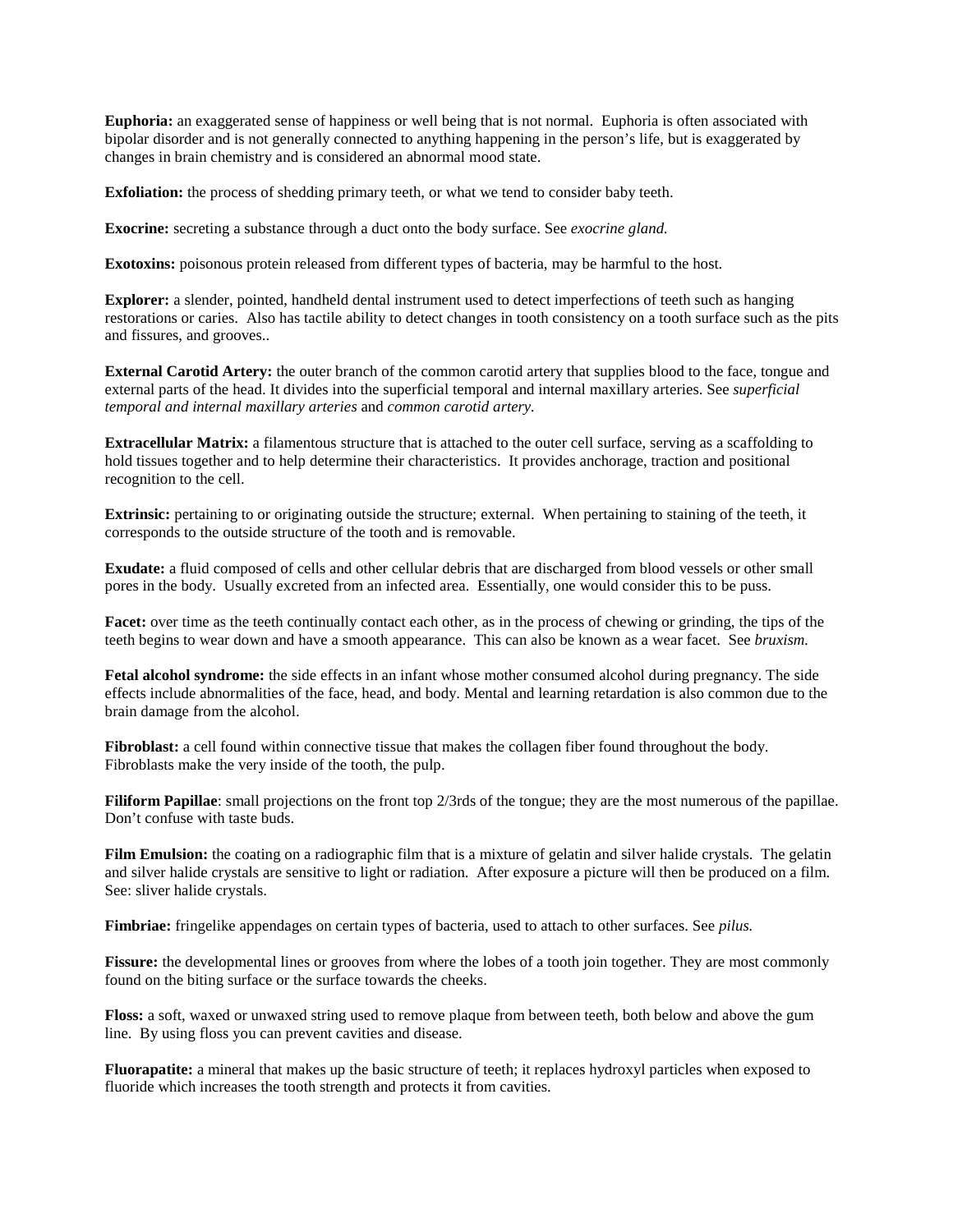**Euphoria:** an exaggerated sense of happiness or well being that is not normal. Euphoria is often associated with bipolar disorder and is not generally connected to anything happening in the person's life, but is exaggerated by changes in brain chemistry and is considered an abnormal mood state.

**Exfoliation:** the process of shedding primary teeth, or what we tend to consider baby teeth.

**Exocrine:** secreting a substance through a duct onto the body surface. See *exocrine gland.*

**Exotoxins:** poisonous protein released from different types of bacteria, may be harmful to the host.

**Explorer:** a slender, pointed, handheld dental instrument used to detect imperfections of teeth such as hanging restorations or caries. Also has tactile ability to detect changes in tooth consistency on a tooth surface such as the pits and fissures, and grooves..

**External Carotid Artery:** the outer branch of the common carotid artery that supplies blood to the face, tongue and external parts of the head. It divides into the superficial temporal and internal maxillary arteries. See *superficial temporal and internal maxillary arteries* and *common carotid artery.*

**Extracellular Matrix:** a filamentous structure that is attached to the outer cell surface, serving as a scaffolding to hold tissues together and to help determine their characteristics. It provides anchorage, traction and positional recognition to the cell.

**Extrinsic:** pertaining to or originating outside the structure; external. When pertaining to staining of the teeth, it corresponds to the outside structure of the tooth and is removable.

**Exudate:** a fluid composed of cells and other cellular debris that are discharged from blood vessels or other small pores in the body. Usually excreted from an infected area. Essentially, one would consider this to be puss.

**Facet:** over time as the teeth continually contact each other, as in the process of chewing or grinding, the tips of the teeth begins to wear down and have a smooth appearance. This can also be known as a wear facet. See *bruxism.*

**Fetal alcohol syndrome:** the side effects in an infant whose mother consumed alcohol during pregnancy. The side effects include abnormalities of the face, head, and body. Mental and learning retardation is also common due to the brain damage from the alcohol.

**Fibroblast:** a cell found within connective tissue that makes the collagen fiber found throughout the body. Fibroblasts make the very inside of the tooth, the pulp.

**Filiform Papillae**: small projections on the front top 2/3rds of the tongue; they are the most numerous of the papillae. Don't confuse with taste buds.

**Film Emulsion:** the coating on a radiographic film that is a mixture of gelatin and silver halide crystals. The gelatin and silver halide crystals are sensitive to light or radiation. After exposure a picture will then be produced on a film. See: sliver halide crystals.

**Fimbriae:** fringelike appendages on certain types of bacteria, used to attach to other surfaces. See *pilus.*

**Fissure:** the developmental lines or grooves from where the lobes of a tooth join together. They are most commonly found on the biting surface or the surface towards the cheeks.

**Floss:** a soft, waxed or unwaxed string used to remove plaque from between teeth, both below and above the gum line. By using floss you can prevent cavities and disease.

**Fluorapatite:** a mineral that makes up the basic structure of teeth; it replaces hydroxyl particles when exposed to fluoride which increases the tooth strength and protects it from cavities.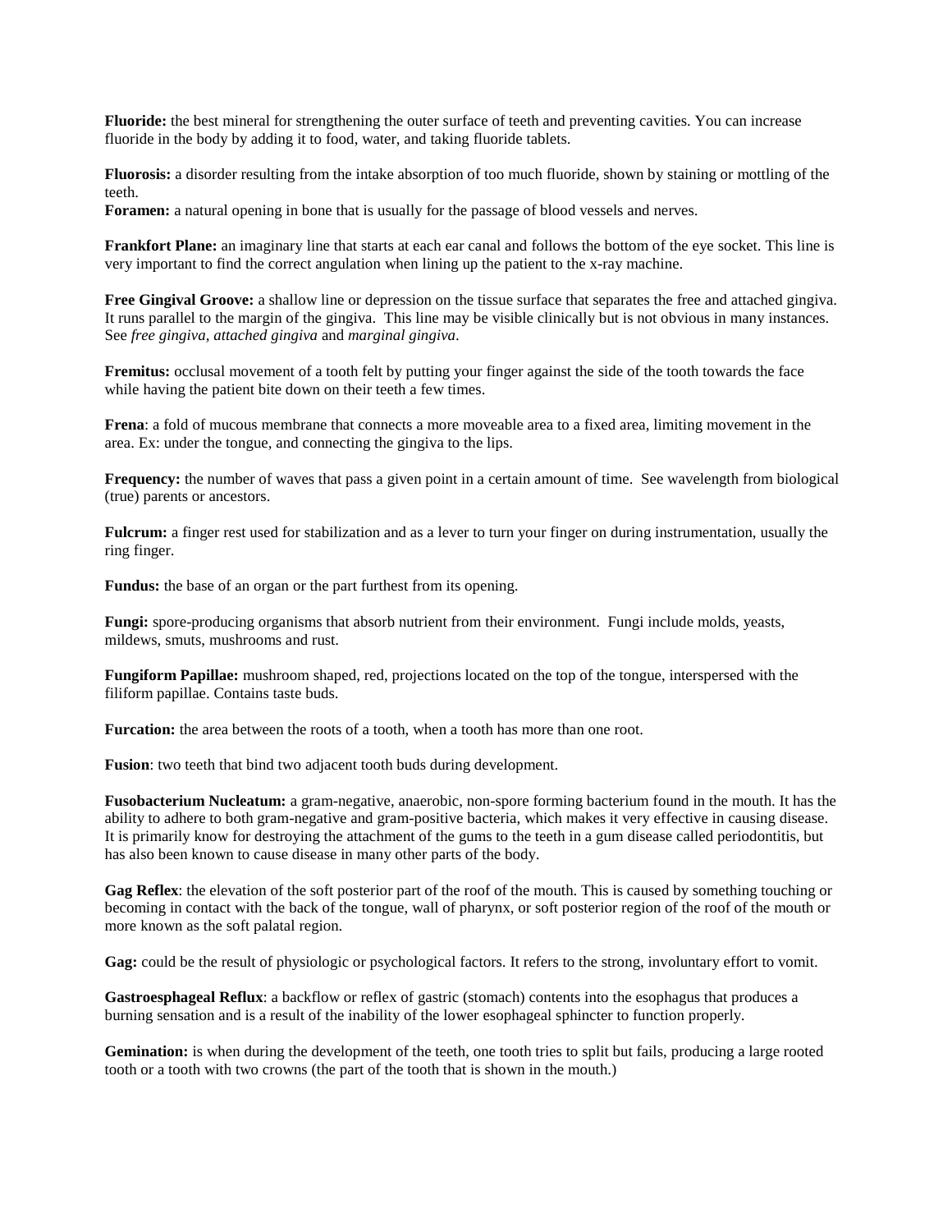**Fluoride:** the best mineral for strengthening the outer surface of teeth and preventing cavities. You can increase fluoride in the body by adding it to food, water, and taking fluoride tablets.

**Fluorosis:** a disorder resulting from the intake absorption of too much fluoride, shown by staining or mottling of the teeth.

**Foramen:** a natural opening in bone that is usually for the passage of blood vessels and nerves.

**Frankfort Plane:** an imaginary line that starts at each ear canal and follows the bottom of the eye socket. This line is very important to find the correct angulation when lining up the patient to the x-ray machine.

**Free Gingival Groove:** a shallow line or depression on the tissue surface that separates the free and attached gingiva. It runs parallel to the margin of the gingiva. This line may be visible clinically but is not obvious in many instances. See *free gingiva, attached gingiva* and *marginal gingiva*.

**Fremitus:** occlusal movement of a tooth felt by putting your finger against the side of the tooth towards the face while having the patient bite down on their teeth a few times.

**Frena**: a fold of mucous membrane that connects a more moveable area to a fixed area, limiting movement in the area. Ex: under the tongue, and connecting the gingiva to the lips.

**Frequency:** the number of waves that pass a given point in a certain amount of time. See wavelength from biological (true) parents or ancestors.

**Fulcrum:** a finger rest used for stabilization and as a lever to turn your finger on during instrumentation, usually the ring finger.

**Fundus:** the base of an organ or the part furthest from its opening.

**Fungi:** spore-producing organisms that absorb nutrient from their environment. Fungi include molds, yeasts, mildews, smuts, mushrooms and rust.

**Fungiform Papillae:** mushroom shaped, red, projections located on the top of the tongue, interspersed with the filiform papillae. Contains taste buds.

**Furcation:** the area between the roots of a tooth, when a tooth has more than one root.

**Fusion**: two teeth that bind two adjacent tooth buds during development.

**Fusobacterium Nucleatum:** a gram-negative, anaerobic, non-spore forming bacterium found in the mouth. It has the ability to adhere to both gram-negative and gram-positive bacteria, which makes it very effective in causing disease. It is primarily know for destroying the attachment of the gums to the teeth in a gum disease called periodontitis, but has also been known to cause disease in many other parts of the body.

**Gag Reflex**: the elevation of the soft posterior part of the roof of the mouth. This is caused by something touching or becoming in contact with the back of the tongue, wall of pharynx, or soft posterior region of the roof of the mouth or more known as the soft palatal region.

**Gag:** could be the result of physiologic or psychological factors. It refers to the strong, involuntary effort to vomit.

**Gastroesphageal Reflux**: a backflow or reflex of gastric (stomach) contents into the esophagus that produces a burning sensation and is a result of the inability of the lower esophageal sphincter to function properly.

**Gemination:** is when during the development of the teeth, one tooth tries to split but fails, producing a large rooted tooth or a tooth with two crowns (the part of the tooth that is shown in the mouth.)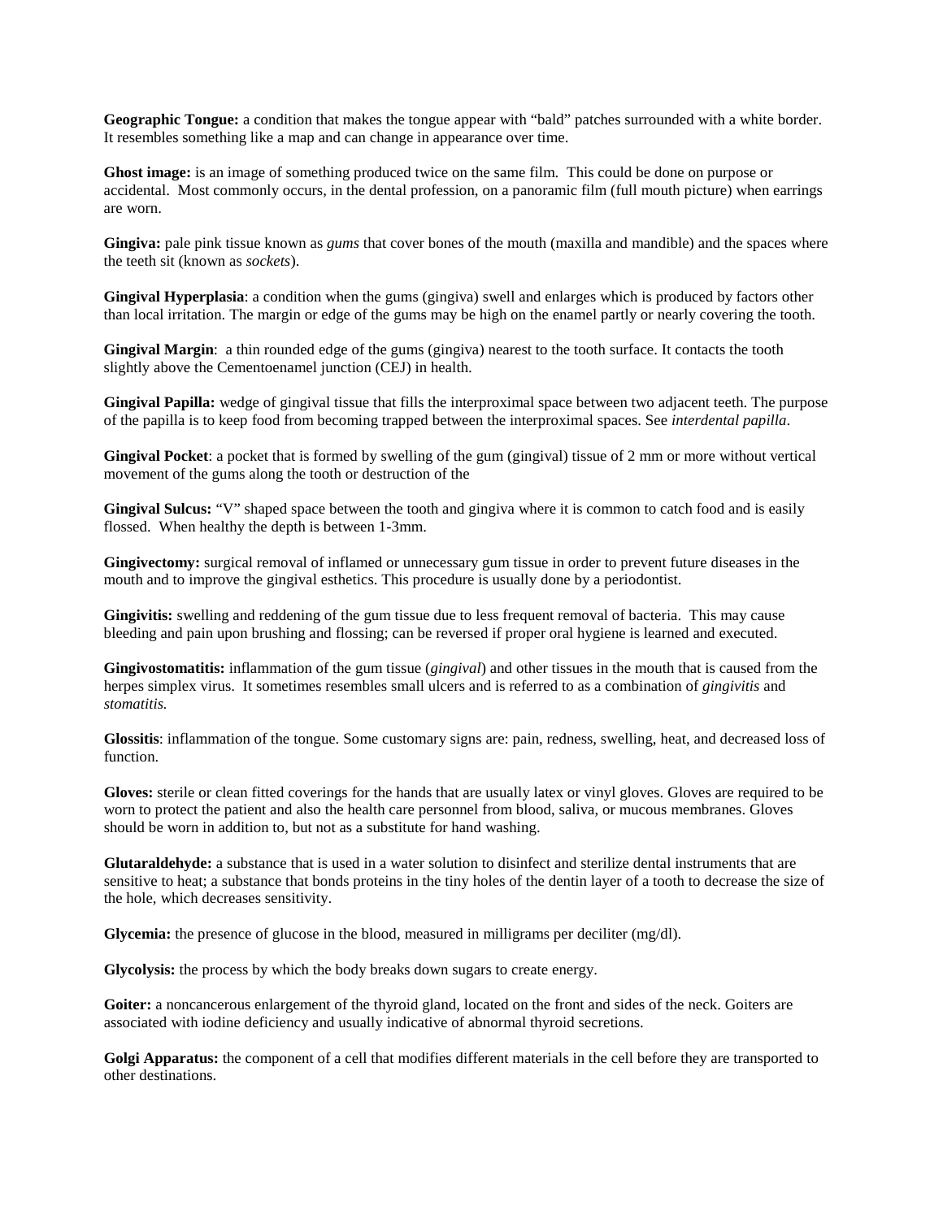**Geographic Tongue:** a condition that makes the tongue appear with "bald" patches surrounded with a white border. It resembles something like a map and can change in appearance over time.

**Ghost image:** is an image of something produced twice on the same film. This could be done on purpose or accidental. Most commonly occurs, in the dental profession, on a panoramic film (full mouth picture) when earrings are worn.

**Gingiva:** pale pink tissue known as *gums* that cover bones of the mouth (maxilla and mandible) and the spaces where the teeth sit (known as *sockets*).

**Gingival Hyperplasia**: a condition when the gums (gingiva) swell and enlarges which is produced by factors other than local irritation. The margin or edge of the gums may be high on the enamel partly or nearly covering the tooth.

**Gingival Margin**: a thin rounded edge of the gums (gingiva) nearest to the tooth surface. It contacts the tooth slightly above the Cementoenamel junction (CEJ) in health.

**Gingival Papilla:** wedge of gingival tissue that fills the interproximal space between two adjacent teeth. The purpose of the papilla is to keep food from becoming trapped between the interproximal spaces. See *interdental papilla*.

**Gingival Pocket**: a pocket that is formed by swelling of the gum (gingival) tissue of 2 mm or more without vertical movement of the gums along the tooth or destruction of the

**Gingival Sulcus:** "V" shaped space between the tooth and gingiva where it is common to catch food and is easily flossed. When healthy the depth is between 1-3mm.

**Gingivectomy:** surgical removal of inflamed or unnecessary gum tissue in order to prevent future diseases in the mouth and to improve the gingival esthetics. This procedure is usually done by a periodontist.

**Gingivitis:** swelling and reddening of the gum tissue due to less frequent removal of bacteria. This may cause bleeding and pain upon brushing and flossing; can be reversed if proper oral hygiene is learned and executed.

**Gingivostomatitis:** inflammation of the gum tissue (*gingival*) and other tissues in the mouth that is caused from the herpes simplex virus. It sometimes resembles small ulcers and is referred to as a combination of *gingivitis* and *stomatitis.*

**Glossitis**: inflammation of the tongue. Some customary signs are: pain, redness, swelling, heat, and decreased loss of function.

**Gloves:** sterile or clean fitted coverings for the hands that are usually latex or vinyl gloves. Gloves are required to be worn to protect the patient and also the health care personnel from blood, saliva, or mucous membranes. Gloves should be worn in addition to, but not as a substitute for hand washing.

**Glutaraldehyde:** a substance that is used in a water solution to disinfect and sterilize dental instruments that are sensitive to heat; a substance that bonds proteins in the tiny holes of the dentin layer of a tooth to decrease the size of the hole, which decreases sensitivity.

**Glycemia:** the presence of glucose in the blood, measured in milligrams per deciliter (mg/dl).

**Glycolysis:** the process by which the body breaks down sugars to create energy.

**Goiter:** a noncancerous enlargement of the thyroid gland, located on the front and sides of the neck. Goiters are associated with iodine deficiency and usually indicative of abnormal thyroid secretions.

**Golgi Apparatus:** the component of a cell that modifies different materials in the cell before they are transported to other destinations.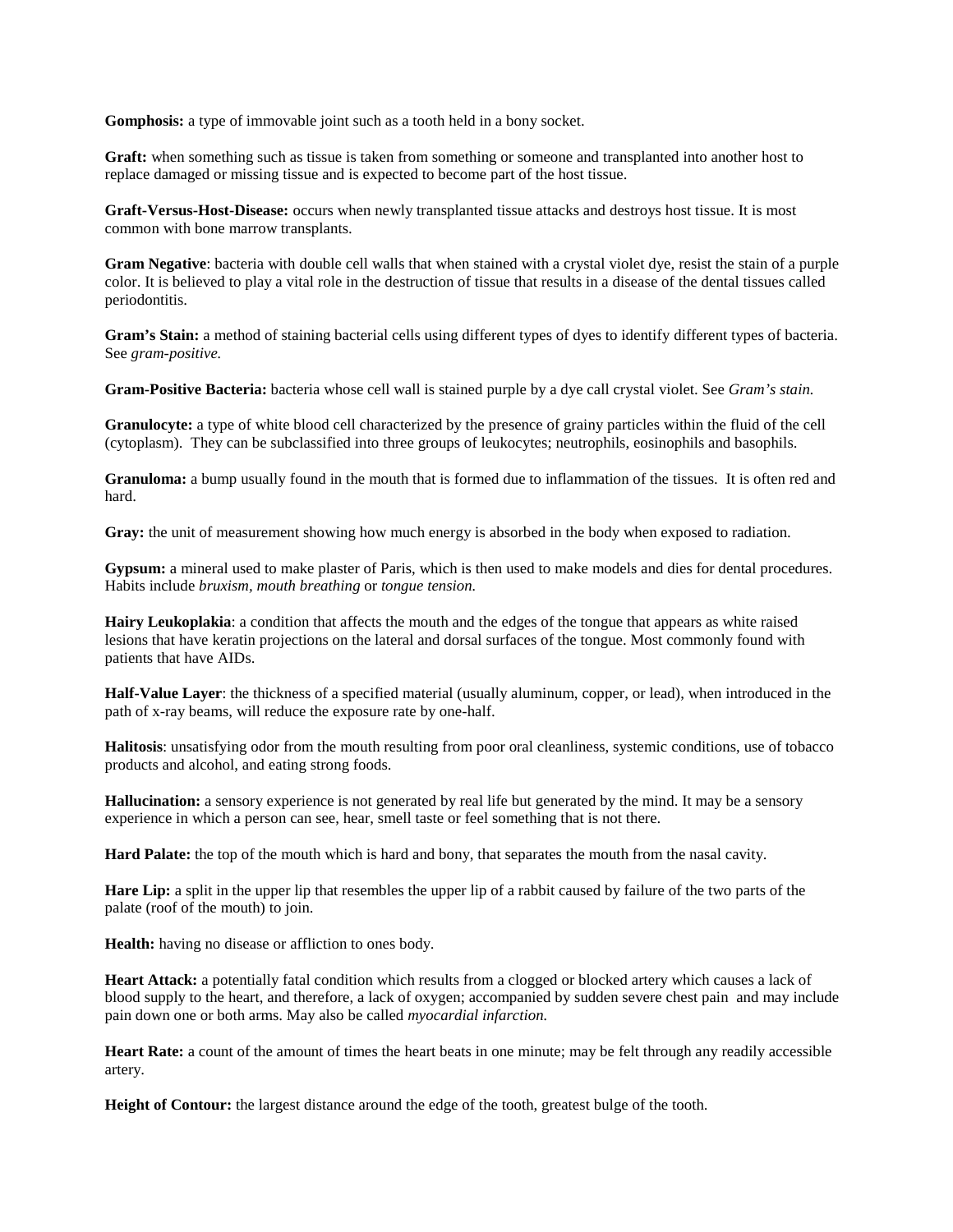**Gomphosis:** a type of immovable joint such as a tooth held in a bony socket.

**Graft:** when something such as tissue is taken from something or someone and transplanted into another host to replace damaged or missing tissue and is expected to become part of the host tissue.

**Graft-Versus-Host-Disease:** occurs when newly transplanted tissue attacks and destroys host tissue. It is most common with bone marrow transplants.

**Gram Negative**: bacteria with double cell walls that when stained with a crystal violet dye, resist the stain of a purple color. It is believed to play a vital role in the destruction of tissue that results in a disease of the dental tissues called periodontitis.

**Gram's Stain:** a method of staining bacterial cells using different types of dyes to identify different types of bacteria. See *gram-positive.*

**Gram-Positive Bacteria:** bacteria whose cell wall is stained purple by a dye call crystal violet. See *Gram's stain.*

**Granulocyte:** a type of white blood cell characterized by the presence of grainy particles within the fluid of the cell (cytoplasm). They can be subclassified into three groups of leukocytes; neutrophils, eosinophils and basophils.

**Granuloma:** a bump usually found in the mouth that is formed due to inflammation of the tissues. It is often red and hard.

**Gray:** the unit of measurement showing how much energy is absorbed in the body when exposed to radiation.

**Gypsum:** a mineral used to make plaster of Paris, which is then used to make models and dies for dental procedures. Habits include *bruxism, mouth breathing* or *tongue tension.*

**Hairy Leukoplakia**: a condition that affects the mouth and the edges of the tongue that appears as white raised lesions that have keratin projections on the lateral and dorsal surfaces of the tongue. Most commonly found with patients that have AIDs.

**Half-Value Layer**: the thickness of a specified material (usually aluminum, copper, or lead), when introduced in the path of x-ray beams, will reduce the exposure rate by one-half.

**Halitosis**: unsatisfying odor from the mouth resulting from poor oral cleanliness, systemic conditions, use of tobacco products and alcohol, and eating strong foods.

**Hallucination:** a sensory experience is not generated by real life but generated by the mind. It may be a sensory experience in which a person can see, hear, smell taste or feel something that is not there.

**Hard Palate:** the top of the mouth which is hard and bony, that separates the mouth from the nasal cavity.

**Hare Lip:** a split in the upper lip that resembles the upper lip of a rabbit caused by failure of the two parts of the palate (roof of the mouth) to join.

**Health:** having no disease or affliction to ones body.

**Heart Attack:** a potentially fatal condition which results from a clogged or blocked artery which causes a lack of blood supply to the heart, and therefore, a lack of oxygen; accompanied by sudden severe chest pain and may include pain down one or both arms. May also be called *myocardial infarction.*

**Heart Rate:** a count of the amount of times the heart beats in one minute; may be felt through any readily accessible artery.

**Height of Contour:** the largest distance around the edge of the tooth, greatest bulge of the tooth.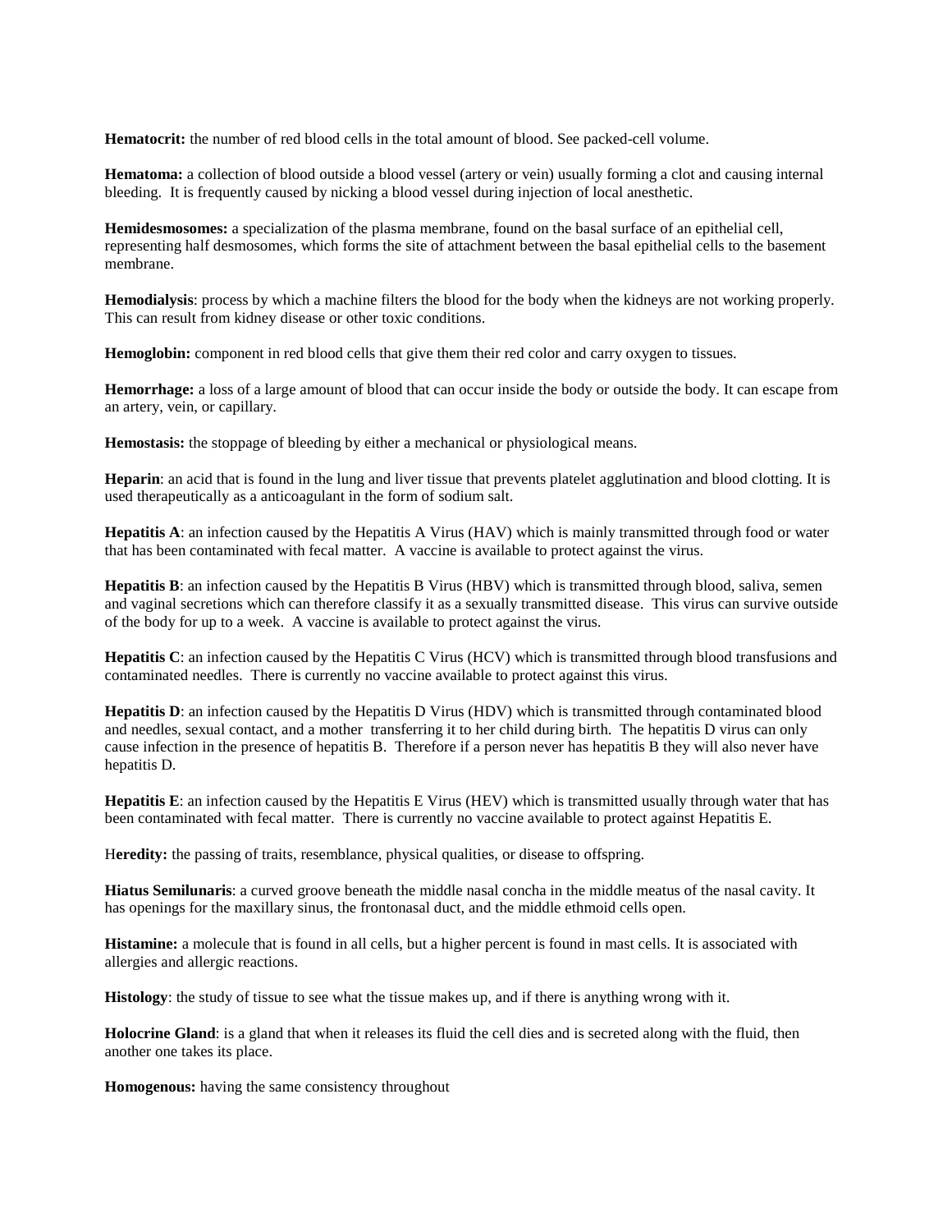**Hematocrit:** the number of red blood cells in the total amount of blood. See packed-cell volume.

**Hematoma:** a collection of blood outside a blood vessel (artery or vein) usually forming a clot and causing internal bleeding. It is frequently caused by nicking a blood vessel during injection of local anesthetic.

**Hemidesmosomes:** a specialization of the plasma membrane, found on the basal surface of an epithelial cell, representing half desmosomes, which forms the site of attachment between the basal epithelial cells to the basement membrane.

**Hemodialysis**: process by which a machine filters the blood for the body when the kidneys are not working properly. This can result from kidney disease or other toxic conditions.

**Hemoglobin:** component in red blood cells that give them their red color and carry oxygen to tissues.

**Hemorrhage:** a loss of a large amount of blood that can occur inside the body or outside the body. It can escape from an artery, vein, or capillary.

**Hemostasis:** the stoppage of bleeding by either a mechanical or physiological means.

**Heparin**: an acid that is found in the lung and liver tissue that prevents platelet agglutination and blood clotting. It is used therapeutically as a anticoagulant in the form of sodium salt.

**Hepatitis A**: an infection caused by the Hepatitis A Virus (HAV) which is mainly transmitted through food or water that has been contaminated with fecal matter. A vaccine is available to protect against the virus.

**Hepatitis B**: an infection caused by the Hepatitis B Virus (HBV) which is transmitted through blood, saliva, semen and vaginal secretions which can therefore classify it as a sexually transmitted disease. This virus can survive outside of the body for up to a week. A vaccine is available to protect against the virus.

**Hepatitis C**: an infection caused by the Hepatitis C Virus (HCV) which is transmitted through blood transfusions and contaminated needles. There is currently no vaccine available to protect against this virus.

**Hepatitis D**: an infection caused by the Hepatitis D Virus (HDV) which is transmitted through contaminated blood and needles, sexual contact, and a mother transferring it to her child during birth. The hepatitis D virus can only cause infection in the presence of hepatitis B. Therefore if a person never has hepatitis B they will also never have hepatitis D.

**Hepatitis E**: an infection caused by the Hepatitis E Virus (HEV) which is transmitted usually through water that has been contaminated with fecal matter. There is currently no vaccine available to protect against Hepatitis E.

H**eredity:** the passing of traits, resemblance, physical qualities, or disease to offspring.

**Hiatus Semilunaris**: a curved groove beneath the middle nasal concha in the middle meatus of the nasal cavity. It has openings for the maxillary sinus, the frontonasal duct, and the middle ethmoid cells open.

**Histamine:** a molecule that is found in all cells, but a higher percent is found in mast cells. It is associated with allergies and allergic reactions.

**Histology**: the study of tissue to see what the tissue makes up, and if there is anything wrong with it.

**Holocrine Gland**: is a gland that when it releases its fluid the cell dies and is secreted along with the fluid, then another one takes its place.

**Homogenous:** having the same consistency throughout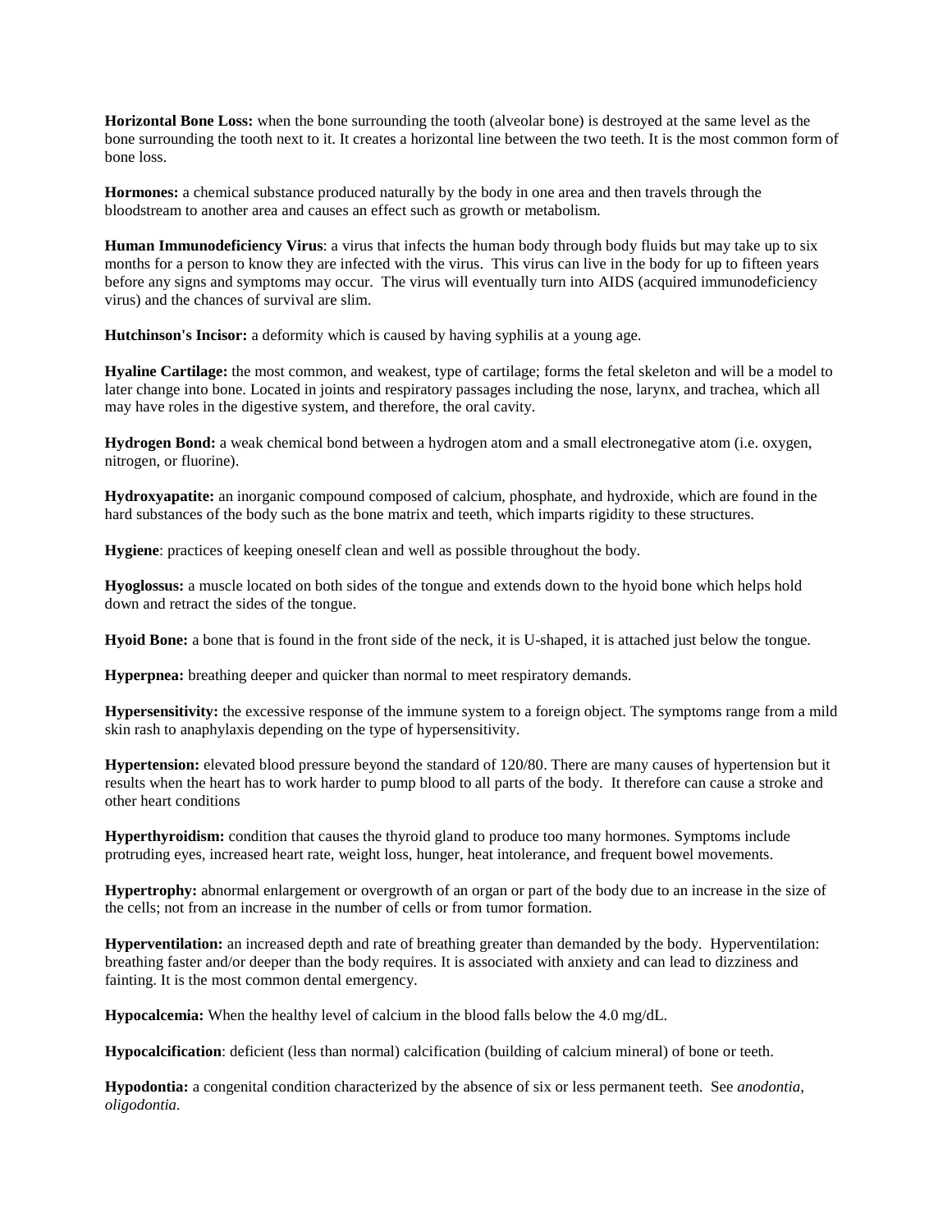**Horizontal Bone Loss:** when the bone surrounding the tooth (alveolar bone) is destroyed at the same level as the bone surrounding the tooth next to it. It creates a horizontal line between the two teeth. It is the most common form of bone loss.

**Hormones:** a chemical substance produced naturally by the body in one area and then travels through the bloodstream to another area and causes an effect such as growth or metabolism.

**Human Immunodeficiency Virus**: a virus that infects the human body through body fluids but may take up to six months for a person to know they are infected with the virus. This virus can live in the body for up to fifteen years before any signs and symptoms may occur. The virus will eventually turn into AIDS (acquired immunodeficiency virus) and the chances of survival are slim.

**Hutchinson's Incisor:** a deformity which is caused by having syphilis at a young age.

**Hyaline Cartilage:** the most common, and weakest, type of cartilage; forms the fetal skeleton and will be a model to later change into bone. Located in joints and respiratory passages including the nose, larynx, and trachea, which all may have roles in the digestive system, and therefore, the oral cavity.

**Hydrogen Bond:** a weak chemical bond between a hydrogen atom and a small electronegative atom (i.e. oxygen, nitrogen, or fluorine).

**Hydroxyapatite:** an inorganic compound composed of calcium, phosphate, and hydroxide, which are found in the hard substances of the body such as the bone matrix and teeth, which imparts rigidity to these structures.

**Hygiene**: practices of keeping oneself clean and well as possible throughout the body.

**Hyoglossus:** a muscle located on both sides of the tongue and extends down to the hyoid bone which helps hold down and retract the sides of the tongue.

**Hyoid Bone:** a bone that is found in the front side of the neck, it is U-shaped, it is attached just below the tongue.

**Hyperpnea:** breathing deeper and quicker than normal to meet respiratory demands.

**Hypersensitivity:** the excessive response of the immune system to a foreign object. The symptoms range from a mild skin rash to anaphylaxis depending on the type of hypersensitivity.

**Hypertension:** elevated blood pressure beyond the standard of 120/80. There are many causes of hypertension but it results when the heart has to work harder to pump blood to all parts of the body. It therefore can cause a stroke and other heart conditions

**Hyperthyroidism:** condition that causes the thyroid gland to produce too many hormones. Symptoms include protruding eyes, increased heart rate, weight loss, hunger, heat intolerance, and frequent bowel movements.

**Hypertrophy:** abnormal enlargement or overgrowth of an organ or part of the body due to an increase in the size of the cells; not from an increase in the number of cells or from tumor formation.

**Hyperventilation:** an increased depth and rate of breathing greater than demanded by the body. Hyperventilation: breathing faster and/or deeper than the body requires. It is associated with anxiety and can lead to dizziness and fainting. It is the most common dental emergency.

**Hypocalcemia:** When the healthy level of calcium in the blood falls below the 4.0 mg/dL.

**Hypocalcification**: deficient (less than normal) calcification (building of calcium mineral) of bone or teeth.

**Hypodontia:** a congenital condition characterized by the absence of six or less permanent teeth. See *anodontia, oligodontia.*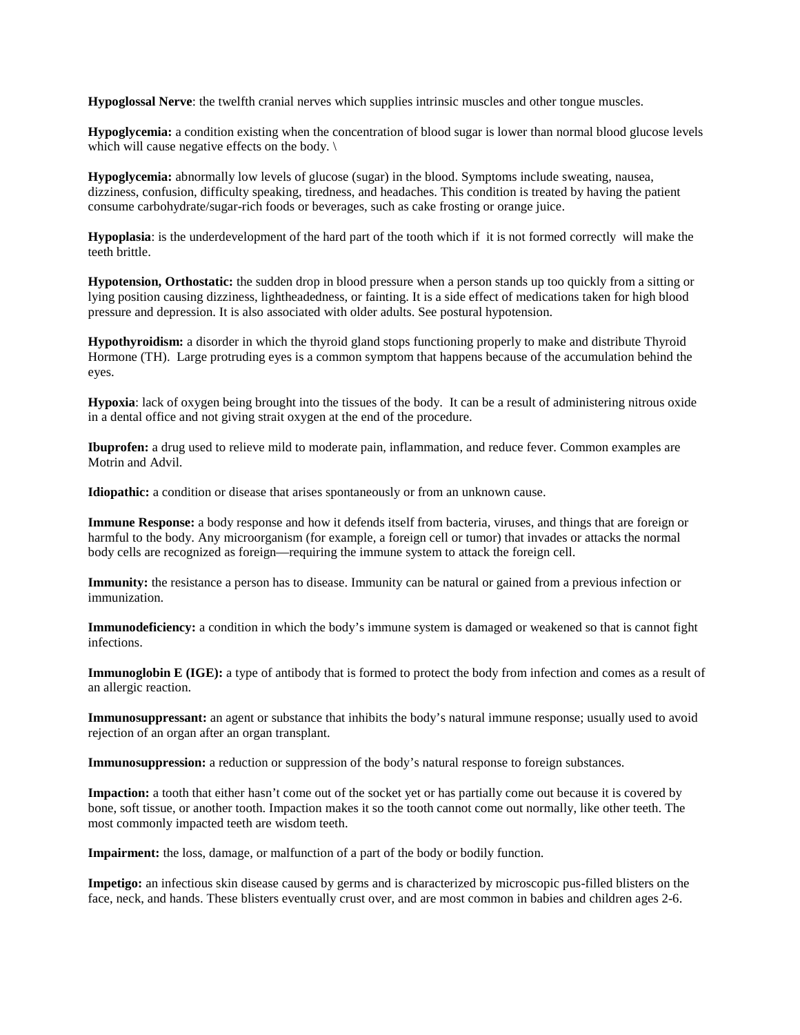**Hypoglossal Nerve**: the twelfth cranial nerves which supplies intrinsic muscles and other tongue muscles.

**Hypoglycemia:** a condition existing when the concentration of blood sugar is lower than normal blood glucose levels which will cause negative effects on the body. \

**Hypoglycemia:** abnormally low levels of glucose (sugar) in the blood. Symptoms include sweating, nausea, dizziness, confusion, difficulty speaking, tiredness, and headaches. This condition is treated by having the patient consume carbohydrate/sugar-rich foods or beverages, such as cake frosting or orange juice.

**Hypoplasia**: is the underdevelopment of the hard part of the tooth which if it is not formed correctly will make the teeth brittle.

**Hypotension, Orthostatic:** the sudden drop in blood pressure when a person stands up too quickly from a sitting or lying position causing dizziness, lightheadedness, or fainting. It is a side effect of medications taken for high blood pressure and depression. It is also associated with older adults. See postural hypotension.

**Hypothyroidism:** a disorder in which the thyroid gland stops functioning properly to make and distribute Thyroid Hormone (TH). Large protruding eyes is a common symptom that happens because of the accumulation behind the eyes.

**Hypoxia**: lack of oxygen being brought into the tissues of the body. It can be a result of administering nitrous oxide in a dental office and not giving strait oxygen at the end of the procedure.

**Ibuprofen:** a drug used to relieve mild to moderate pain, inflammation, and reduce fever. Common examples are Motrin and Advil.

**Idiopathic:** a condition or disease that arises spontaneously or from an unknown cause.

**Immune Response:** a body response and how it defends itself from bacteria, viruses, and things that are foreign or harmful to the body. Any microorganism (for example, a foreign cell or tumor) that invades or attacks the normal body cells are recognized as foreign—requiring the immune system to attack the foreign cell.

**Immunity:** the resistance a person has to disease. Immunity can be natural or gained from a previous infection or immunization.

**Immunodeficiency:** a condition in which the body's immune system is damaged or weakened so that is cannot fight infections.

**Immunoglobin E (IGE):** a type of antibody that is formed to protect the body from infection and comes as a result of an allergic reaction.

**Immunosuppressant:** an agent or substance that inhibits the body's natural immune response; usually used to avoid rejection of an organ after an organ transplant.

**Immunosuppression:** a reduction or suppression of the body's natural response to foreign substances.

**Impaction:** a tooth that either hasn't come out of the socket yet or has partially come out because it is covered by bone, soft tissue, or another tooth. Impaction makes it so the tooth cannot come out normally, like other teeth. The most commonly impacted teeth are wisdom teeth.

**Impairment:** the loss, damage, or malfunction of a part of the body or bodily function.

**Impetigo:** an infectious skin disease caused by germs and is characterized by microscopic pus-filled blisters on the face, neck, and hands. These blisters eventually crust over, and are most common in babies and children ages 2-6.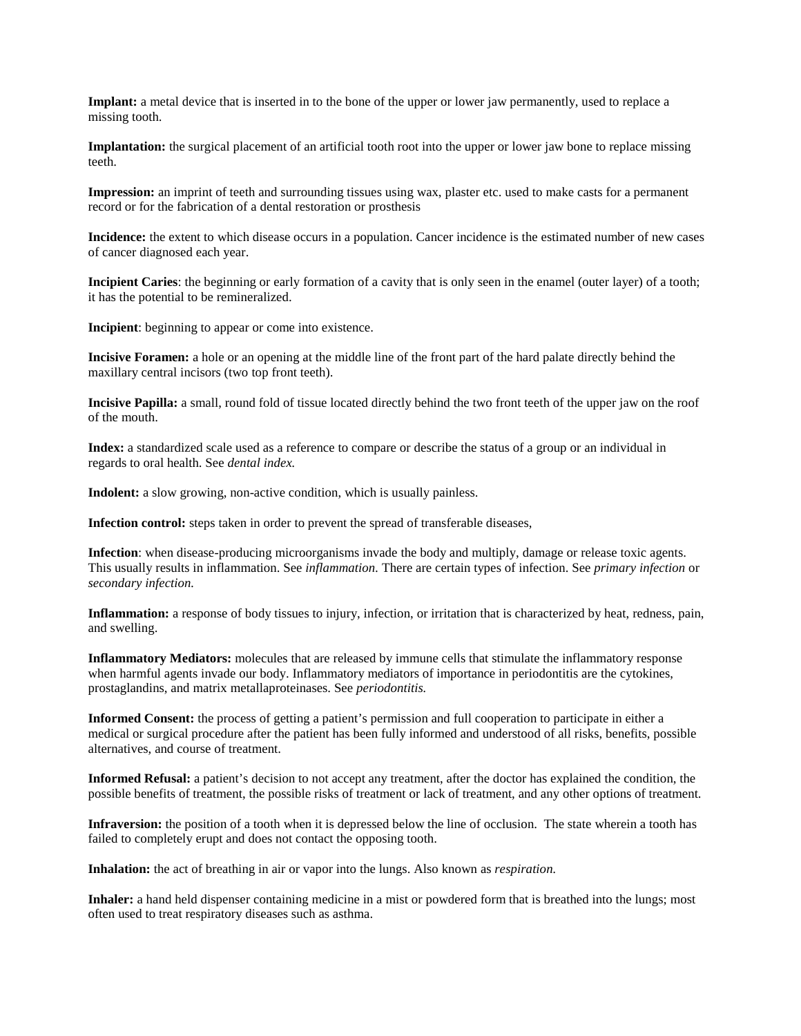**Implant:** a metal device that is inserted in to the bone of the upper or lower jaw permanently, used to replace a missing tooth.

**Implantation:** the surgical placement of an artificial tooth root into the upper or lower jaw bone to replace missing teeth.

**Impression:** an imprint of teeth and surrounding tissues using wax, plaster etc. used to make casts for a permanent record or for the fabrication of a dental restoration or prosthesis

**Incidence:** the extent to which disease occurs in a population. Cancer incidence is the estimated number of new cases of cancer diagnosed each year.

**Incipient Caries**: the beginning or early formation of a cavity that is only seen in the enamel (outer layer) of a tooth; it has the potential to be remineralized.

**Incipient**: beginning to appear or come into existence.

**Incisive Foramen:** a hole or an opening at the middle line of the front part of the hard palate directly behind the maxillary central incisors (two top front teeth).

**Incisive Papilla:** a small, round fold of tissue located directly behind the two front teeth of the upper jaw on the roof of the mouth.

**Index:** a standardized scale used as a reference to compare or describe the status of a group or an individual in regards to oral health. See *dental index.*

**Indolent:** a slow growing, non-active condition, which is usually painless.

**Infection control:** steps taken in order to prevent the spread of transferable diseases,

**Infection**: when disease-producing microorganisms invade the body and multiply, damage or release toxic agents. This usually results in inflammation. See *inflammation.* There are certain types of infection. See *primary infection* or *secondary infection.*

**Inflammation:** a response of body tissues to injury, infection, or irritation that is characterized by heat, redness, pain, and swelling.

**Inflammatory Mediators:** molecules that are released by immune cells that stimulate the inflammatory response when harmful agents invade our body. Inflammatory mediators of importance in periodontitis are the cytokines, prostaglandins, and matrix metallaproteinases. See *periodontitis.*

**Informed Consent:** the process of getting a patient's permission and full cooperation to participate in either a medical or surgical procedure after the patient has been fully informed and understood of all risks, benefits, possible alternatives, and course of treatment.

**Informed Refusal:** a patient's decision to not accept any treatment, after the doctor has explained the condition, the possible benefits of treatment, the possible risks of treatment or lack of treatment, and any other options of treatment.

**Infraversion:** the position of a tooth when it is depressed below the line of occlusion. The state wherein a tooth has failed to completely erupt and does not contact the opposing tooth.

**Inhalation:** the act of breathing in air or vapor into the lungs. Also known as *respiration.*

**Inhaler:** a hand held dispenser containing medicine in a mist or powdered form that is breathed into the lungs; most often used to treat respiratory diseases such as asthma.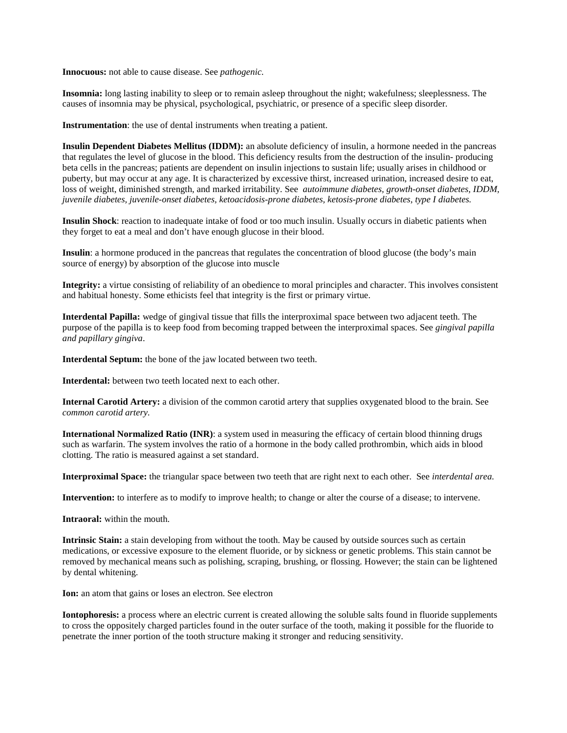**Innocuous:** not able to cause disease. See *pathogenic.*

**Insomnia:** long lasting inability to sleep or to remain asleep throughout the night; wakefulness; sleeplessness. The causes of insomnia may be physical, psychological, psychiatric, or presence of a specific sleep disorder.

**Instrumentation**: the use of dental instruments when treating a patient.

**Insulin Dependent Diabetes Mellitus (IDDM):** an absolute deficiency of insulin, a hormone needed in the pancreas that regulates the level of glucose in the blood. This deficiency results from the destruction of the insulin- producing beta cells in the pancreas; patients are dependent on insulin injections to sustain life; usually arises in childhood or puberty, but may occur at any age. It is characterized by excessive thirst, increased urination, increased desire to eat, loss of weight, diminished strength, and marked irritability. See *autoimmune diabetes, growth-onset diabetes, IDDM, juvenile diabetes, juvenile-onset diabetes, ketoacidosis-prone diabetes, ketosis-prone diabetes, type I diabetes.*

**Insulin Shock**: reaction to inadequate intake of food or too much insulin. Usually occurs in diabetic patients when they forget to eat a meal and don't have enough glucose in their blood.

**Insulin**: a hormone produced in the pancreas that regulates the concentration of blood glucose (the body's main source of energy) by absorption of the glucose into muscle

**Integrity:** a virtue consisting of reliability of an obedience to moral principles and character. This involves consistent and habitual honesty. Some ethicists feel that integrity is the first or primary virtue.

**Interdental Papilla:** wedge of gingival tissue that fills the interproximal space between two adjacent teeth. The purpose of the papilla is to keep food from becoming trapped between the interproximal spaces. See *gingival papilla and papillary gingiva*.

**Interdental Septum:** the bone of the jaw located between two teeth.

**Interdental:** between two teeth located next to each other.

**Internal Carotid Artery:** a division of the common carotid artery that supplies oxygenated blood to the brain. See *common carotid artery.*

**International Normalized Ratio (INR)**: a system used in measuring the efficacy of certain blood thinning drugs such as warfarin. The system involves the ratio of a hormone in the body called prothrombin, which aids in blood clotting. The ratio is measured against a set standard.

**Interproximal Space:** the triangular space between two teeth that are right next to each other. See *interdental area.*

**Intervention:** to interfere as to modify to improve health; to change or alter the course of a disease; to intervene.

**Intraoral:** within the mouth.

**Intrinsic Stain:** a stain developing from without the tooth. May be caused by outside sources such as certain medications, or excessive exposure to the element fluoride, or by sickness or genetic problems. This stain cannot be removed by mechanical means such as polishing, scraping, brushing, or flossing. However; the stain can be lightened by dental whitening.

**Ion:** an atom that gains or loses an electron. See electron

**Iontophoresis:** a process where an electric current is created allowing the soluble salts found in fluoride supplements to cross the oppositely charged particles found in the outer surface of the tooth, making it possible for the fluoride to penetrate the inner portion of the tooth structure making it stronger and reducing sensitivity.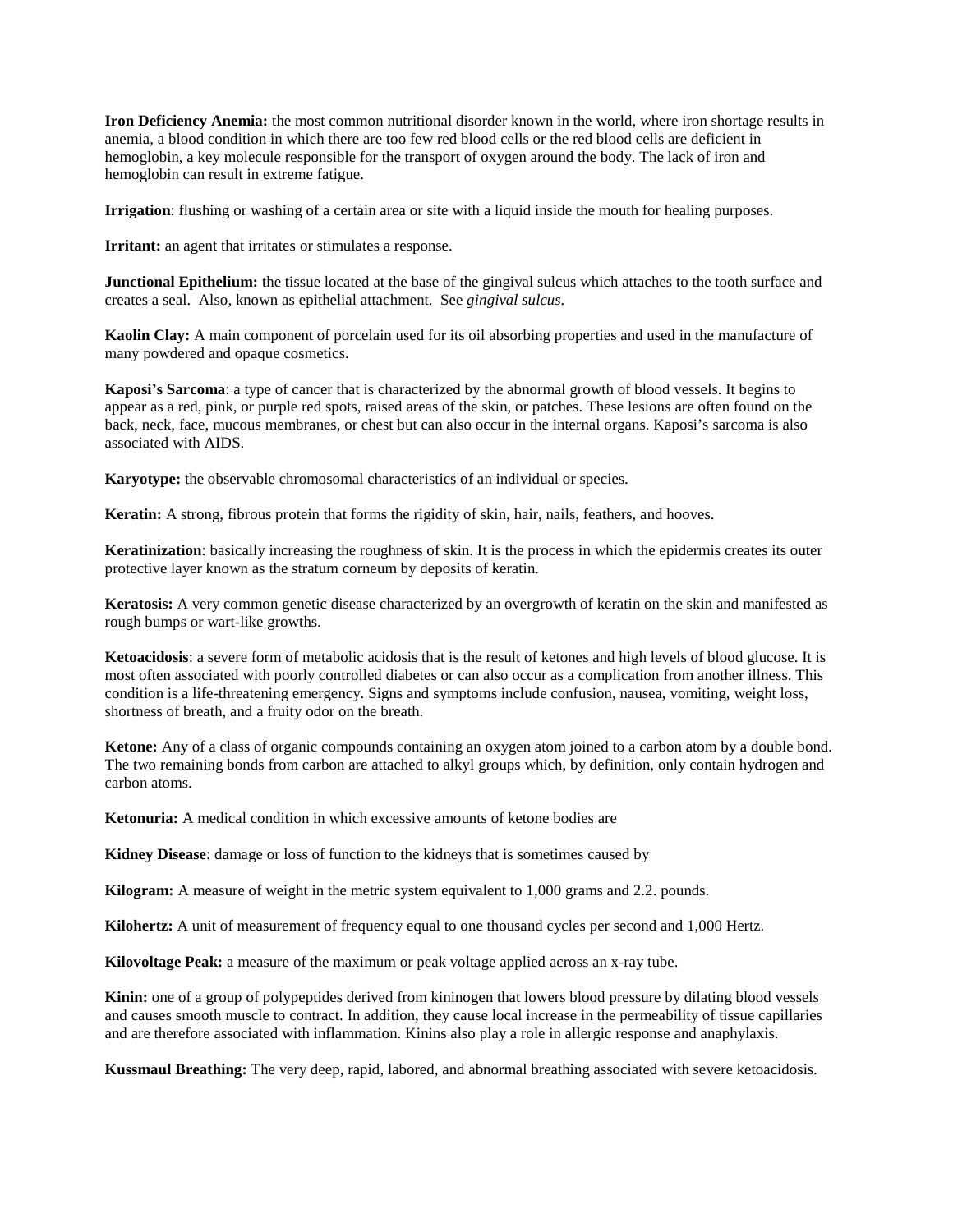**Iron Deficiency Anemia:** the most common nutritional disorder known in the world, where iron shortage results in anemia, a blood condition in which there are too few red blood cells or the red blood cells are deficient in hemoglobin, a key molecule responsible for the transport of oxygen around the body. The lack of iron and hemoglobin can result in extreme fatigue.

**Irrigation**: flushing or washing of a certain area or site with a liquid inside the mouth for healing purposes.

**Irritant:** an agent that irritates or stimulates a response.

**Junctional Epithelium:** the tissue located at the base of the gingival sulcus which attaches to the tooth surface and creates a seal. Also, known as epithelial attachment. See *gingival sulcus*.

**Kaolin Clay:** A main component of porcelain used for its oil absorbing properties and used in the manufacture of many powdered and opaque cosmetics.

**Kaposi's Sarcoma**: a type of cancer that is characterized by the abnormal growth of blood vessels. It begins to appear as a red, pink, or purple red spots, raised areas of the skin, or patches. These lesions are often found on the back, neck, face, mucous membranes, or chest but can also occur in the internal organs. Kaposi's sarcoma is also associated with AIDS.

**Karyotype:** the observable chromosomal characteristics of an individual or species.

**Keratin:** A strong, fibrous protein that forms the rigidity of skin, hair, nails, feathers, and hooves.

**Keratinization**: basically increasing the roughness of skin. It is the process in which the epidermis creates its outer protective layer known as the stratum corneum by deposits of keratin.

**Keratosis:** A very common genetic disease characterized by an overgrowth of keratin on the skin and manifested as rough bumps or wart-like growths.

**Ketoacidosis**: a severe form of metabolic acidosis that is the result of ketones and high levels of blood glucose. It is most often associated with poorly controlled diabetes or can also occur as a complication from another illness. This condition is a life-threatening emergency. Signs and symptoms include confusion, nausea, vomiting, weight loss, shortness of breath, and a fruity odor on the breath.

**Ketone:** Any of a class of organic compounds containing an oxygen atom joined to a carbon atom by a double bond. The two remaining bonds from carbon are attached to alkyl groups which, by definition, only contain hydrogen and carbon atoms.

**Ketonuria:** A medical condition in which excessive amounts of ketone bodies are

**Kidney Disease**: damage or loss of function to the kidneys that is sometimes caused by

**Kilogram:** A measure of weight in the metric system equivalent to 1,000 grams and 2.2. pounds.

**Kilohertz:** A unit of measurement of frequency equal to one thousand cycles per second and 1,000 Hertz.

**Kilovoltage Peak:** a measure of the maximum or peak voltage applied across an x-ray tube.

**Kinin:** one of a group of polypeptides derived from kininogen that lowers blood pressure by dilating blood vessels and causes smooth muscle to contract. In addition, they cause local increase in the permeability of tissue capillaries and are therefore associated with inflammation. Kinins also play a role in allergic response and anaphylaxis.

**Kussmaul Breathing:** The very deep, rapid, labored, and abnormal breathing associated with severe ketoacidosis.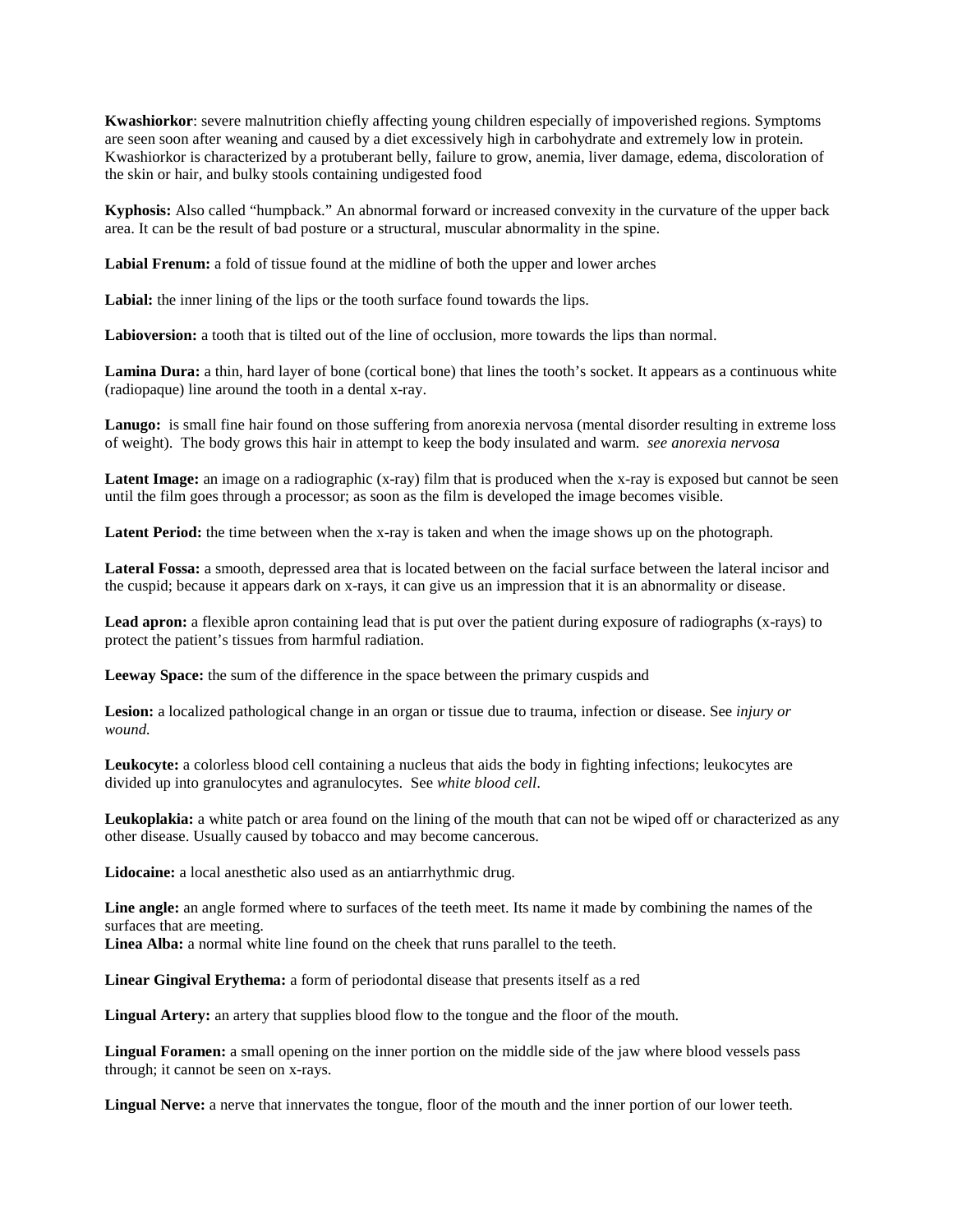**Kwashiorkor**: severe malnutrition chiefly affecting young children especially of impoverished regions. Symptoms are seen soon after weaning and caused by a diet excessively high in carbohydrate and extremely low in protein. Kwashiorkor is characterized by a protuberant belly, failure to grow, anemia, liver damage, edema, discoloration of the skin or hair, and bulky stools containing undigested food

**Kyphosis:** Also called "humpback." An abnormal forward or increased convexity in the curvature of the upper back area. It can be the result of bad posture or a structural, muscular abnormality in the spine.

**Labial Frenum:** a fold of tissue found at the midline of both the upper and lower arches

**Labial:** the inner lining of the lips or the tooth surface found towards the lips.

**Labioversion:** a tooth that is tilted out of the line of occlusion, more towards the lips than normal.

**Lamina Dura:** a thin, hard layer of bone (cortical bone) that lines the tooth's socket. It appears as a continuous white (radiopaque) line around the tooth in a dental x-ray.

**Lanugo:** is small fine hair found on those suffering from anorexia nervosa (mental disorder resulting in extreme loss of weight). The body grows this hair in attempt to keep the body insulated and warm. *see anorexia nervosa*

**Latent Image:** an image on a radiographic (x-ray) film that is produced when the x-ray is exposed but cannot be seen until the film goes through a processor; as soon as the film is developed the image becomes visible.

**Latent Period:** the time between when the x-ray is taken and when the image shows up on the photograph.

**Lateral Fossa:** a smooth, depressed area that is located between on the facial surface between the lateral incisor and the cuspid; because it appears dark on x-rays, it can give us an impression that it is an abnormality or disease.

**Lead apron:** a flexible apron containing lead that is put over the patient during exposure of radiographs (x-rays) to protect the patient's tissues from harmful radiation.

**Leeway Space:** the sum of the difference in the space between the primary cuspids and

**Lesion:** a localized pathological change in an organ or tissue due to trauma, infection or disease. See *injury or wound.*

**Leukocyte:** a colorless blood cell containing a nucleus that aids the body in fighting infections; leukocytes are divided up into granulocytes and agranulocytes. See *white blood cell*.

**Leukoplakia:** a white patch or area found on the lining of the mouth that can not be wiped off or characterized as any other disease. Usually caused by tobacco and may become cancerous.

**Lidocaine:** a local anesthetic also used as an antiarrhythmic drug.

**Line angle:** an angle formed where to surfaces of the teeth meet. Its name it made by combining the names of the surfaces that are meeting.

**Linea Alba:** a normal white line found on the cheek that runs parallel to the teeth.

**Linear Gingival Erythema:** a form of periodontal disease that presents itself as a red

**Lingual Artery:** an artery that supplies blood flow to the tongue and the floor of the mouth.

**Lingual Foramen:** a small opening on the inner portion on the middle side of the jaw where blood vessels pass through; it cannot be seen on x-rays.

**Lingual Nerve:** a nerve that innervates the tongue, floor of the mouth and the inner portion of our lower teeth.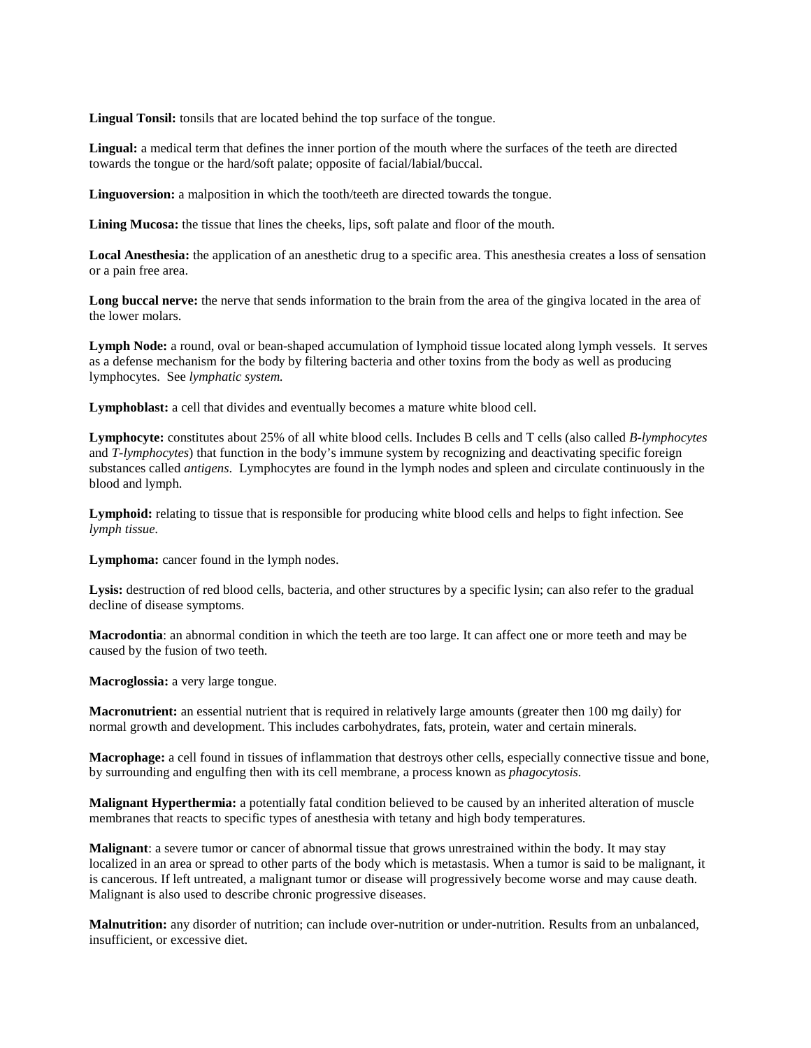**Lingual Tonsil:** tonsils that are located behind the top surface of the tongue.

**Lingual:** a medical term that defines the inner portion of the mouth where the surfaces of the teeth are directed towards the tongue or the hard/soft palate; opposite of facial/labial/buccal.

**Linguoversion:** a malposition in which the tooth/teeth are directed towards the tongue.

**Lining Mucosa:** the tissue that lines the cheeks, lips, soft palate and floor of the mouth.

**Local Anesthesia:** the application of an anesthetic drug to a specific area. This anesthesia creates a loss of sensation or a pain free area.

**Long buccal nerve:** the nerve that sends information to the brain from the area of the gingiva located in the area of the lower molars.

**Lymph Node:** a round, oval or bean-shaped accumulation of lymphoid tissue located along lymph vessels. It serves as a defense mechanism for the body by filtering bacteria and other toxins from the body as well as producing lymphocytes. See *lymphatic system.*

**Lymphoblast:** a cell that divides and eventually becomes a mature white blood cell.

**Lymphocyte:** constitutes about 25% of all white blood cells. Includes B cells and T cells (also called *B-lymphocytes* and *T-lymphocytes*) that function in the body's immune system by recognizing and deactivating specific foreign substances called *antigens*. Lymphocytes are found in the lymph nodes and spleen and circulate continuously in the blood and lymph.

**Lymphoid:** relating to tissue that is responsible for producing white blood cells and helps to fight infection. See *lymph tissue.*

**Lymphoma:** cancer found in the lymph nodes.

**Lysis:** destruction of red blood cells, bacteria, and other structures by a specific lysin; can also refer to the gradual decline of disease symptoms.

**Macrodontia**: an abnormal condition in which the teeth are too large. It can affect one or more teeth and may be caused by the fusion of two teeth.

**Macroglossia:** a very large tongue.

**Macronutrient:** an essential nutrient that is required in relatively large amounts (greater then 100 mg daily) for normal growth and development. This includes carbohydrates, fats, protein, water and certain minerals.

**Macrophage:** a cell found in tissues of inflammation that destroys other cells, especially connective tissue and bone, by surrounding and engulfing then with its cell membrane, a process known as *phagocytosis.*

**Malignant Hyperthermia:** a potentially fatal condition believed to be caused by an inherited alteration of muscle membranes that reacts to specific types of anesthesia with tetany and high body temperatures.

**Malignant**: a severe tumor or cancer of abnormal tissue that grows unrestrained within the body. It may stay localized in an area or spread to other parts of the body which is metastasis. When a tumor is said to be malignant, it is cancerous. If left untreated, a malignant tumor or disease will progressively become worse and may cause death. Malignant is also used to describe chronic progressive diseases.

**Malnutrition:** any disorder of nutrition; can include over-nutrition or under-nutrition. Results from an unbalanced, insufficient, or excessive diet.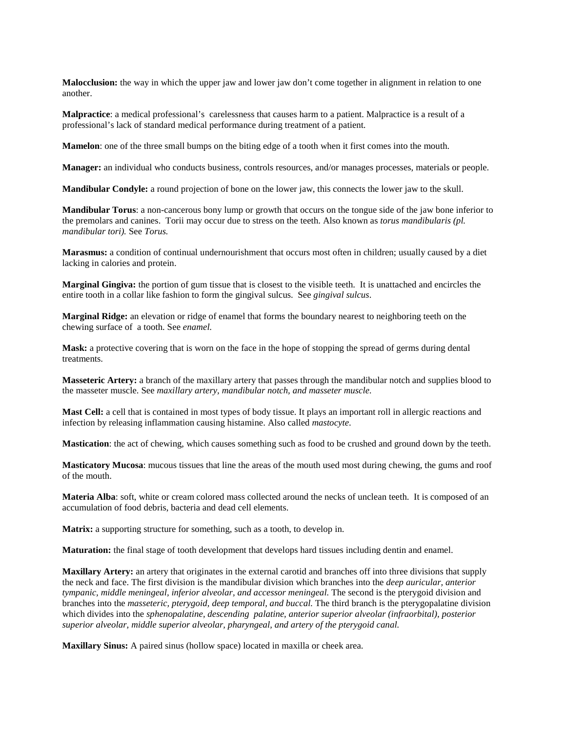**Malocclusion:** the way in which the upper jaw and lower jaw don't come together in alignment in relation to one another.

**Malpractice**: a medical professional's carelessness that causes harm to a patient. Malpractice is a result of a professional's lack of standard medical performance during treatment of a patient.

**Mamelon**: one of the three small bumps on the biting edge of a tooth when it first comes into the mouth.

**Manager:** an individual who conducts business, controls resources, and/or manages processes, materials or people.

**Mandibular Condyle:** a round projection of bone on the lower jaw, this connects the lower jaw to the skull.

**Mandibular Torus**: a non-cancerous bony lump or growth that occurs on the tongue side of the jaw bone inferior to the premolars and canines. Torii may occur due to stress on the teeth. Also known as *torus mandibularis (pl. mandibular tori).* See *Torus.*

**Marasmus:** a condition of continual undernourishment that occurs most often in children; usually caused by a diet lacking in calories and protein.

**Marginal Gingiva:** the portion of gum tissue that is closest to the visible teeth. It is unattached and encircles the entire tooth in a collar like fashion to form the gingival sulcus. See *gingival sulcus*.

**Marginal Ridge:** an elevation or ridge of enamel that forms the boundary nearest to neighboring teeth on the chewing surface of a tooth. See *enamel.*

**Mask:** a protective covering that is worn on the face in the hope of stopping the spread of germs during dental treatments.

**Masseteric Artery:** a branch of the maxillary artery that passes through the mandibular notch and supplies blood to the masseter muscle. See *maxillary artery, mandibular notch, and masseter muscle.*

**Mast Cell:** a cell that is contained in most types of body tissue. It plays an important roll in allergic reactions and infection by releasing inflammation causing histamine. Also called *mastocyte.*

**Mastication**: the act of chewing, which causes something such as food to be crushed and ground down by the teeth.

**Masticatory Mucosa**: mucous tissues that line the areas of the mouth used most during chewing, the gums and roof of the mouth.

**Materia Alba**: soft, white or cream colored mass collected around the necks of unclean teeth. It is composed of an accumulation of food debris, bacteria and dead cell elements.

**Matrix:** a supporting structure for something, such as a tooth, to develop in.

**Maturation:** the final stage of tooth development that develops hard tissues including dentin and enamel.

**Maxillary Artery:** an artery that originates in the external carotid and branches off into three divisions that supply the neck and face. The first division is the mandibular division which branches into the *deep auricular, anterior tympanic, middle meningeal, inferior alveolar, and accessor meningeal.* The second is the pterygoid division and branches into the *masseteric, pterygoid, deep temporal, and buccal.* The third branch is the pterygopalatine division which divides into the *sphenopalatine, descending palatine, anterior superior alveolar (infraorbital), posterior superior alveolar, middle superior alveolar, pharyngeal, and artery of the pterygoid canal.*

**Maxillary Sinus:** A paired sinus (hollow space) located in maxilla or cheek area.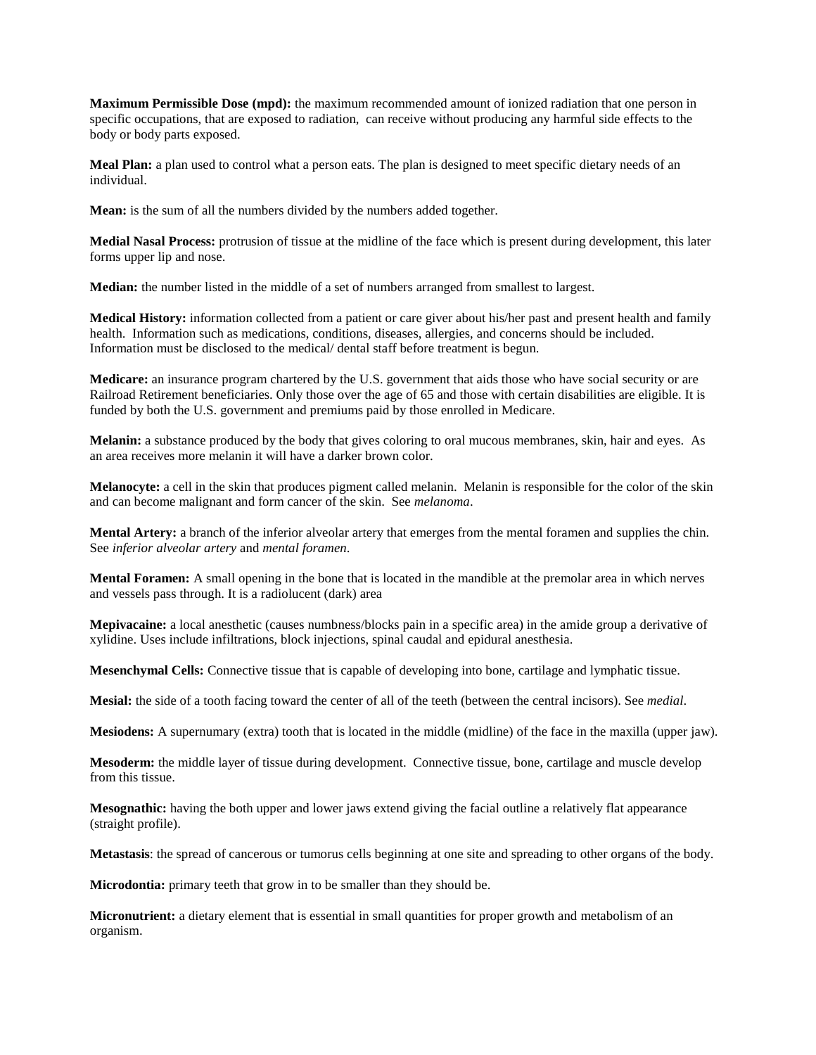**Maximum Permissible Dose (mpd):** the maximum recommended amount of ionized radiation that one person in specific occupations, that are exposed to radiation, can receive without producing any harmful side effects to the body or body parts exposed.

**Meal Plan:** a plan used to control what a person eats. The plan is designed to meet specific dietary needs of an individual.

**Mean:** is the sum of all the numbers divided by the numbers added together.

**Medial Nasal Process:** protrusion of tissue at the midline of the face which is present during development, this later forms upper lip and nose.

**Median:** the number listed in the middle of a set of numbers arranged from smallest to largest.

**Medical History:** information collected from a patient or care giver about his/her past and present health and family health. Information such as medications, conditions, diseases, allergies, and concerns should be included. Information must be disclosed to the medical/ dental staff before treatment is begun.

**Medicare:** an insurance program chartered by the U.S. government that aids those who have social security or are Railroad Retirement beneficiaries. Only those over the age of 65 and those with certain disabilities are eligible. It is funded by both the U.S. government and premiums paid by those enrolled in Medicare.

**Melanin:** a substance produced by the body that gives coloring to oral mucous membranes, skin, hair and eyes. As an area receives more melanin it will have a darker brown color.

**Melanocyte:** a cell in the skin that produces pigment called melanin. Melanin is responsible for the color of the skin and can become malignant and form cancer of the skin. See *melanoma*.

**Mental Artery:** a branch of the inferior alveolar artery that emerges from the mental foramen and supplies the chin. See *inferior alveolar artery* and *mental foramen*.

**Mental Foramen:** A small opening in the bone that is located in the mandible at the premolar area in which nerves and vessels pass through. It is a radiolucent (dark) area

**Mepivacaine:** a local anesthetic (causes numbness/blocks pain in a specific area) in the amide group a derivative of xylidine. Uses include infiltrations, block injections, spinal caudal and epidural anesthesia.

**Mesenchymal Cells:** Connective tissue that is capable of developing into bone, cartilage and lymphatic tissue.

**Mesial:** the side of a tooth facing toward the center of all of the teeth (between the central incisors). See *medial*.

**Mesiodens:** A supernumary (extra) tooth that is located in the middle (midline) of the face in the maxilla (upper jaw).

**Mesoderm:** the middle layer of tissue during development. Connective tissue, bone, cartilage and muscle develop from this tissue.

**Mesognathic:** having the both upper and lower jaws extend giving the facial outline a relatively flat appearance (straight profile).

**Metastasis**: the spread of cancerous or tumorus cells beginning at one site and spreading to other organs of the body.

**Microdontia:** primary teeth that grow in to be smaller than they should be.

**Micronutrient:** a dietary element that is essential in small quantities for proper growth and metabolism of an organism.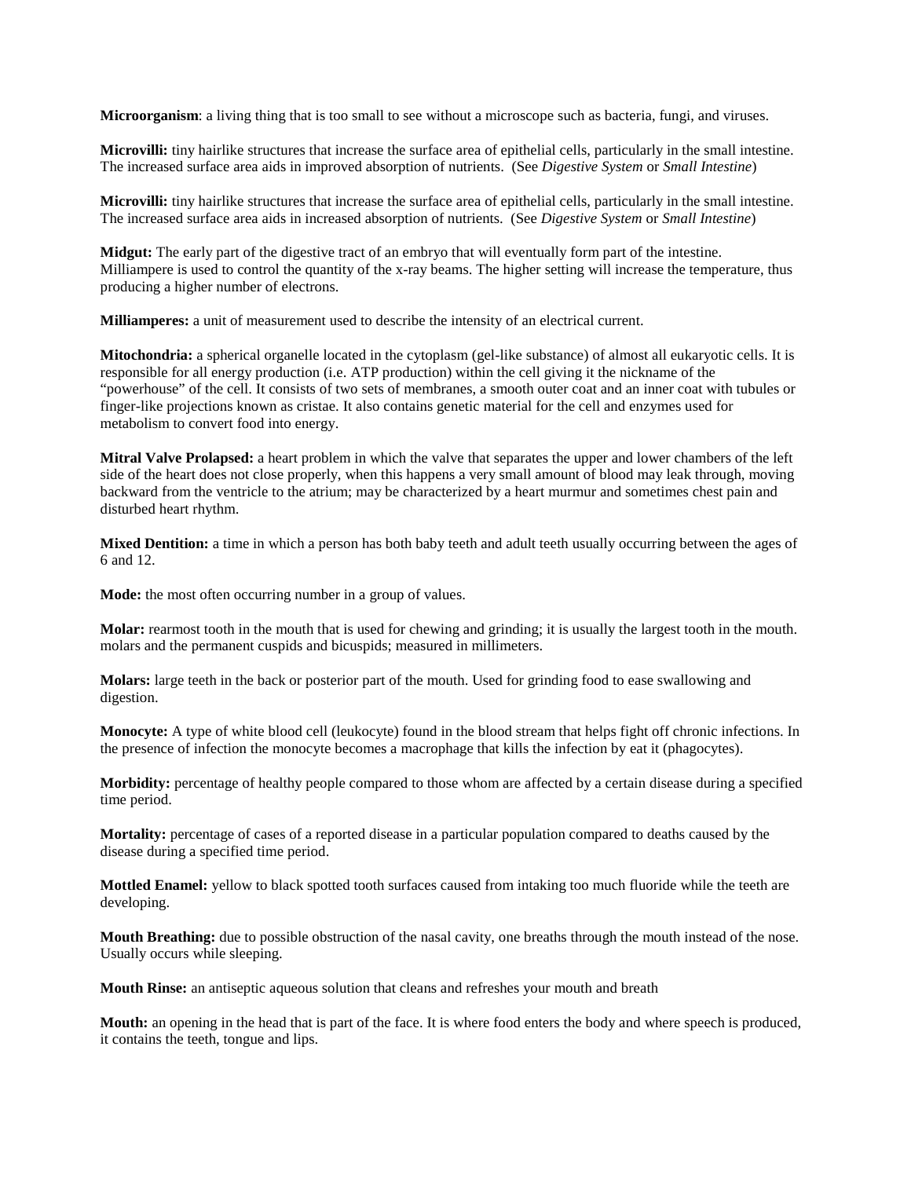**Microorganism**: a living thing that is too small to see without a microscope such as bacteria, fungi, and viruses.

**Microvilli:** tiny hairlike structures that increase the surface area of epithelial cells, particularly in the small intestine. The increased surface area aids in improved absorption of nutrients. (See *Digestive System* or *Small Intestine*)

**Microvilli:** tiny hairlike structures that increase the surface area of epithelial cells, particularly in the small intestine. The increased surface area aids in increased absorption of nutrients. (See *Digestive System* or *Small Intestine*)

**Midgut:** The early part of the digestive tract of an embryo that will eventually form part of the intestine. Milliampere is used to control the quantity of the x-ray beams. The higher setting will increase the temperature, thus producing a higher number of electrons.

**Milliamperes:** a unit of measurement used to describe the intensity of an electrical current.

**Mitochondria:** a spherical organelle located in the cytoplasm (gel-like substance) of almost all eukaryotic cells. It is responsible for all energy production (i.e. ATP production) within the cell giving it the nickname of the "powerhouse" of the cell. It consists of two sets of membranes, a smooth outer coat and an inner coat with tubules or finger-like projections known as cristae. It also contains genetic material for the cell and enzymes used for metabolism to convert food into energy.

**Mitral Valve Prolapsed:** a heart problem in which the valve that separates the upper and lower chambers of the left side of the heart does not close properly, when this happens a very small amount of blood may leak through, moving backward from the ventricle to the atrium; may be characterized by a heart murmur and sometimes chest pain and disturbed heart rhythm.

**Mixed Dentition:** a time in which a person has both baby teeth and adult teeth usually occurring between the ages of 6 and 12.

**Mode:** the most often occurring number in a group of values.

**Molar:** rearmost tooth in the mouth that is used for chewing and grinding; it is usually the largest tooth in the mouth. molars and the permanent cuspids and bicuspids; measured in millimeters.

**Molars:** large teeth in the back or posterior part of the mouth. Used for grinding food to ease swallowing and digestion.

**Monocyte:** A type of white blood cell (leukocyte) found in the blood stream that helps fight off chronic infections. In the presence of infection the monocyte becomes a macrophage that kills the infection by eat it (phagocytes).

**Morbidity:** percentage of healthy people compared to those whom are affected by a certain disease during a specified time period.

**Mortality:** percentage of cases of a reported disease in a particular population compared to deaths caused by the disease during a specified time period.

**Mottled Enamel:** yellow to black spotted tooth surfaces caused from intaking too much fluoride while the teeth are developing.

**Mouth Breathing:** due to possible obstruction of the nasal cavity, one breaths through the mouth instead of the nose. Usually occurs while sleeping.

**Mouth Rinse:** an antiseptic aqueous solution that cleans and refreshes your mouth and breath

**Mouth:** an opening in the head that is part of the face. It is where food enters the body and where speech is produced, it contains the teeth, tongue and lips.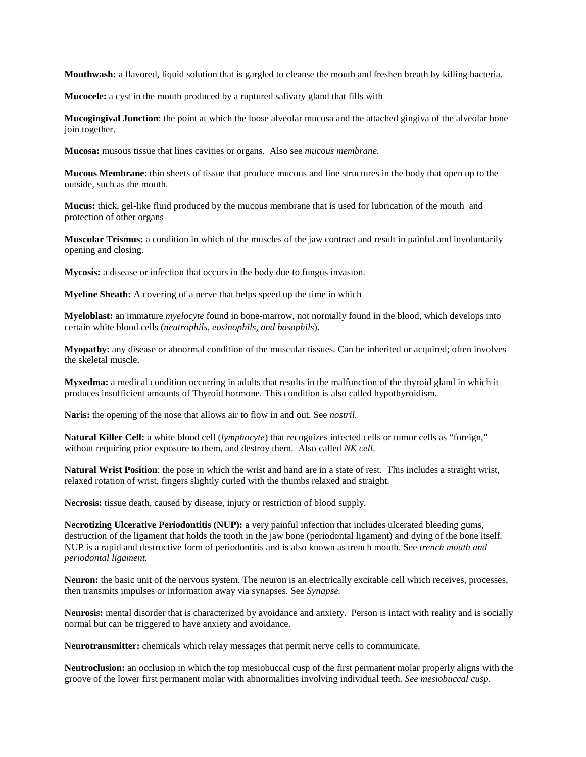**Mouthwash:** a flavored, liquid solution that is gargled to cleanse the mouth and freshen breath by killing bacteria.

**Mucocele:** a cyst in the mouth produced by a ruptured salivary gland that fills with

**Mucogingival Junction**: the point at which the loose alveolar mucosa and the attached gingiva of the alveolar bone join together.

**Mucosa:** musous tissue that lines cavities or organs. Also see *mucous membrane.*

**Mucous Membrane**: thin sheets of tissue that produce mucous and line structures in the body that open up to the outside, such as the mouth.

**Mucus:** thick, gel-like fluid produced by the mucous membrane that is used for lubrication of the mouth and protection of other organs

**Muscular Trismus:** a condition in which of the muscles of the jaw contract and result in painful and involuntarily opening and closing.

**Mycosis:** a disease or infection that occurs in the body due to fungus invasion.

**Myeline Sheath:** A covering of a nerve that helps speed up the time in which

**Myeloblast:** an immature *myelocyte* found in bone-marrow, not normally found in the blood, which develops into certain white blood cells (*neutrophils, eosinophils, and basophils*).

**Myopathy:** any disease or abnormal condition of the muscular tissues. Can be inherited or acquired; often involves the skeletal muscle.

**Myxedma:** a medical condition occurring in adults that results in the malfunction of the thyroid gland in which it produces insufficient amounts of Thyroid hormone. This condition is also called hypothyroidism.

**Naris:** the opening of the nose that allows air to flow in and out. See *nostril.*

**Natural Killer Cell:** a white blood cell (*lymphocyte*) that recognizes infected cells or tumor cells as "foreign," without requiring prior exposure to them, and destroy them. Also called *NK cell*.

**Natural Wrist Position**: the pose in which the wrist and hand are in a state of rest. This includes a straight wrist, relaxed rotation of wrist, fingers slightly curled with the thumbs relaxed and straight.

**Necrosis:** tissue death, caused by disease, injury or restriction of blood supply.

**Necrotizing Ulcerative Periodontitis (NUP):** a very painful infection that includes ulcerated bleeding gums, destruction of the ligament that holds the tooth in the jaw bone (periodontal ligament) and dying of the bone itself. NUP is a rapid and destructive form of periodontitis and is also known as trench mouth. See *trench mouth and periodontal ligament.*

**Neuron:** the basic unit of the nervous system. The neuron is an electrically excitable cell which receives, processes, then transmits impulses or information away via synapses. See *Synapse.*

**Neurosis:** mental disorder that is characterized by avoidance and anxiety. Person is intact with reality and is socially normal but can be triggered to have anxiety and avoidance.

**Neurotransmitter:** chemicals which relay messages that permit nerve cells to communicate.

**Neutroclusion:** an occlusion in which the top mesiobuccal cusp of the first permanent molar properly aligns with the groove of the lower first permanent molar with abnormalities involving individual teeth. *See mesiobuccal cusp.*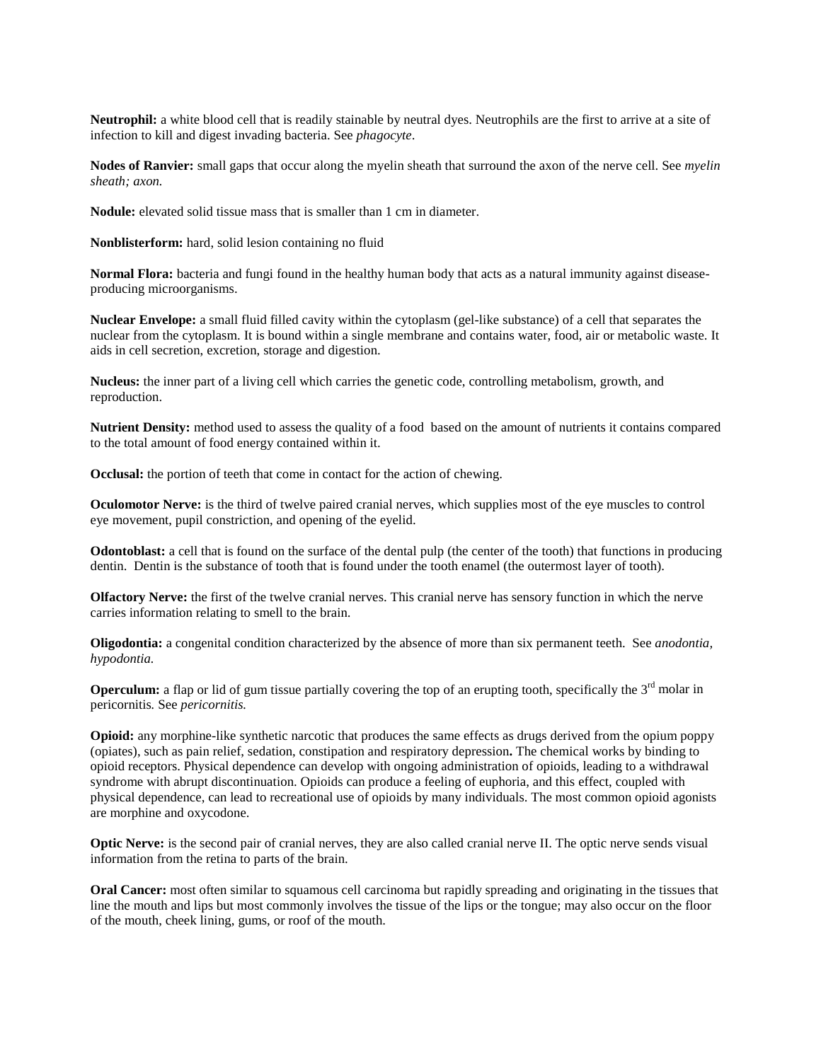**Neutrophil:** a white blood cell that is readily stainable by neutral dyes. Neutrophils are the first to arrive at a site of infection to kill and digest invading bacteria. See *phagocyte*.

**Nodes of Ranvier:** small gaps that occur along the myelin sheath that surround the axon of the nerve cell. See *myelin sheath; axon.*

**Nodule:** elevated solid tissue mass that is smaller than 1 cm in diameter.

**Nonblisterform:** hard, solid lesion containing no fluid

**Normal Flora:** bacteria and fungi found in the healthy human body that acts as a natural immunity against disease-producing microorganisms.

**Nuclear Envelope:** a small fluid filled cavity within the cytoplasm (gel-like substance) of a cell that separates the nuclear from the cytoplasm. It is bound within a single membrane and contains water, food, air or metabolic waste. It aids in cell secretion, excretion, storage and digestion.

**Nucleus:** the inner part of a living cell which carries the genetic code, controlling metabolism, growth, and reproduction.

**Nutrient Density:** method used to assess the quality of a food based on the amount of nutrients it contains compared to the total amount of food energy contained within it.

**Occlusal:** the portion of teeth that come in contact for the action of chewing.

**Oculomotor Nerve:** is the third of twelve paired cranial nerves, which supplies most of the eye muscles to control eye movement, pupil constriction, and opening of the eyelid.

**Odontoblast:** a cell that is found on the surface of the dental pulp (the center of the tooth) that functions in producing dentin. Dentin is the substance of tooth that is found under the tooth enamel (the outermost layer of tooth).

**Olfactory Nerve:** the first of the twelve cranial nerves. This cranial nerve has sensory function in which the nerve carries information relating to smell to the brain.

**Oligodontia:** a congenital condition characterized by the absence of more than six permanent teeth. See *anodontia, hypodontia.*

**Operculum:** a flap or lid of gum tissue partially covering the top of an erupting tooth, specifically the 3rd molar in pericornitis*.* See *pericornitis.*

**Opioid:** any morphine-like synthetic narcotic that produces the same effects as drugs derived from the opium poppy (opiates), such as pain relief, sedation, constipation and respiratory depression**.** The chemical works by binding to opioid receptors. Physical dependence can develop with ongoing administration of opioids, leading to a withdrawal syndrome with abrupt discontinuation. Opioids can produce a feeling of euphoria, and this effect, coupled with physical dependence, can lead to recreational use of opioids by many individuals. The most common opioid agonists are morphine and oxycodone.

**Optic Nerve:** is the second pair of cranial nerves, they are also called cranial nerve II. The optic nerve sends visual information from the retina to parts of the brain.

**Oral Cancer:** most often similar to squamous cell carcinoma but rapidly spreading and originating in the tissues that line the mouth and lips but most commonly involves the tissue of the lips or the tongue; may also occur on the floor of the mouth, cheek lining, gums, or roof of the mouth.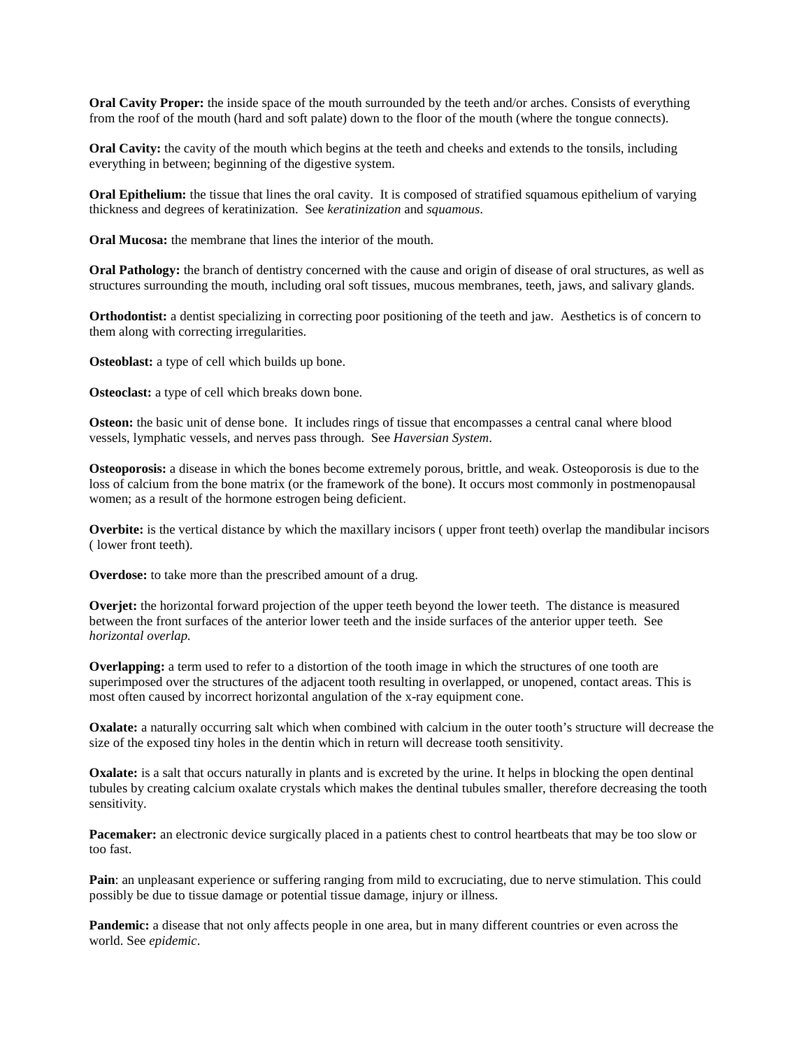**Oral Cavity Proper:** the inside space of the mouth surrounded by the teeth and/or arches. Consists of everything from the roof of the mouth (hard and soft palate) down to the floor of the mouth (where the tongue connects).

**Oral Cavity:** the cavity of the mouth which begins at the teeth and cheeks and extends to the tonsils, including everything in between; beginning of the digestive system.

**Oral Epithelium:** the tissue that lines the oral cavity. It is composed of stratified squamous epithelium of varying thickness and degrees of keratinization. See *keratinization* and *squamous*.

**Oral Mucosa:** the membrane that lines the interior of the mouth.

**Oral Pathology:** the branch of dentistry concerned with the cause and origin of disease of oral structures, as well as structures surrounding the mouth, including oral soft tissues, mucous membranes, teeth, jaws, and salivary glands.

**Orthodontist:** a dentist specializing in correcting poor positioning of the teeth and jaw. Aesthetics is of concern to them along with correcting irregularities.

**Osteoblast:** a type of cell which builds up bone.

**Osteoclast:** a type of cell which breaks down bone.

**Osteon:** the basic unit of dense bone. It includes rings of tissue that encompasses a central canal where blood vessels, lymphatic vessels, and nerves pass through. See *Haversian System*.

**Osteoporosis:** a disease in which the bones become extremely porous, brittle, and weak. Osteoporosis is due to the loss of calcium from the bone matrix (or the framework of the bone). It occurs most commonly in postmenopausal women; as a result of the hormone estrogen being deficient.

**Overbite:** is the vertical distance by which the maxillary incisors ( upper front teeth) overlap the mandibular incisors ( lower front teeth).

**Overdose:** to take more than the prescribed amount of a drug.

**Overjet:** the horizontal forward projection of the upper teeth beyond the lower teeth. The distance is measured between the front surfaces of the anterior lower teeth and the inside surfaces of the anterior upper teeth. See *horizontal overlap.*

**Overlapping:** a term used to refer to a distortion of the tooth image in which the structures of one tooth are superimposed over the structures of the adjacent tooth resulting in overlapped, or unopened, contact areas. This is most often caused by incorrect horizontal angulation of the x-ray equipment cone.

**Oxalate:** a naturally occurring salt which when combined with calcium in the outer tooth's structure will decrease the size of the exposed tiny holes in the dentin which in return will decrease tooth sensitivity.

**Oxalate:** is a salt that occurs naturally in plants and is excreted by the urine. It helps in blocking the open dentinal tubules by creating calcium oxalate crystals which makes the dentinal tubules smaller, therefore decreasing the tooth sensitivity.

**Pacemaker:** an electronic device surgically placed in a patients chest to control heartbeats that may be too slow or too fast.

**Pain**: an unpleasant experience or suffering ranging from mild to excruciating, due to nerve stimulation. This could possibly be due to tissue damage or potential tissue damage, injury or illness.

**Pandemic:** a disease that not only affects people in one area, but in many different countries or even across the world. See *epidemic*.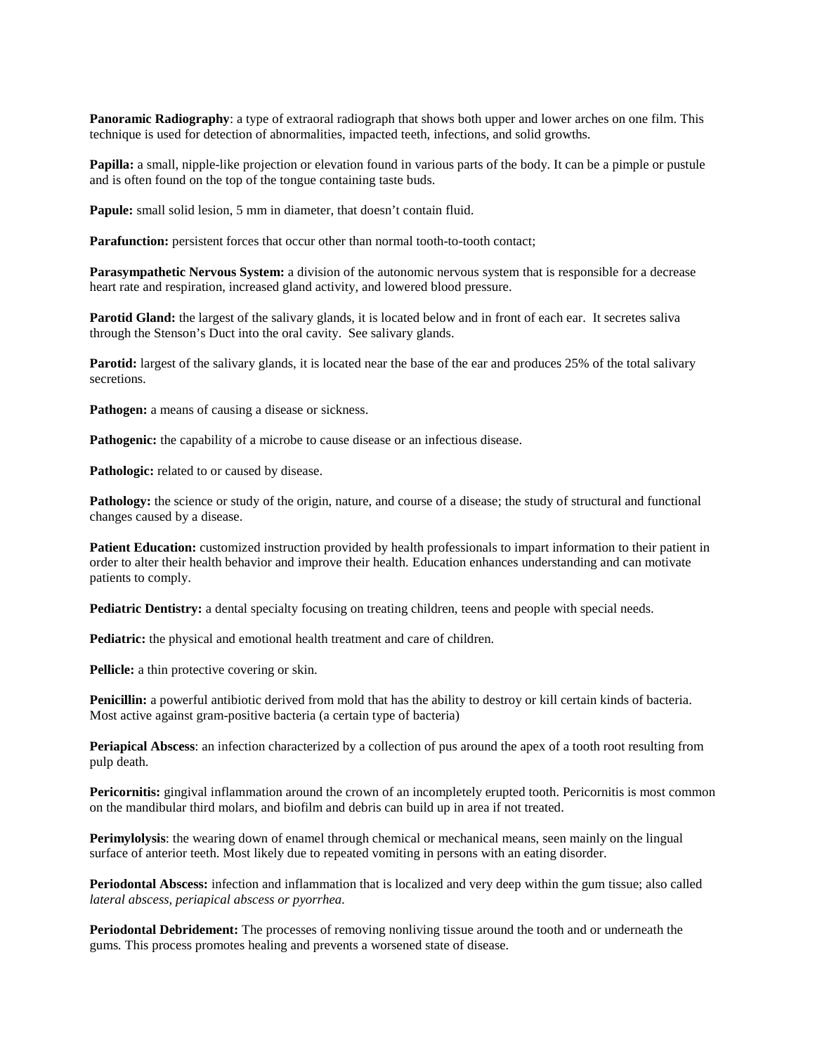**Panoramic Radiography**: a type of extraoral radiograph that shows both upper and lower arches on one film. This technique is used for detection of abnormalities, impacted teeth, infections, and solid growths.

**Papilla:** a small, nipple-like projection or elevation found in various parts of the body. It can be a pimple or pustule and is often found on the top of the tongue containing taste buds.

**Papule:** small solid lesion, 5 mm in diameter, that doesn't contain fluid.

**Parafunction:** persistent forces that occur other than normal tooth-to-tooth contact;

**Parasympathetic Nervous System:** a division of the autonomic nervous system that is responsible for a decrease heart rate and respiration, increased gland activity, and lowered blood pressure.

**Parotid Gland:** the largest of the salivary glands, it is located below and in front of each ear. It secretes saliva through the Stenson's Duct into the oral cavity. See salivary glands.

**Parotid:** largest of the salivary glands, it is located near the base of the ear and produces 25% of the total salivary secretions.

**Pathogen:** a means of causing a disease or sickness.

**Pathogenic:** the capability of a microbe to cause disease or an infectious disease.

**Pathologic:** related to or caused by disease.

**Pathology:** the science or study of the origin, nature, and course of a disease; the study of structural and functional changes caused by a disease.

**Patient Education:** customized instruction provided by health professionals to impart information to their patient in order to alter their health behavior and improve their health. Education enhances understanding and can motivate patients to comply.

**Pediatric Dentistry:** a dental specialty focusing on treating children, teens and people with special needs.

**Pediatric:** the physical and emotional health treatment and care of children.

**Pellicle:** a thin protective covering or skin.

**Penicillin:** a powerful antibiotic derived from mold that has the ability to destroy or kill certain kinds of bacteria. Most active against gram-positive bacteria (a certain type of bacteria)

**Periapical Abscess**: an infection characterized by a collection of pus around the apex of a tooth root resulting from pulp death.

**Pericornitis:** gingival inflammation around the crown of an incompletely erupted tooth. Pericornitis is most common on the mandibular third molars, and biofilm and debris can build up in area if not treated.

**Perimylolysis**: the wearing down of enamel through chemical or mechanical means, seen mainly on the lingual surface of anterior teeth. Most likely due to repeated vomiting in persons with an eating disorder.

**Periodontal Abscess:** infection and inflammation that is localized and very deep within the gum tissue; also called *lateral abscess, periapical abscess or pyorrhea.*

**Periodontal Debridement:** The processes of removing nonliving tissue around the tooth and or underneath the gums. This process promotes healing and prevents a worsened state of disease.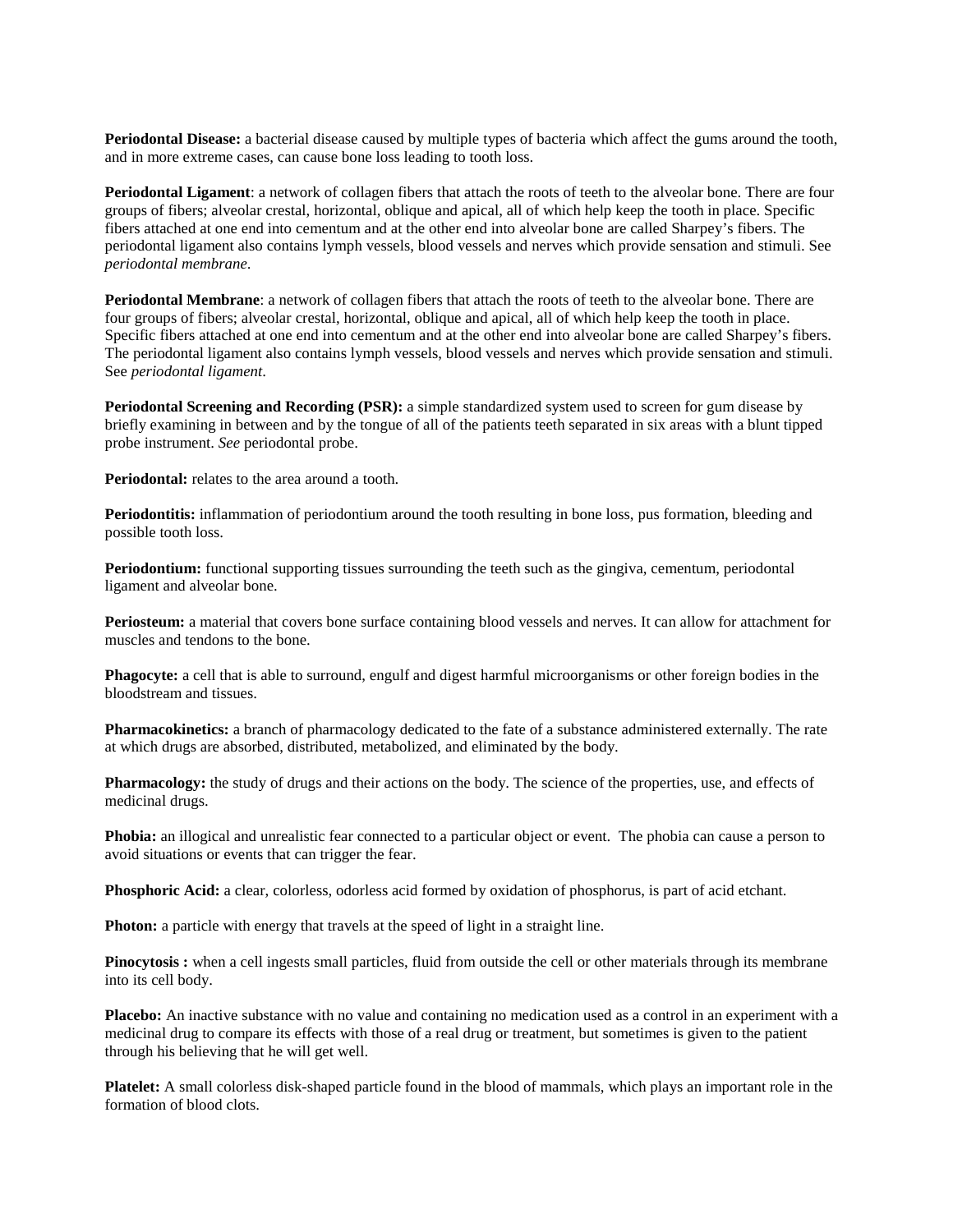**Periodontal Disease:** a bacterial disease caused by multiple types of bacteria which affect the gums around the tooth, and in more extreme cases, can cause bone loss leading to tooth loss.

**Periodontal Ligament**: a network of collagen fibers that attach the roots of teeth to the alveolar bone. There are four groups of fibers; alveolar crestal, horizontal, oblique and apical, all of which help keep the tooth in place. Specific fibers attached at one end into cementum and at the other end into alveolar bone are called Sharpey's fibers. The periodontal ligament also contains lymph vessels, blood vessels and nerves which provide sensation and stimuli. See *periodontal membrane*.

**Periodontal Membrane**: a network of collagen fibers that attach the roots of teeth to the alveolar bone. There are four groups of fibers; alveolar crestal, horizontal, oblique and apical, all of which help keep the tooth in place. Specific fibers attached at one end into cementum and at the other end into alveolar bone are called Sharpey's fibers. The periodontal ligament also contains lymph vessels, blood vessels and nerves which provide sensation and stimuli. See *periodontal ligament*.

**Periodontal Screening and Recording (PSR):** a simple standardized system used to screen for gum disease by briefly examining in between and by the tongue of all of the patients teeth separated in six areas with a blunt tipped probe instrument. *See* periodontal probe.

**Periodontal:** relates to the area around a tooth.

**Periodontitis:** inflammation of periodontium around the tooth resulting in bone loss, pus formation, bleeding and possible tooth loss.

**Periodontium:** functional supporting tissues surrounding the teeth such as the gingiva, cementum, periodontal ligament and alveolar bone.

**Periosteum:** a material that covers bone surface containing blood vessels and nerves. It can allow for attachment for muscles and tendons to the bone.

**Phagocyte:** a cell that is able to surround, engulf and digest harmful microorganisms or other foreign bodies in the bloodstream and tissues.

**Pharmacokinetics:** a branch of pharmacology dedicated to the fate of a substance administered externally. The rate at which drugs are absorbed, distributed, metabolized, and eliminated by the body.

**Pharmacology:** the study of drugs and their actions on the body. The science of the properties, use, and effects of medicinal drugs.

**Phobia:** an illogical and unrealistic fear connected to a particular object or event. The phobia can cause a person to avoid situations or events that can trigger the fear.

**Phosphoric Acid:** a clear, colorless, odorless acid formed by oxidation of phosphorus, is part of acid etchant.

**Photon:** a particle with energy that travels at the speed of light in a straight line.

**Pinocytosis :** when a cell ingests small particles, fluid from outside the cell or other materials through its membrane into its cell body.

**Placebo:** An inactive substance with no value and containing no medication used as a control in an experiment with a medicinal drug to compare its effects with those of a real drug or treatment, but sometimes is given to the patient through his believing that he will get well.

**Platelet:** A small colorless disk-shaped particle found in the blood of mammals, which plays an important role in the formation of blood clots.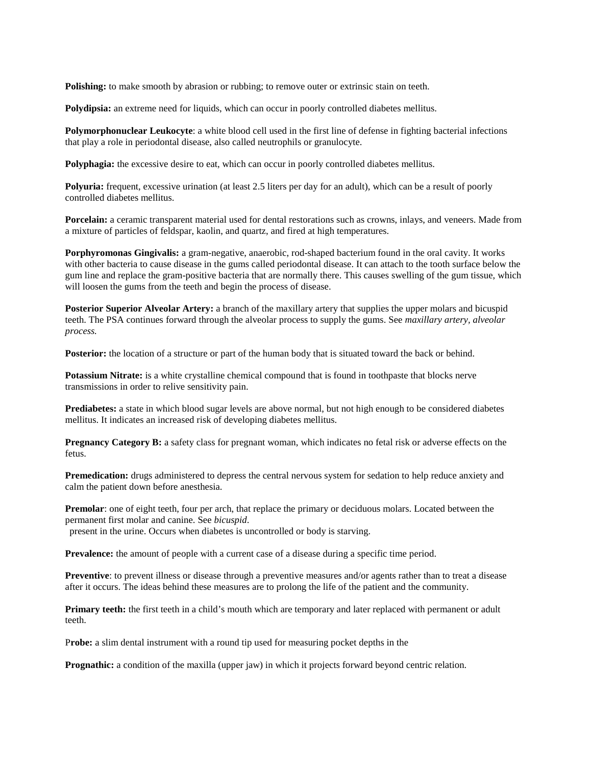**Polishing:** to make smooth by abrasion or rubbing; to remove outer or extrinsic stain on teeth.

**Polydipsia:** an extreme need for liquids, which can occur in poorly controlled diabetes mellitus.

**Polymorphonuclear Leukocyte**: a white blood cell used in the first line of defense in fighting bacterial infections that play a role in periodontal disease, also called neutrophils or granulocyte.

**Polyphagia:** the excessive desire to eat, which can occur in poorly controlled diabetes mellitus.

**Polyuria:** frequent, excessive urination (at least 2.5 liters per day for an adult), which can be a result of poorly controlled diabetes mellitus.

**Porcelain:** a ceramic transparent material used for dental restorations such as crowns, inlays, and veneers. Made from a mixture of particles of feldspar, kaolin, and quartz, and fired at high temperatures.

**Porphyromonas Gingivalis:** a gram-negative, anaerobic, rod-shaped bacterium found in the oral cavity. It works with other bacteria to cause disease in the gums called periodontal disease. It can attach to the tooth surface below the gum line and replace the gram-positive bacteria that are normally there. This causes swelling of the gum tissue, which will loosen the gums from the teeth and begin the process of disease.

**Posterior Superior Alveolar Artery:** a branch of the maxillary artery that supplies the upper molars and bicuspid teeth. The PSA continues forward through the alveolar process to supply the gums. See *maxillary artery, alveolar process.*

**Posterior:** the location of a structure or part of the human body that is situated toward the back or behind.

**Potassium Nitrate:** is a white crystalline chemical compound that is found in toothpaste that blocks nerve transmissions in order to relive sensitivity pain.

**Prediabetes:** a state in which blood sugar levels are above normal, but not high enough to be considered diabetes mellitus. It indicates an increased risk of developing diabetes mellitus.

**Pregnancy Category B:** a safety class for pregnant woman, which indicates no fetal risk or adverse effects on the fetus.

**Premedication:** drugs administered to depress the central nervous system for sedation to help reduce anxiety and calm the patient down before anesthesia.

**Premolar**: one of eight teeth, four per arch, that replace the primary or deciduous molars. Located between the permanent first molar and canine. See *bicuspid*.
present in the urine. Occurs when diabetes is uncontrolled or body is starving.

**Prevalence:** the amount of people with a current case of a disease during a specific time period.

**Preventive**: to prevent illness or disease through a preventive measures and/or agents rather than to treat a disease after it occurs. The ideas behind these measures are to prolong the life of the patient and the community.

**Primary teeth:** the first teeth in a child's mouth which are temporary and later replaced with permanent or adult teeth.

**Probe:** a slim dental instrument with a round tip used for measuring pocket depths in the

**Prognathic:** a condition of the maxilla (upper jaw) in which it projects forward beyond centric relation.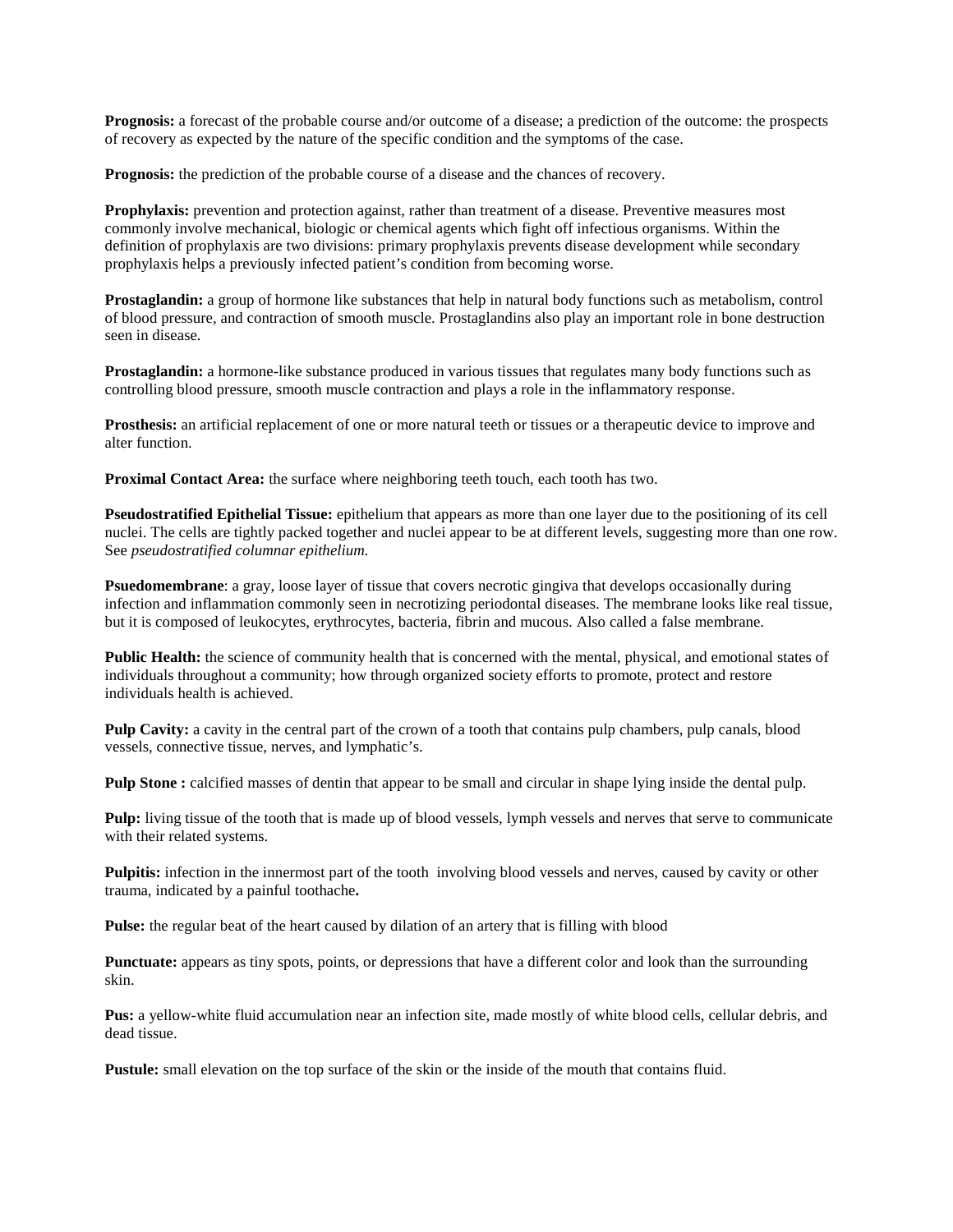**Prognosis:** a forecast of the probable course and/or outcome of a disease; a prediction of the outcome: the prospects of recovery as expected by the nature of the specific condition and the symptoms of the case.

**Prognosis:** the prediction of the probable course of a disease and the chances of recovery.

**Prophylaxis:** prevention and protection against, rather than treatment of a disease. Preventive measures most commonly involve mechanical, biologic or chemical agents which fight off infectious organisms. Within the definition of prophylaxis are two divisions: primary prophylaxis prevents disease development while secondary prophylaxis helps a previously infected patient's condition from becoming worse.

**Prostaglandin:** a group of hormone like substances that help in natural body functions such as metabolism, control of blood pressure, and contraction of smooth muscle. Prostaglandins also play an important role in bone destruction seen in disease.

**Prostaglandin:** a hormone-like substance produced in various tissues that regulates many body functions such as controlling blood pressure, smooth muscle contraction and plays a role in the inflammatory response.

**Prosthesis:** an artificial replacement of one or more natural teeth or tissues or a therapeutic device to improve and alter function.

**Proximal Contact Area:** the surface where neighboring teeth touch, each tooth has two.

**Pseudostratified Epithelial Tissue:** epithelium that appears as more than one layer due to the positioning of its cell nuclei. The cells are tightly packed together and nuclei appear to be at different levels, suggesting more than one row. See *pseudostratified columnar epithelium.*

**Psuedomembrane**: a gray, loose layer of tissue that covers necrotic gingiva that develops occasionally during infection and inflammation commonly seen in necrotizing periodontal diseases. The membrane looks like real tissue, but it is composed of leukocytes, erythrocytes, bacteria, fibrin and mucous. Also called a false membrane.

**Public Health:** the science of community health that is concerned with the mental, physical, and emotional states of individuals throughout a community; how through organized society efforts to promote, protect and restore individuals health is achieved.

**Pulp Cavity:** a cavity in the central part of the crown of a tooth that contains pulp chambers, pulp canals, blood vessels, connective tissue, nerves, and lymphatic's.

**Pulp Stone :** calcified masses of dentin that appear to be small and circular in shape lying inside the dental pulp.

**Pulp:** living tissue of the tooth that is made up of blood vessels, lymph vessels and nerves that serve to communicate with their related systems.

**Pulpitis:** infection in the innermost part of the tooth involving blood vessels and nerves, caused by cavity or other trauma, indicated by a painful toothache**.**

**Pulse:** the regular beat of the heart caused by dilation of an artery that is filling with blood

**Punctuate:** appears as tiny spots, points, or depressions that have a different color and look than the surrounding skin.

**Pus:** a yellow-white fluid accumulation near an infection site, made mostly of white blood cells, cellular debris, and dead tissue.

**Pustule:** small elevation on the top surface of the skin or the inside of the mouth that contains fluid.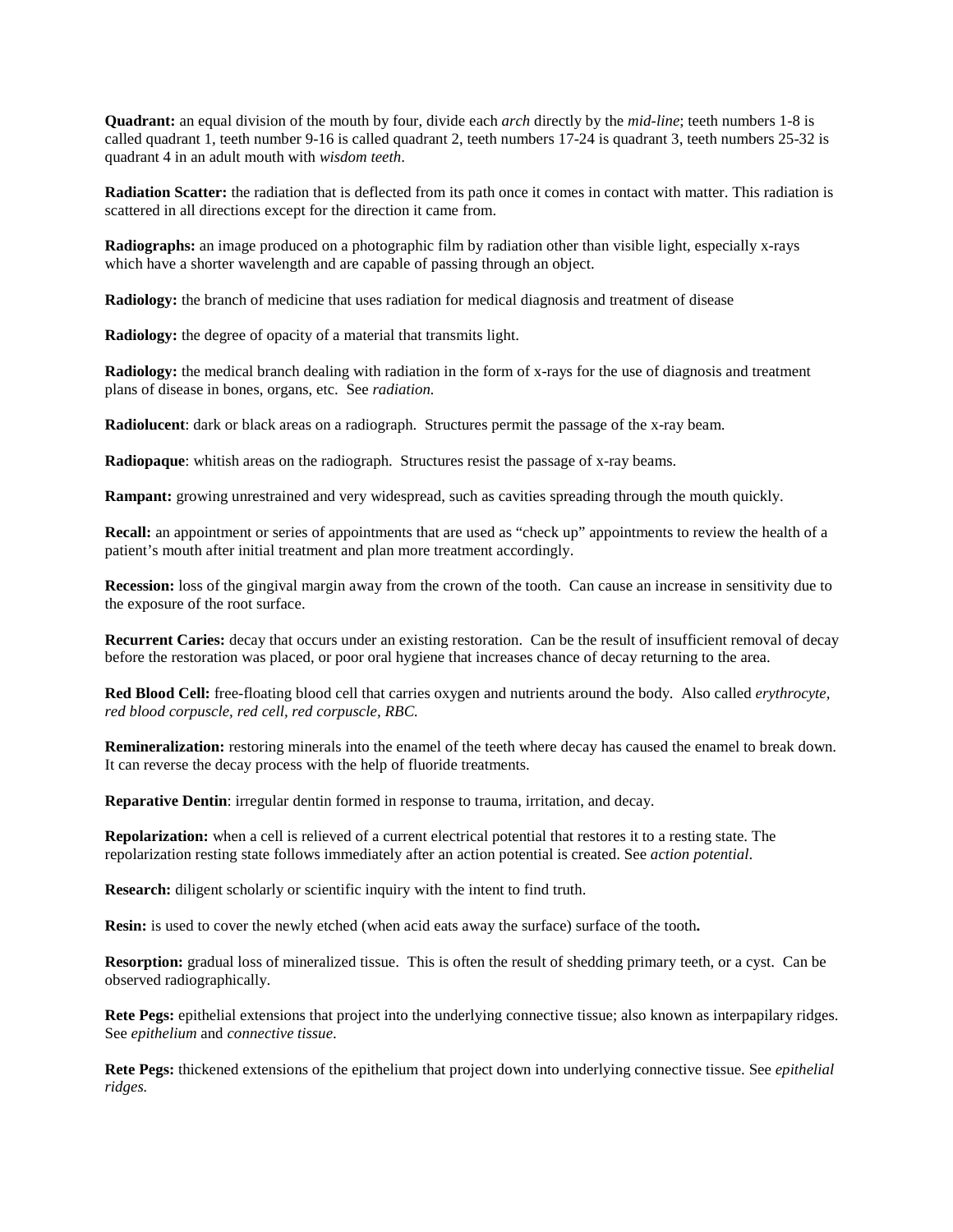**Quadrant:** an equal division of the mouth by four, divide each *arch* directly by the *mid-line*; teeth numbers 1-8 is called quadrant 1, teeth number 9-16 is called quadrant 2, teeth numbers 17-24 is quadrant 3, teeth numbers 25-32 is quadrant 4 in an adult mouth with *wisdom teeth*.

**Radiation Scatter:** the radiation that is deflected from its path once it comes in contact with matter. This radiation is scattered in all directions except for the direction it came from.

**Radiographs:** an image produced on a photographic film by radiation other than visible light, especially x-rays which have a shorter wavelength and are capable of passing through an object.

**Radiology:** the branch of medicine that uses radiation for medical diagnosis and treatment of disease

**Radiology:** the degree of opacity of a material that transmits light.

**Radiology:** the medical branch dealing with radiation in the form of x-rays for the use of diagnosis and treatment plans of disease in bones, organs, etc. See *radiation.*

**Radiolucent**: dark or black areas on a radiograph. Structures permit the passage of the x-ray beam.

**Radiopaque**: whitish areas on the radiograph. Structures resist the passage of x-ray beams.

**Rampant:** growing unrestrained and very widespread, such as cavities spreading through the mouth quickly.

**Recall:** an appointment or series of appointments that are used as "check up" appointments to review the health of a patient's mouth after initial treatment and plan more treatment accordingly.

**Recession:** loss of the gingival margin away from the crown of the tooth. Can cause an increase in sensitivity due to the exposure of the root surface.

**Recurrent Caries:** decay that occurs under an existing restoration. Can be the result of insufficient removal of decay before the restoration was placed, or poor oral hygiene that increases chance of decay returning to the area.

**Red Blood Cell:** free-floating blood cell that carries oxygen and nutrients around the body. Also called *erythrocyte, red blood corpuscle, red cell, red corpuscle, RBC.*

**Remineralization:** restoring minerals into the enamel of the teeth where decay has caused the enamel to break down. It can reverse the decay process with the help of fluoride treatments.

**Reparative Dentin**: irregular dentin formed in response to trauma, irritation, and decay.

**Repolarization:** when a cell is relieved of a current electrical potential that restores it to a resting state. The repolarization resting state follows immediately after an action potential is created. See *action potential*.

**Research:** diligent scholarly or scientific inquiry with the intent to find truth.

**Resin:** is used to cover the newly etched (when acid eats away the surface) surface of the tooth**.**

**Resorption:** gradual loss of mineralized tissue. This is often the result of shedding primary teeth, or a cyst. Can be observed radiographically.

**Rete Pegs:** epithelial extensions that project into the underlying connective tissue; also known as interpapilary ridges. See *epithelium* and *connective tissue*.

**Rete Pegs:** thickened extensions of the epithelium that project down into underlying connective tissue. See *epithelial ridges.*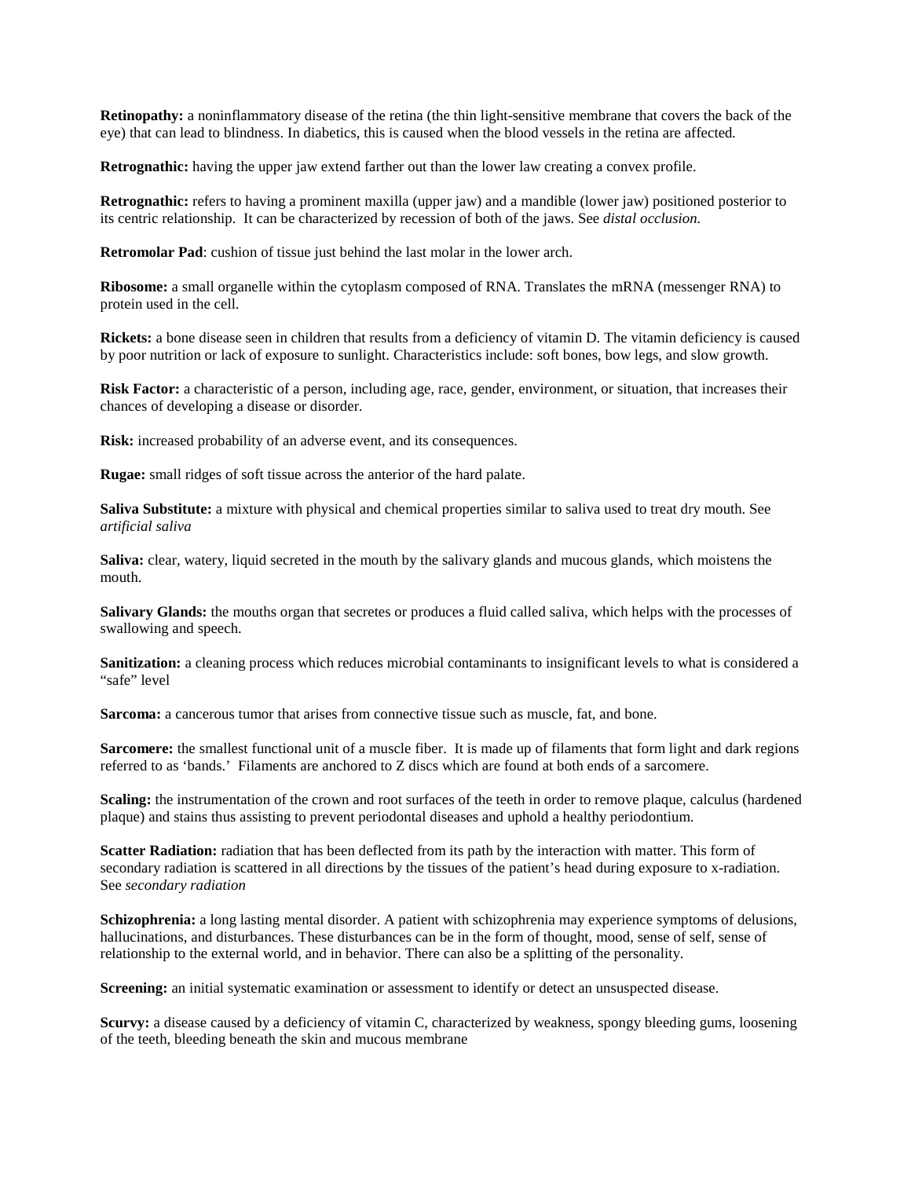**Retinopathy:** a noninflammatory disease of the retina (the thin light-sensitive membrane that covers the back of the eye) that can lead to blindness. In diabetics, this is caused when the blood vessels in the retina are affected.

**Retrognathic:** having the upper jaw extend farther out than the lower law creating a convex profile.

**Retrognathic:** refers to having a prominent maxilla (upper jaw) and a mandible (lower jaw) positioned posterior to its centric relationship. It can be characterized by recession of both of the jaws. See *distal occlusion.*

**Retromolar Pad**: cushion of tissue just behind the last molar in the lower arch.

**Ribosome:** a small organelle within the cytoplasm composed of RNA. Translates the mRNA (messenger RNA) to protein used in the cell.

**Rickets:** a bone disease seen in children that results from a deficiency of vitamin D. The vitamin deficiency is caused by poor nutrition or lack of exposure to sunlight. Characteristics include: soft bones, bow legs, and slow growth.

**Risk Factor:** a characteristic of a person, including age, race, gender, environment, or situation, that increases their chances of developing a disease or disorder.

**Risk:** increased probability of an adverse event, and its consequences.

**Rugae:** small ridges of soft tissue across the anterior of the hard palate.

**Saliva Substitute:** a mixture with physical and chemical properties similar to saliva used to treat dry mouth. See *artificial saliva*

**Saliva:** clear, watery, liquid secreted in the mouth by the salivary glands and mucous glands, which moistens the mouth.

**Salivary Glands:** the mouths organ that secretes or produces a fluid called saliva, which helps with the processes of swallowing and speech.

**Sanitization:** a cleaning process which reduces microbial contaminants to insignificant levels to what is considered a "safe" level

**Sarcoma:** a cancerous tumor that arises from connective tissue such as muscle, fat, and bone.

**Sarcomere:** the smallest functional unit of a muscle fiber. It is made up of filaments that form light and dark regions referred to as 'bands.' Filaments are anchored to Z discs which are found at both ends of a sarcomere.

**Scaling:** the instrumentation of the crown and root surfaces of the teeth in order to remove plaque, calculus (hardened plaque) and stains thus assisting to prevent periodontal diseases and uphold a healthy periodontium.

**Scatter Radiation:** radiation that has been deflected from its path by the interaction with matter. This form of secondary radiation is scattered in all directions by the tissues of the patient's head during exposure to x-radiation. See *secondary radiation*

**Schizophrenia:** a long lasting mental disorder. A patient with schizophrenia may experience symptoms of delusions, hallucinations, and disturbances. These disturbances can be in the form of thought, mood, sense of self, sense of relationship to the external world, and in behavior. There can also be a splitting of the personality.

**Screening:** an initial systematic examination or assessment to identify or detect an unsuspected disease.

**Scurvy:** a disease caused by a deficiency of vitamin C, characterized by weakness, spongy bleeding gums, loosening of the teeth, bleeding beneath the skin and mucous membrane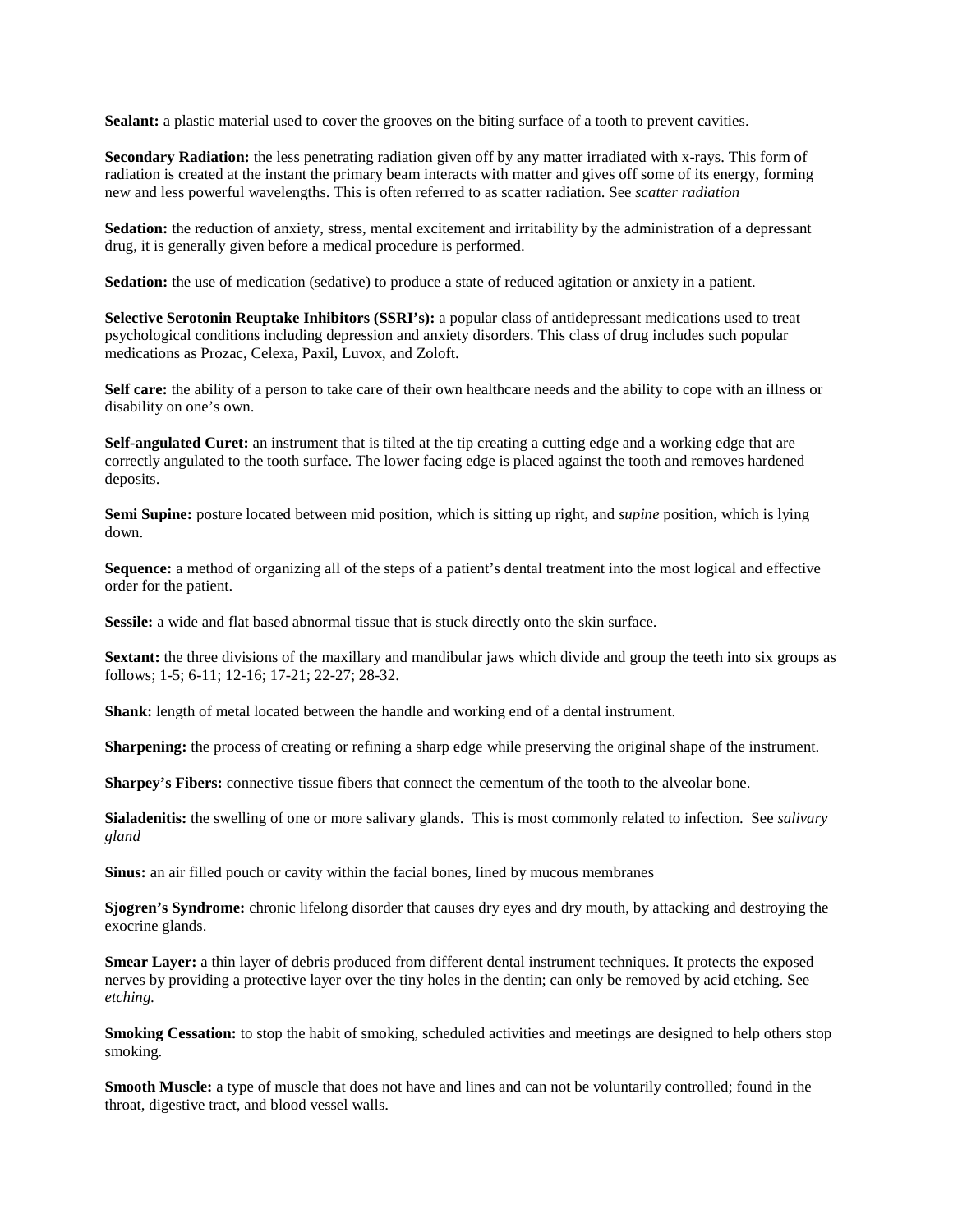**Sealant:** a plastic material used to cover the grooves on the biting surface of a tooth to prevent cavities.

**Secondary Radiation:** the less penetrating radiation given off by any matter irradiated with x-rays. This form of radiation is created at the instant the primary beam interacts with matter and gives off some of its energy, forming new and less powerful wavelengths. This is often referred to as scatter radiation. See *scatter radiation*

**Sedation:** the reduction of anxiety, stress, mental excitement and irritability by the administration of a depressant drug, it is generally given before a medical procedure is performed.

**Sedation:** the use of medication (sedative) to produce a state of reduced agitation or anxiety in a patient.

**Selective Serotonin Reuptake Inhibitors (SSRI's):** a popular class of antidepressant medications used to treat psychological conditions including depression and anxiety disorders. This class of drug includes such popular medications as Prozac, Celexa, Paxil, Luvox, and Zoloft.

**Self care:** the ability of a person to take care of their own healthcare needs and the ability to cope with an illness or disability on one's own.

**Self-angulated Curet:** an instrument that is tilted at the tip creating a cutting edge and a working edge that are correctly angulated to the tooth surface. The lower facing edge is placed against the tooth and removes hardened deposits.

**Semi Supine:** posture located between mid position, which is sitting up right, and *supine* position, which is lying down.

**Sequence:** a method of organizing all of the steps of a patient's dental treatment into the most logical and effective order for the patient.

**Sessile:** a wide and flat based abnormal tissue that is stuck directly onto the skin surface.

**Sextant:** the three divisions of the maxillary and mandibular jaws which divide and group the teeth into six groups as follows; 1-5; 6-11; 12-16; 17-21; 22-27; 28-32.

**Shank:** length of metal located between the handle and working end of a dental instrument.

**Sharpening:** the process of creating or refining a sharp edge while preserving the original shape of the instrument.

**Sharpey's Fibers:** connective tissue fibers that connect the cementum of the tooth to the alveolar bone.

**Sialadenitis:** the swelling of one or more salivary glands. This is most commonly related to infection. See *salivary gland*

**Sinus:** an air filled pouch or cavity within the facial bones, lined by mucous membranes

**Sjogren's Syndrome:** chronic lifelong disorder that causes dry eyes and dry mouth, by attacking and destroying the exocrine glands.

**Smear Layer:** a thin layer of debris produced from different dental instrument techniques. It protects the exposed nerves by providing a protective layer over the tiny holes in the dentin; can only be removed by acid etching. See *etching.*

**Smoking Cessation:** to stop the habit of smoking, scheduled activities and meetings are designed to help others stop smoking.

**Smooth Muscle:** a type of muscle that does not have and lines and can not be voluntarily controlled; found in the throat, digestive tract, and blood vessel walls.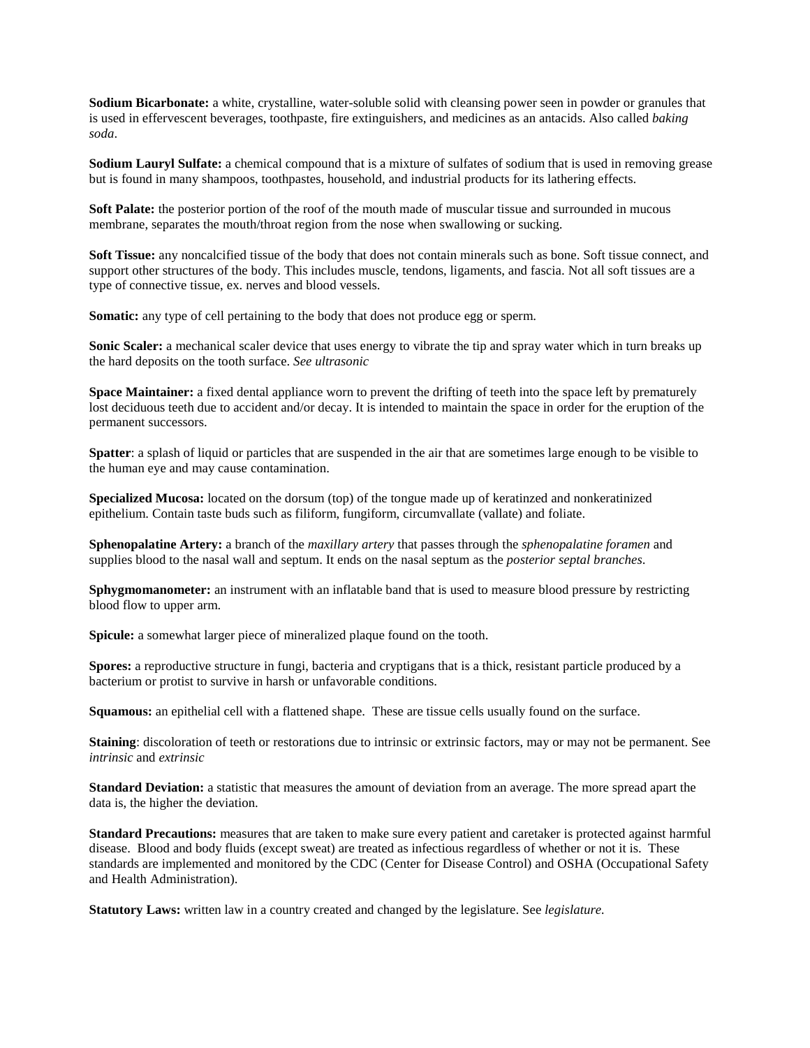**Sodium Bicarbonate:** a white, crystalline, water-soluble solid with cleansing power seen in powder or granules that is used in effervescent beverages, toothpaste, fire extinguishers, and medicines as an antacids. Also called *baking soda*.

**Sodium Lauryl Sulfate:** a chemical compound that is a mixture of sulfates of sodium that is used in removing grease but is found in many shampoos, toothpastes, household, and industrial products for its lathering effects.

**Soft Palate:** the posterior portion of the roof of the mouth made of muscular tissue and surrounded in mucous membrane, separates the mouth/throat region from the nose when swallowing or sucking.

**Soft Tissue:** any noncalcified tissue of the body that does not contain minerals such as bone. Soft tissue connect, and support other structures of the body. This includes muscle, tendons, ligaments, and fascia. Not all soft tissues are a type of connective tissue, ex. nerves and blood vessels.

**Somatic:** any type of cell pertaining to the body that does not produce egg or sperm.

**Sonic Scaler:** a mechanical scaler device that uses energy to vibrate the tip and spray water which in turn breaks up the hard deposits on the tooth surface. *See ultrasonic*

**Space Maintainer:** a fixed dental appliance worn to prevent the drifting of teeth into the space left by prematurely lost deciduous teeth due to accident and/or decay. It is intended to maintain the space in order for the eruption of the permanent successors.

**Spatter**: a splash of liquid or particles that are suspended in the air that are sometimes large enough to be visible to the human eye and may cause contamination.

**Specialized Mucosa:** located on the dorsum (top) of the tongue made up of keratinzed and nonkeratinized epithelium. Contain taste buds such as filiform, fungiform, circumvallate (vallate) and foliate.

**Sphenopalatine Artery:** a branch of the *maxillary artery* that passes through the *sphenopalatine foramen* and supplies blood to the nasal wall and septum. It ends on the nasal septum as the *posterior septal branches*.

**Sphygmomanometer:** an instrument with an inflatable band that is used to measure blood pressure by restricting blood flow to upper arm.

**Spicule:** a somewhat larger piece of mineralized plaque found on the tooth.

**Spores:** a reproductive structure in fungi, bacteria and cryptigans that is a thick, resistant particle produced by a bacterium or protist to survive in harsh or unfavorable conditions.

**Squamous:** an epithelial cell with a flattened shape. These are tissue cells usually found on the surface.

**Staining**: discoloration of teeth or restorations due to intrinsic or extrinsic factors, may or may not be permanent. See *intrinsic* and *extrinsic*

**Standard Deviation:** a statistic that measures the amount of deviation from an average. The more spread apart the data is, the higher the deviation.

**Standard Precautions:** measures that are taken to make sure every patient and caretaker is protected against harmful disease. Blood and body fluids (except sweat) are treated as infectious regardless of whether or not it is. These standards are implemented and monitored by the CDC (Center for Disease Control) and OSHA (Occupational Safety and Health Administration).

**Statutory Laws:** written law in a country created and changed by the legislature. See *legislature.*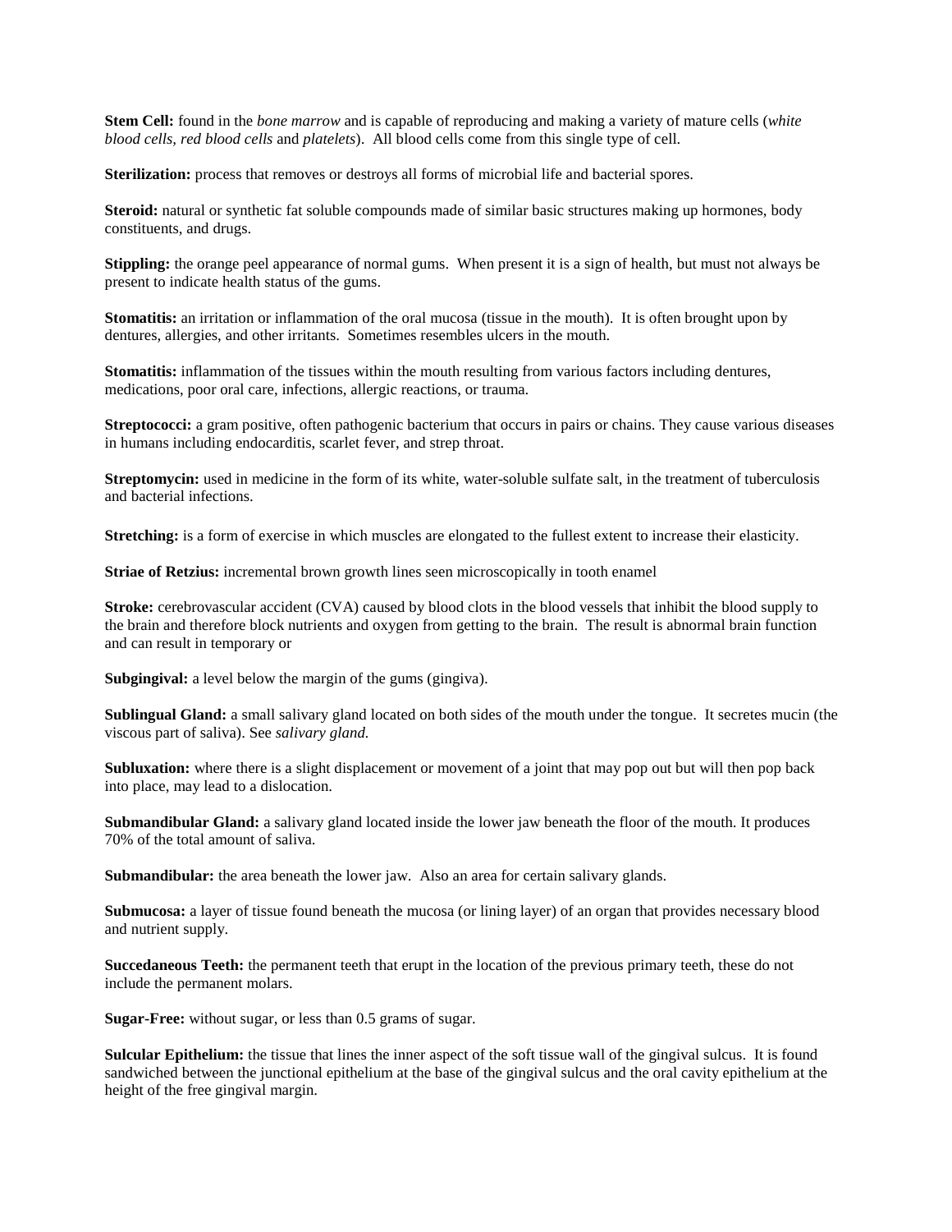**Stem Cell:** found in the *bone marrow* and is capable of reproducing and making a variety of mature cells (*white blood cells, red blood cells* and *platelets*). All blood cells come from this single type of cell.

**Sterilization:** process that removes or destroys all forms of microbial life and bacterial spores.

**Steroid:** natural or synthetic fat soluble compounds made of similar basic structures making up hormones, body constituents, and drugs.

**Stippling:** the orange peel appearance of normal gums. When present it is a sign of health, but must not always be present to indicate health status of the gums.

**Stomatitis:** an irritation or inflammation of the oral mucosa (tissue in the mouth). It is often brought upon by dentures, allergies, and other irritants. Sometimes resembles ulcers in the mouth.

**Stomatitis:** inflammation of the tissues within the mouth resulting from various factors including dentures, medications, poor oral care, infections, allergic reactions, or trauma.

**Streptococci:** a gram positive, often pathogenic bacterium that occurs in pairs or chains. They cause various diseases in humans including endocarditis, scarlet fever, and strep throat.

**Streptomycin:** used in medicine in the form of its white, water-soluble sulfate salt, in the treatment of tuberculosis and bacterial infections.

**Stretching:** is a form of exercise in which muscles are elongated to the fullest extent to increase their elasticity.

**Striae of Retzius:** incremental brown growth lines seen microscopically in tooth enamel

**Stroke:** cerebrovascular accident (CVA) caused by blood clots in the blood vessels that inhibit the blood supply to the brain and therefore block nutrients and oxygen from getting to the brain. The result is abnormal brain function and can result in temporary or

**Subgingival:** a level below the margin of the gums (gingiva).

**Sublingual Gland:** a small salivary gland located on both sides of the mouth under the tongue. It secretes mucin (the viscous part of saliva). See *salivary gland.*

**Subluxation:** where there is a slight displacement or movement of a joint that may pop out but will then pop back into place, may lead to a dislocation.

**Submandibular Gland:** a salivary gland located inside the lower jaw beneath the floor of the mouth. It produces 70% of the total amount of saliva.

**Submandibular:** the area beneath the lower jaw. Also an area for certain salivary glands.

**Submucosa:** a layer of tissue found beneath the mucosa (or lining layer) of an organ that provides necessary blood and nutrient supply.

**Succedaneous Teeth:** the permanent teeth that erupt in the location of the previous primary teeth, these do not include the permanent molars.

**Sugar-Free:** without sugar, or less than 0.5 grams of sugar.

**Sulcular Epithelium:** the tissue that lines the inner aspect of the soft tissue wall of the gingival sulcus. It is found sandwiched between the junctional epithelium at the base of the gingival sulcus and the oral cavity epithelium at the height of the free gingival margin.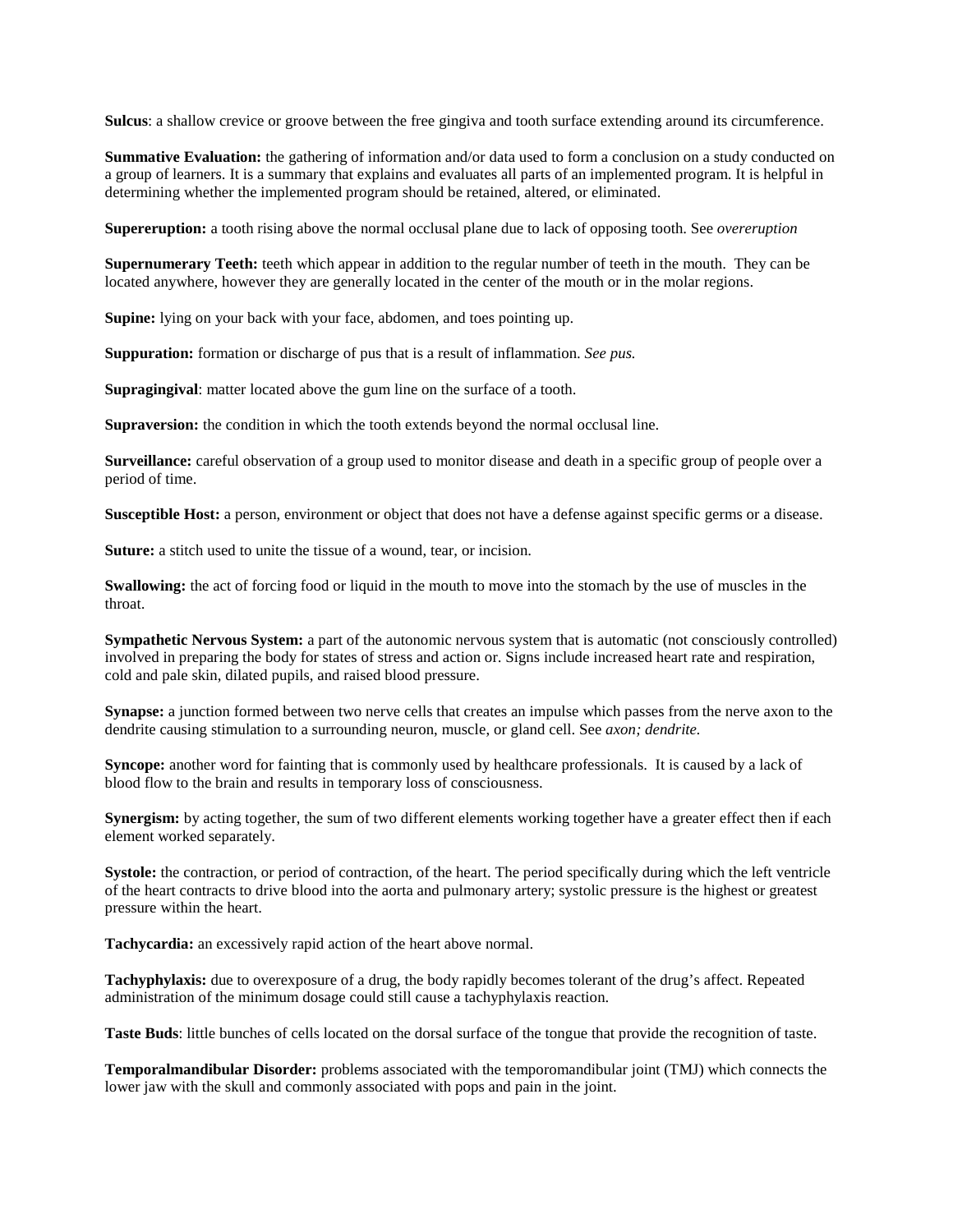**Sulcus**: a shallow crevice or groove between the free gingiva and tooth surface extending around its circumference.

**Summative Evaluation:** the gathering of information and/or data used to form a conclusion on a study conducted on a group of learners. It is a summary that explains and evaluates all parts of an implemented program. It is helpful in determining whether the implemented program should be retained, altered, or eliminated.

**Supereruption:** a tooth rising above the normal occlusal plane due to lack of opposing tooth. See *overeruption*

**Supernumerary Teeth:** teeth which appear in addition to the regular number of teeth in the mouth. They can be located anywhere, however they are generally located in the center of the mouth or in the molar regions.

**Supine:** lying on your back with your face, abdomen, and toes pointing up.

**Suppuration:** formation or discharge of pus that is a result of inflammation. *See pus.*

**Supragingival**: matter located above the gum line on the surface of a tooth.

**Supraversion:** the condition in which the tooth extends beyond the normal occlusal line.

**Surveillance:** careful observation of a group used to monitor disease and death in a specific group of people over a period of time.

**Susceptible Host:** a person, environment or object that does not have a defense against specific germs or a disease.

**Suture:** a stitch used to unite the tissue of a wound, tear, or incision.

**Swallowing:** the act of forcing food or liquid in the mouth to move into the stomach by the use of muscles in the throat.

**Sympathetic Nervous System:** a part of the autonomic nervous system that is automatic (not consciously controlled) involved in preparing the body for states of stress and action or. Signs include increased heart rate and respiration, cold and pale skin, dilated pupils, and raised blood pressure.

**Synapse:** a junction formed between two nerve cells that creates an impulse which passes from the nerve axon to the dendrite causing stimulation to a surrounding neuron, muscle, or gland cell. See *axon; dendrite.*

**Syncope:** another word for fainting that is commonly used by healthcare professionals. It is caused by a lack of blood flow to the brain and results in temporary loss of consciousness.

**Synergism:** by acting together, the sum of two different elements working together have a greater effect then if each element worked separately.

**Systole:** the contraction, or period of contraction, of the heart. The period specifically during which the left ventricle of the heart contracts to drive blood into the aorta and pulmonary artery; systolic pressure is the highest or greatest pressure within the heart.

**Tachycardia:** an excessively rapid action of the heart above normal.

**Tachyphylaxis:** due to overexposure of a drug, the body rapidly becomes tolerant of the drug's affect. Repeated administration of the minimum dosage could still cause a tachyphylaxis reaction.

**Taste Buds**: little bunches of cells located on the dorsal surface of the tongue that provide the recognition of taste.

**Temporalmandibular Disorder:** problems associated with the temporomandibular joint (TMJ) which connects the lower jaw with the skull and commonly associated with pops and pain in the joint.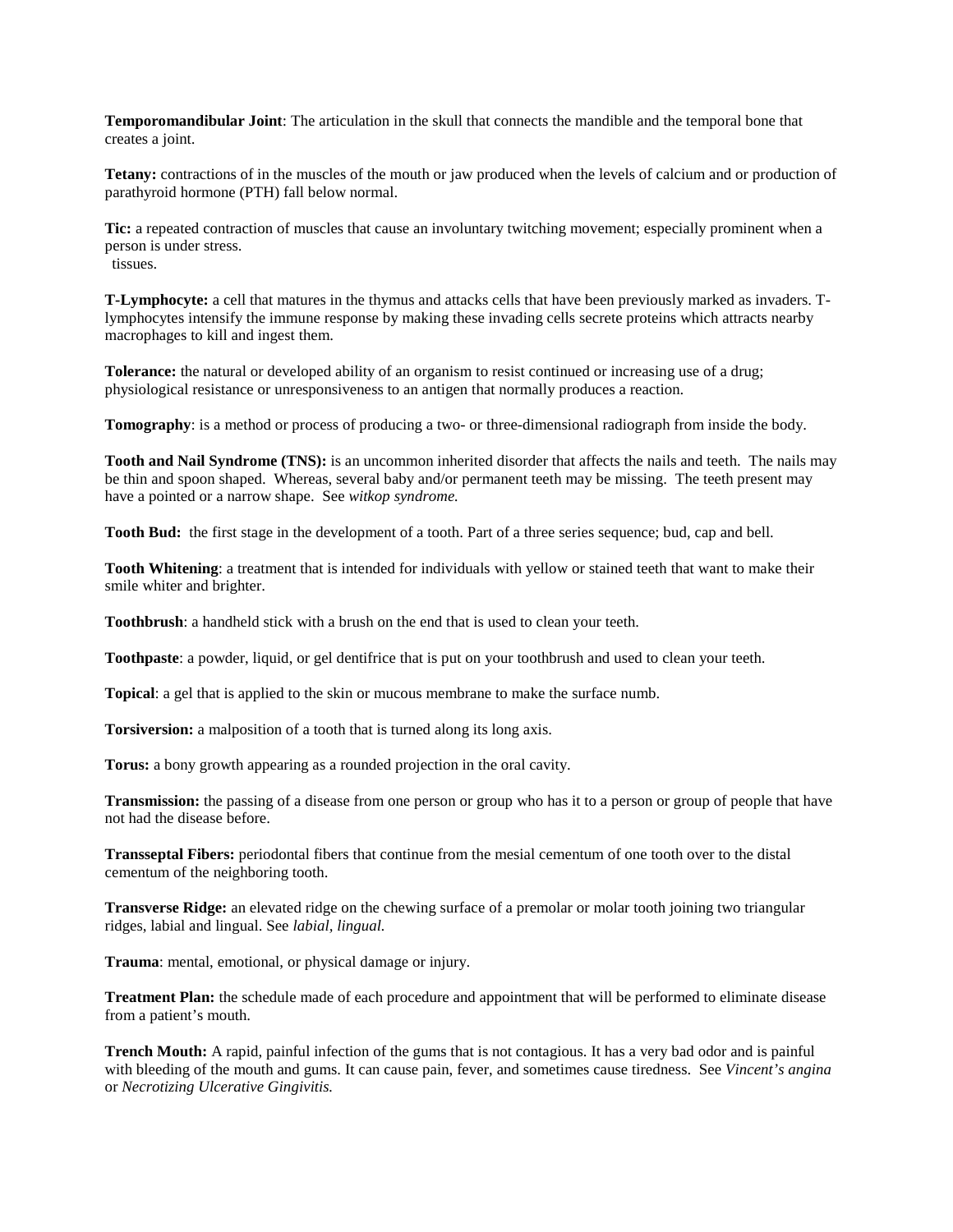**Temporomandibular Joint**: The articulation in the skull that connects the mandible and the temporal bone that creates a joint.

**Tetany:** contractions of in the muscles of the mouth or jaw produced when the levels of calcium and or production of parathyroid hormone (PTH) fall below normal.

**Tic:** a repeated contraction of muscles that cause an involuntary twitching movement; especially prominent when a person is under stress.
tissues.

**T-Lymphocyte:** a cell that matures in the thymus and attacks cells that have been previously marked as invaders. T-lymphocytes intensify the immune response by making these invading cells secrete proteins which attracts nearby macrophages to kill and ingest them.

**Tolerance:** the natural or developed ability of an organism to resist continued or increasing use of a drug; physiological resistance or unresponsiveness to an antigen that normally produces a reaction.

**Tomography**: is a method or process of producing a two- or three-dimensional radiograph from inside the body.

**Tooth and Nail Syndrome (TNS):** is an uncommon inherited disorder that affects the nails and teeth. The nails may be thin and spoon shaped. Whereas, several baby and/or permanent teeth may be missing. The teeth present may have a pointed or a narrow shape. See *witkop syndrome.*

**Tooth Bud:** the first stage in the development of a tooth. Part of a three series sequence; bud, cap and bell.

**Tooth Whitening**: a treatment that is intended for individuals with yellow or stained teeth that want to make their smile whiter and brighter.

**Toothbrush**: a handheld stick with a brush on the end that is used to clean your teeth.

**Toothpaste**: a powder, liquid, or gel dentifrice that is put on your toothbrush and used to clean your teeth.

**Topical**: a gel that is applied to the skin or mucous membrane to make the surface numb.

**Torsiversion:** a malposition of a tooth that is turned along its long axis.

**Torus:** a bony growth appearing as a rounded projection in the oral cavity.

**Transmission:** the passing of a disease from one person or group who has it to a person or group of people that have not had the disease before.

**Transseptal Fibers:** periodontal fibers that continue from the mesial cementum of one tooth over to the distal cementum of the neighboring tooth.

**Transverse Ridge:** an elevated ridge on the chewing surface of a premolar or molar tooth joining two triangular ridges, labial and lingual. See *labial, lingual.*

**Trauma**: mental, emotional, or physical damage or injury.

**Treatment Plan:** the schedule made of each procedure and appointment that will be performed to eliminate disease from a patient's mouth.

**Trench Mouth:** A rapid, painful infection of the gums that is not contagious. It has a very bad odor and is painful with bleeding of the mouth and gums. It can cause pain, fever, and sometimes cause tiredness. See *Vincent's angina* or *Necrotizing Ulcerative Gingivitis.*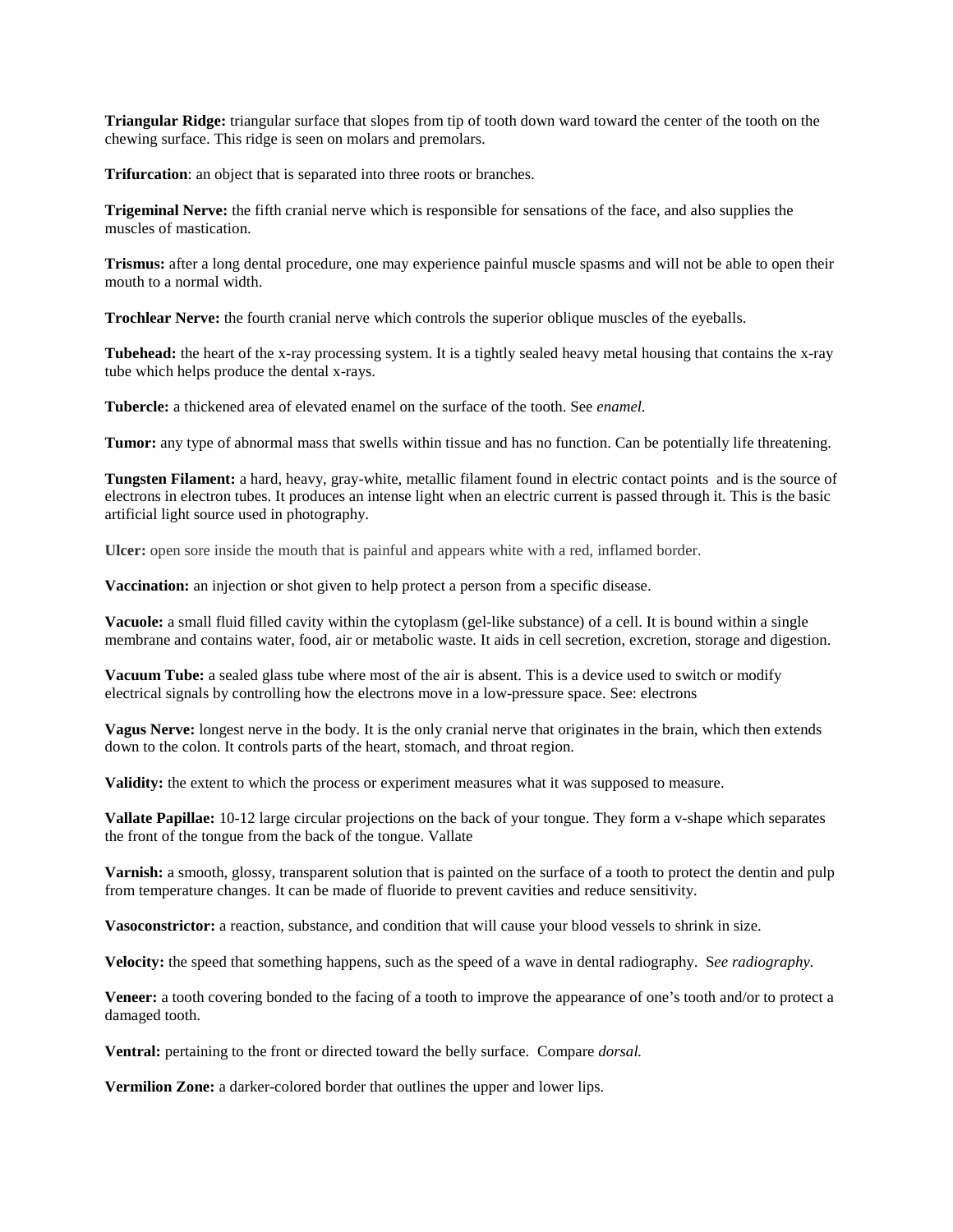**Triangular Ridge:** triangular surface that slopes from tip of tooth down ward toward the center of the tooth on the chewing surface. This ridge is seen on molars and premolars.

**Trifurcation**: an object that is separated into three roots or branches.

**Trigeminal Nerve:** the fifth cranial nerve which is responsible for sensations of the face, and also supplies the muscles of mastication.

**Trismus:** after a long dental procedure, one may experience painful muscle spasms and will not be able to open their mouth to a normal width.

**Trochlear Nerve:** the fourth cranial nerve which controls the superior oblique muscles of the eyeballs.

**Tubehead:** the heart of the x-ray processing system. It is a tightly sealed heavy metal housing that contains the x-ray tube which helps produce the dental x-rays.

**Tubercle:** a thickened area of elevated enamel on the surface of the tooth. See *enamel.*

**Tumor:** any type of abnormal mass that swells within tissue and has no function. Can be potentially life threatening.

**Tungsten Filament:** a hard, heavy, gray-white, metallic filament found in electric contact points and is the source of electrons in electron tubes. It produces an intense light when an electric current is passed through it. This is the basic artificial light source used in photography.

**Ulcer:** open sore inside the mouth that is painful and appears white with a red, inflamed border.

**Vaccination:** an injection or shot given to help protect a person from a specific disease.

**Vacuole:** a small fluid filled cavity within the cytoplasm (gel-like substance) of a cell. It is bound within a single membrane and contains water, food, air or metabolic waste. It aids in cell secretion, excretion, storage and digestion.

**Vacuum Tube:** a sealed glass tube where most of the air is absent. This is a device used to switch or modify electrical signals by controlling how the electrons move in a low-pressure space. See: electrons

**Vagus Nerve:** longest nerve in the body. It is the only cranial nerve that originates in the brain, which then extends down to the colon. It controls parts of the heart, stomach, and throat region.

**Validity:** the extent to which the process or experiment measures what it was supposed to measure.

**Vallate Papillae:** 10-12 large circular projections on the back of your tongue. They form a v-shape which separates the front of the tongue from the back of the tongue. Vallate

**Varnish:** a smooth, glossy, transparent solution that is painted on the surface of a tooth to protect the dentin and pulp from temperature changes. It can be made of fluoride to prevent cavities and reduce sensitivity.

**Vasoconstrictor:** a reaction, substance, and condition that will cause your blood vessels to shrink in size.

**Velocity:** the speed that something happens, such as the speed of a wave in dental radiography. S*ee radiography.*

**Veneer:** a tooth covering bonded to the facing of a tooth to improve the appearance of one's tooth and/or to protect a damaged tooth.

**Ventral:** pertaining to the front or directed toward the belly surface. Compare *dorsal.*

**Vermilion Zone:** a darker-colored border that outlines the upper and lower lips.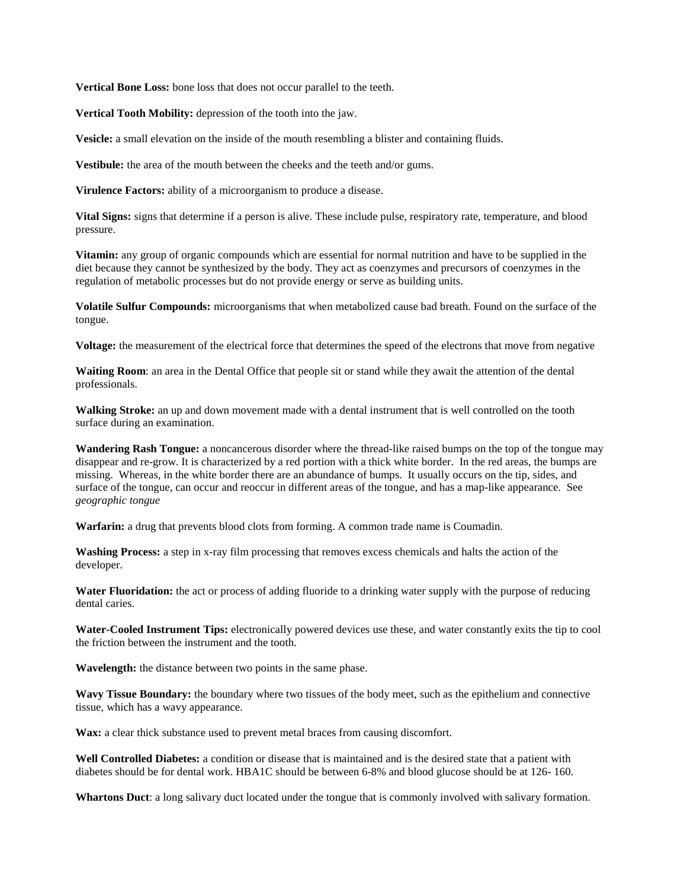**Vertical Bone Loss:** bone loss that does not occur parallel to the teeth.

**Vertical Tooth Mobility:** depression of the tooth into the jaw.

**Vesicle:** a small elevation on the inside of the mouth resembling a blister and containing fluids.

**Vestibule:** the area of the mouth between the cheeks and the teeth and/or gums.

**Virulence Factors:** ability of a microorganism to produce a disease.

**Vital Signs:** signs that determine if a person is alive. These include pulse, respiratory rate, temperature, and blood pressure.

**Vitamin:** any group of organic compounds which are essential for normal nutrition and have to be supplied in the diet because they cannot be synthesized by the body. They act as coenzymes and precursors of coenzymes in the regulation of metabolic processes but do not provide energy or serve as building units.

**Volatile Sulfur Compounds:** microorganisms that when metabolized cause bad breath. Found on the surface of the tongue.

**Voltage:** the measurement of the electrical force that determines the speed of the electrons that move from negative

**Waiting Room**: an area in the Dental Office that people sit or stand while they await the attention of the dental professionals.

**Walking Stroke:** an up and down movement made with a dental instrument that is well controlled on the tooth surface during an examination.

**Wandering Rash Tongue:** a noncancerous disorder where the thread-like raised bumps on the top of the tongue may disappear and re-grow. It is characterized by a red portion with a thick white border. In the red areas, the bumps are missing. Whereas, in the white border there are an abundance of bumps. It usually occurs on the tip, sides, and surface of the tongue, can occur and reoccur in different areas of the tongue, and has a map-like appearance. See *geographic tongue*

**Warfarin:** a drug that prevents blood clots from forming. A common trade name is Coumadin.

**Washing Process:** a step in x-ray film processing that removes excess chemicals and halts the action of the developer.

**Water Fluoridation:** the act or process of adding fluoride to a drinking water supply with the purpose of reducing dental caries.

**Water-Cooled Instrument Tips:** electronically powered devices use these, and water constantly exits the tip to cool the friction between the instrument and the tooth.

**Wavelength:** the distance between two points in the same phase.

**Wavy Tissue Boundary:** the boundary where two tissues of the body meet, such as the epithelium and connective tissue, which has a wavy appearance.

**Wax:** a clear thick substance used to prevent metal braces from causing discomfort.

**Well Controlled Diabetes:** a condition or disease that is maintained and is the desired state that a patient with diabetes should be for dental work. HBA1C should be between 6-8% and blood glucose should be at 126- 160.

**Whartons Duct**: a long salivary duct located under the tongue that is commonly involved with salivary formation.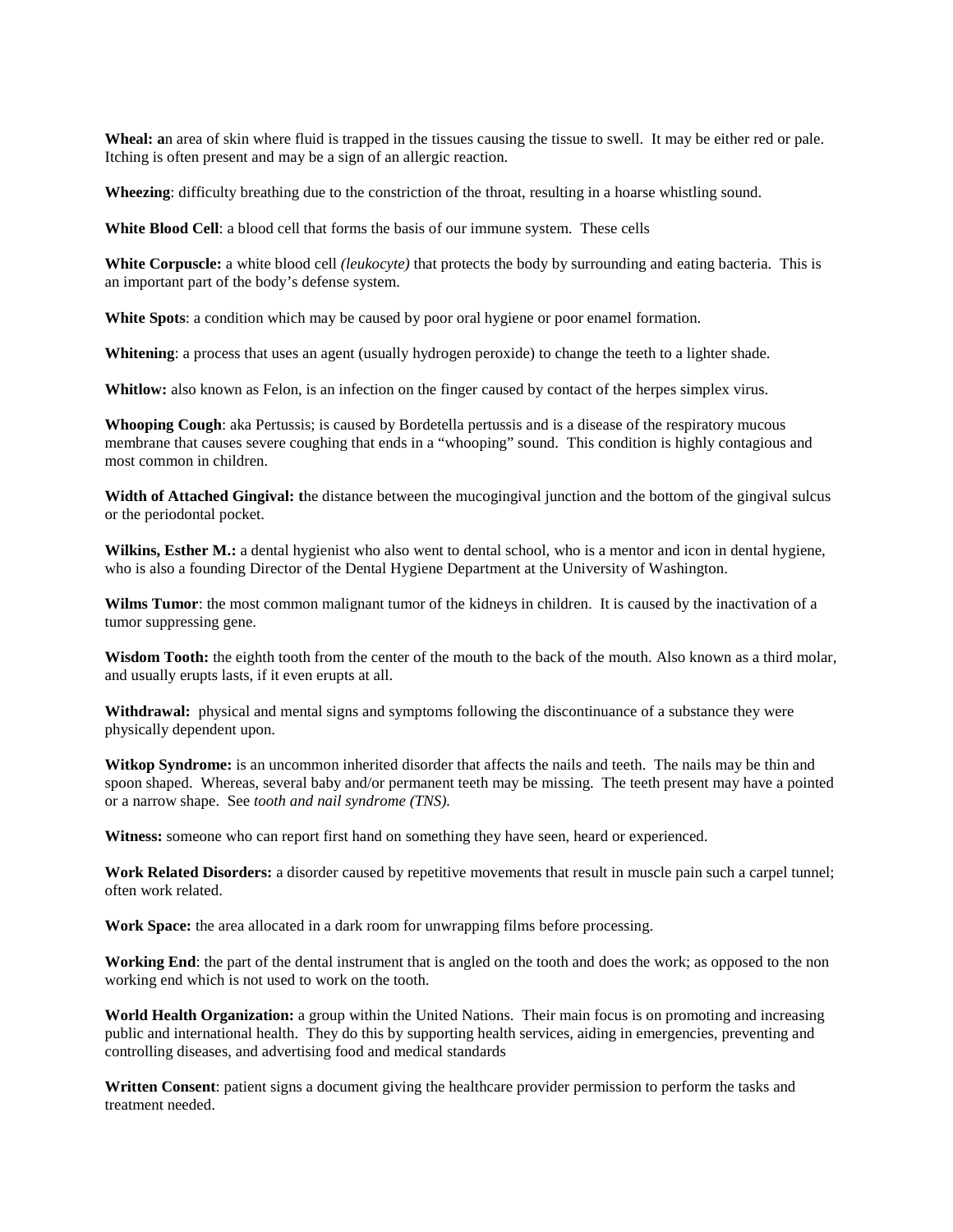**Wheal: a**n area of skin where fluid is trapped in the tissues causing the tissue to swell. It may be either red or pale. Itching is often present and may be a sign of an allergic reaction.

**Wheezing**: difficulty breathing due to the constriction of the throat, resulting in a hoarse whistling sound.

**White Blood Cell**: a blood cell that forms the basis of our immune system. These cells

**White Corpuscle:** a white blood cell *(leukocyte)* that protects the body by surrounding and eating bacteria. This is an important part of the body's defense system.

**White Spots**: a condition which may be caused by poor oral hygiene or poor enamel formation.

**Whitening**: a process that uses an agent (usually hydrogen peroxide) to change the teeth to a lighter shade.

**Whitlow:** also known as Felon, is an infection on the finger caused by contact of the herpes simplex virus.

**Whooping Cough**: aka Pertussis; is caused by Bordetella pertussis and is a disease of the respiratory mucous membrane that causes severe coughing that ends in a "whooping" sound. This condition is highly contagious and most common in children.

**Width of Attached Gingival: t**he distance between the mucogingival junction and the bottom of the gingival sulcus or the periodontal pocket.

**Wilkins, Esther M.:** a dental hygienist who also went to dental school, who is a mentor and icon in dental hygiene, who is also a founding Director of the Dental Hygiene Department at the University of Washington.

**Wilms Tumor**: the most common malignant tumor of the kidneys in children. It is caused by the inactivation of a tumor suppressing gene.

**Wisdom Tooth:** the eighth tooth from the center of the mouth to the back of the mouth. Also known as a third molar, and usually erupts lasts, if it even erupts at all.

**Withdrawal:** physical and mental signs and symptoms following the discontinuance of a substance they were physically dependent upon.

**Witkop Syndrome:** is an uncommon inherited disorder that affects the nails and teeth. The nails may be thin and spoon shaped. Whereas, several baby and/or permanent teeth may be missing. The teeth present may have a pointed or a narrow shape. See *tooth and nail syndrome (TNS).*

**Witness:** someone who can report first hand on something they have seen, heard or experienced.

**Work Related Disorders:** a disorder caused by repetitive movements that result in muscle pain such a carpel tunnel; often work related.

**Work Space:** the area allocated in a dark room for unwrapping films before processing.

**Working End**: the part of the dental instrument that is angled on the tooth and does the work; as opposed to the non working end which is not used to work on the tooth.

**World Health Organization:** a group within the United Nations. Their main focus is on promoting and increasing public and international health. They do this by supporting health services, aiding in emergencies, preventing and controlling diseases, and advertising food and medical standards

**Written Consent**: patient signs a document giving the healthcare provider permission to perform the tasks and treatment needed.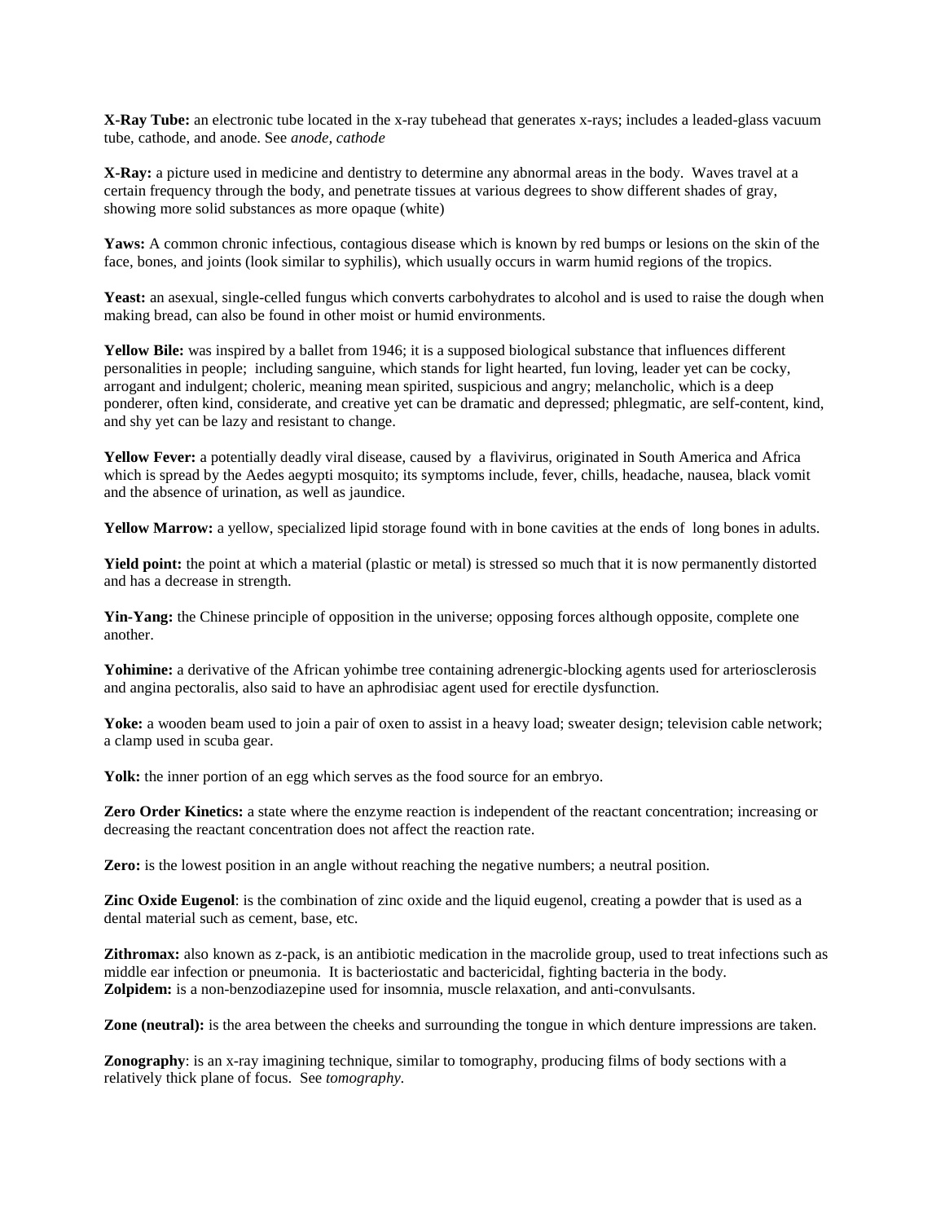**X-Ray Tube:** an electronic tube located in the x-ray tubehead that generates x-rays; includes a leaded-glass vacuum tube, cathode, and anode. See *anode, cathode*

**X-Ray:** a picture used in medicine and dentistry to determine any abnormal areas in the body. Waves travel at a certain frequency through the body, and penetrate tissues at various degrees to show different shades of gray, showing more solid substances as more opaque (white)

**Yaws:** A common chronic infectious, contagious disease which is known by red bumps or lesions on the skin of the face, bones, and joints (look similar to syphilis), which usually occurs in warm humid regions of the tropics.

**Yeast:** an asexual, single-celled fungus which converts carbohydrates to alcohol and is used to raise the dough when making bread, can also be found in other moist or humid environments.

**Yellow Bile:** was inspired by a ballet from 1946; it is a supposed biological substance that influences different personalities in people; including sanguine, which stands for light hearted, fun loving, leader yet can be cocky, arrogant and indulgent; choleric, meaning mean spirited, suspicious and angry; melancholic, which is a deep ponderer, often kind, considerate, and creative yet can be dramatic and depressed; phlegmatic, are self-content, kind, and shy yet can be lazy and resistant to change.

**Yellow Fever:** a potentially deadly viral disease, caused by a flavivirus, originated in South America and Africa which is spread by the Aedes aegypti mosquito; its symptoms include, fever, chills, headache, nausea, black vomit and the absence of urination, as well as jaundice.

**Yellow Marrow:** a yellow, specialized lipid storage found with in bone cavities at the ends of long bones in adults.

**Yield point:** the point at which a material (plastic or metal) is stressed so much that it is now permanently distorted and has a decrease in strength.

**Yin-Yang:** the Chinese principle of opposition in the universe; opposing forces although opposite, complete one another.

**Yohimine:** a derivative of the African yohimbe tree containing adrenergic-blocking agents used for arteriosclerosis and angina pectoralis, also said to have an aphrodisiac agent used for erectile dysfunction.

**Yoke:** a wooden beam used to join a pair of oxen to assist in a heavy load; sweater design; television cable network; a clamp used in scuba gear.

**Yolk:** the inner portion of an egg which serves as the food source for an embryo.

**Zero Order Kinetics:** a state where the enzyme reaction is independent of the reactant concentration; increasing or decreasing the reactant concentration does not affect the reaction rate.

**Zero:** is the lowest position in an angle without reaching the negative numbers; a neutral position.

**Zinc Oxide Eugenol**: is the combination of zinc oxide and the liquid eugenol, creating a powder that is used as a dental material such as cement, base, etc.

**Zithromax:** also known as z-pack, is an antibiotic medication in the macrolide group, used to treat infections such as middle ear infection or pneumonia. It is bacteriostatic and bactericidal, fighting bacteria in the body.

**Zolpidem:** is a non-benzodiazepine used for insomnia, muscle relaxation, and anti-convulsants.

**Zone (neutral):** is the area between the cheeks and surrounding the tongue in which denture impressions are taken.

**Zonography**: is an x-ray imagining technique, similar to tomography, producing films of body sections with a relatively thick plane of focus. See *tomography.*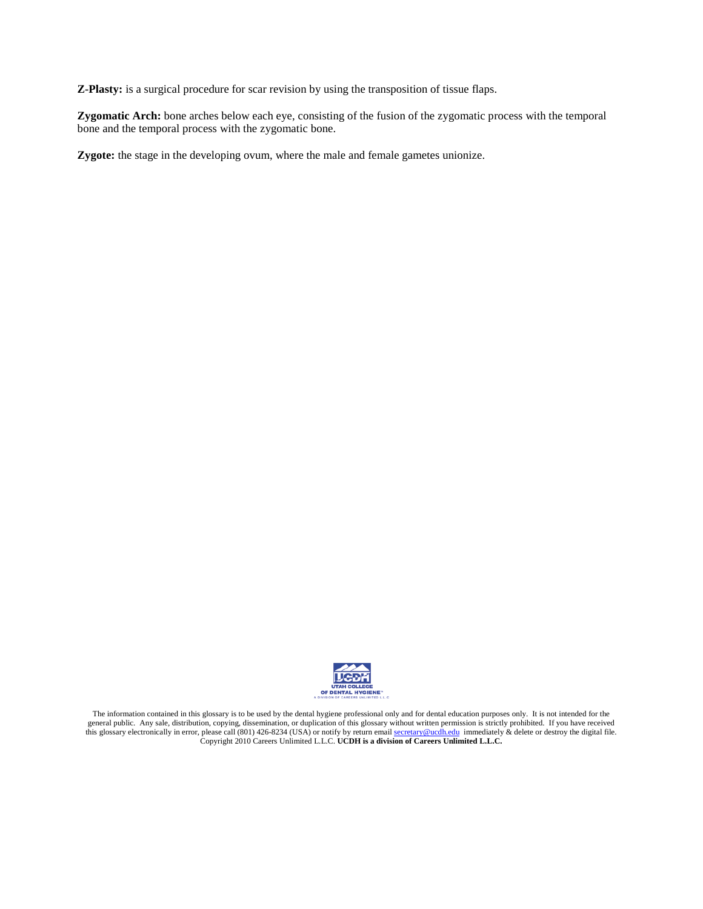**Z-Plasty:** is a surgical procedure for scar revision by using the transposition of tissue flaps.

**Zygomatic Arch:** bone arches below each eye, consisting of the fusion of the zygomatic process with the temporal bone and the temporal process with the zygomatic bone.

**Zygote:** the stage in the developing ovum, where the male and female gametes unionize.

UCDH
UTAH COLLEGE
OF DENTAL HYGIENE™
A DIVISION OF CAREERS UNLIMITED L.L.C.

The information contained in this glossary is to be used by the dental hygiene professional only and for dental education purposes only. It is not intended for the general public. Any sale, distribution, copying, dissemination, or duplication of this glossary without written permission is strictly prohibited. If you have received this glossary electronically in error, please call (801) 426-8234 (USA) or notify by return email secretary@ucdh.edu immediately & delete or destroy the digital file. Copyright 2010 Careers Unlimited L.L.C. **UCDH is a division of Careers Unlimited L.L.C.**